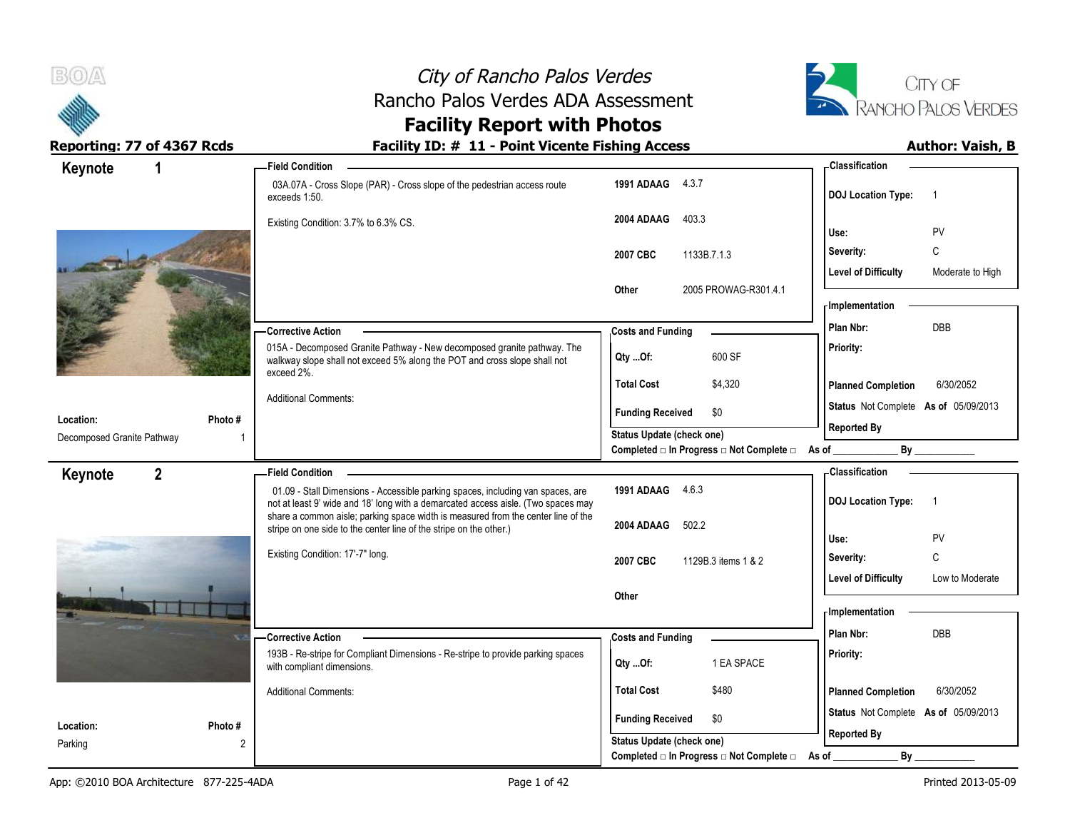# City of Rancho Palos Verdes
## Rancho Palos Verdes ADA Assessment
## Facility Report with Photos

**Reporting: 77 of 4367 Rcds** | **Facility ID: # 11 - Point Vicente Fishing Access** | **Author: Vaish, B**

---

### Keynote 1

**Location:** Decomposed Granite Pathway
**Photo #:** 1

**Field Condition**

03A.07A - Cross Slope (PAR) - Cross slope of the pedestrian access route exceeds 1:50.

Existing Condition: 3.7% to 6.3% CS.

| | |
|---|---|
| 1991 ADAAG | 4.3.7 |
| 2004 ADAAG | 403.3 |
| 2007 CBC | 1133B.7.1.3 |
| Other | 2005 PROWAG-R301.4.1 |

**Classification**

| | |
|---|---|
| DOJ Location Type: | 1 |
| Use: | PV |
| Severity: | C |
| Level of Difficulty | Moderate to High |

**Corrective Action**

015A - Decomposed Granite Pathway - New decomposed granite pathway. The walkway slope shall not exceed 5% along the POT and cross slope shall not exceed 2%.

Additional Comments:

**Costs and Funding**

| | |
|---|---|
| Qty ...Of: | 600 SF |
| Total Cost | $4,320 |
| Funding Received | $0 |

Status Update (check one)
Completed □ In Progress □ Not Complete □ As of ____________ By ____________

**Implementation**

| | |
|---|---|
| Plan Nbr: | DBB |
| Priority: | |
| Planned Completion | 6/30/2052 |
| Status | Not Complete As of 05/09/2013 |
| Reported By | |

---

### Keynote 2

**Location:** Parking
**Photo #:** 2

**Field Condition**

01.09 - Stall Dimensions - Accessible parking spaces, including van spaces, are not at least 9' wide and 18' long with a demarcated access aisle. (Two spaces may share a common aisle; parking space width is measured from the center line of the stripe on one side to the center line of the stripe on the other.)

Existing Condition: 17'-7" long.

| | |
|---|---|
| 1991 ADAAG | 4.6.3 |
| 2004 ADAAG | 502.2 |
| 2007 CBC | 1129B.3 items 1 & 2 |
| Other | |

**Classification**

| | |
|---|---|
| DOJ Location Type: | 1 |
| Use: | PV |
| Severity: | C |
| Level of Difficulty | Low to Moderate |

**Corrective Action**

193B - Re-stripe for Compliant Dimensions - Re-stripe to provide parking spaces with compliant dimensions.

Additional Comments:

**Costs and Funding**

| | |
|---|---|
| Qty ...Of: | 1 EA SPACE |
| Total Cost | $480 |
| Funding Received | $0 |

Status Update (check one)
Completed □ In Progress □ Not Complete □ As of ____________ By ____________

**Implementation**

| | |
|---|---|
| Plan Nbr: | DBB |
| Priority: | |
| Planned Completion | 6/30/2052 |
| Status | Not Complete As of 05/09/2013 |
| Reported By | |

App: ©2010 BOA Architecture 877-225-4ADA | Printed 2013-05-09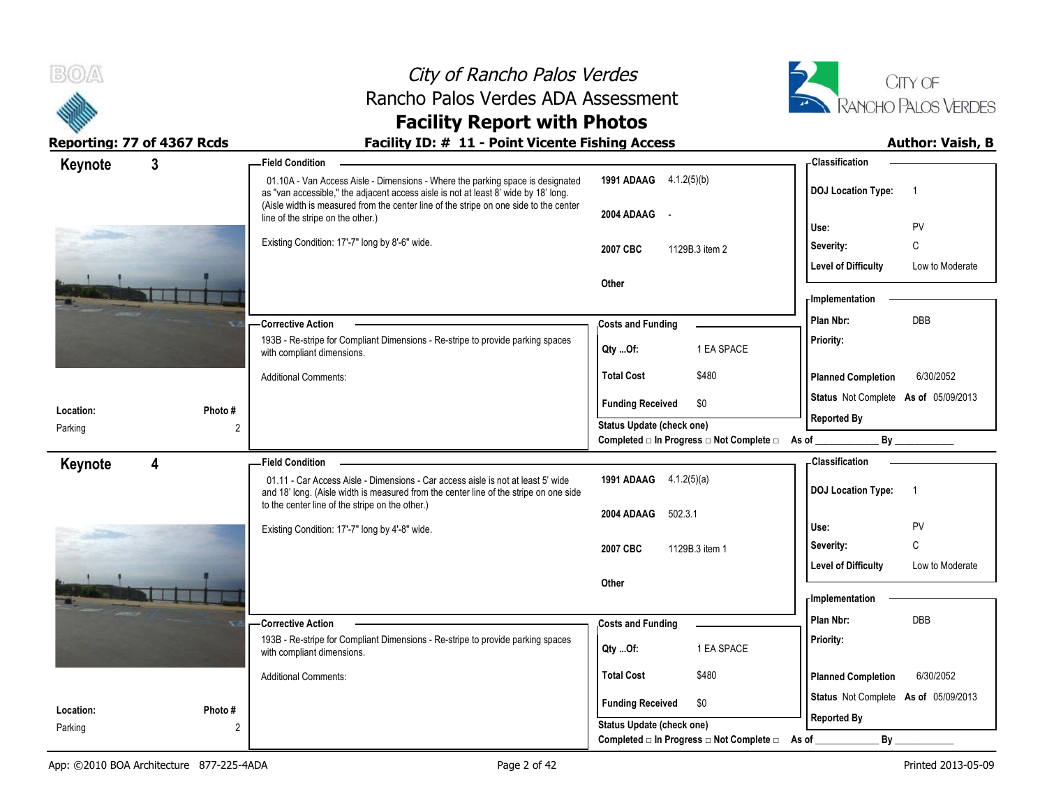# City of Rancho Palos Verdes
## Rancho Palos Verdes ADA Assessment
## Facility Report with Photos

**Reporting: 77 of 4367 Rcds** | **Facility ID: # 11 - Point Vicente Fishing Access** | **Author: Vaish, B**

---

## Keynote 3

**Location:** Parking
**Photo #:** 2

### Field Condition

01.10A - Van Access Aisle - Dimensions - Where the parking space is designated as "van accessible," the adjacent access aisle is not at least 8' wide by 18' long. (Aisle width is measured from the center line of the stripe on one side to the center line of the stripe on the other.)

Existing Condition: 17'-7" long by 8'-6" wide.

| | |
|---|---|
| **1991 ADAAG** | 4.1.2(5)(b) |
| **2004 ADAAG** | - |
| **2007 CBC** | 1129B.3 item 2 |
| **Other** | |

### Classification

| | |
|---|---|
| **DOJ Location Type:** | 1 |
| **Use:** | PV |
| **Severity:** | C |
| **Level of Difficulty** | Low to Moderate |

### Corrective Action

193B - Re-stripe for Compliant Dimensions - Re-stripe to provide parking spaces with compliant dimensions.

Additional Comments:

### Costs and Funding

| | |
|---|---|
| **Qty ...Of:** | 1 EA SPACE |
| **Total Cost** | $480 |
| **Funding Received** | $0 |

**Status Update (check one)**
Completed □ In Progress □ Not Complete □ As of ____________ By ____________

### Implementation

| | |
|---|---|
| **Plan Nbr:** | DBB |
| **Priority:** | |
| **Planned Completion** | 6/30/2052 |
| **Status** | Not Complete **As of** 05/09/2013 |
| **Reported By** | |

---

## Keynote 4

**Location:** Parking
**Photo #:** 2

### Field Condition

01.11 - Car Access Aisle - Dimensions - Car access aisle is not at least 5' wide and 18' long. (Aisle width is measured from the center line of the stripe on one side to the center line of the stripe on the other.)

Existing Condition: 17'-7" long by 4'-8" wide.

| | |
|---|---|
| **1991 ADAAG** | 4.1.2(5)(a) |
| **2004 ADAAG** | 502.3.1 |
| **2007 CBC** | 1129B.3 item 1 |
| **Other** | |

### Classification

| | |
|---|---|
| **DOJ Location Type:** | 1 |
| **Use:** | PV |
| **Severity:** | C |
| **Level of Difficulty** | Low to Moderate |

### Corrective Action

193B - Re-stripe for Compliant Dimensions - Re-stripe to provide parking spaces with compliant dimensions.

Additional Comments:

### Costs and Funding

| | |
|---|---|
| **Qty ...Of:** | 1 EA SPACE |
| **Total Cost** | $480 |
| **Funding Received** | $0 |

**Status Update (check one)**
Completed □ In Progress □ Not Complete □ As of ____________ By ____________

### Implementation

| | |
|---|---|
| **Plan Nbr:** | DBB |
| **Priority:** | |
| **Planned Completion** | 6/30/2052 |
| **Status** | Not Complete **As of** 05/09/2013 |
| **Reported By** | |

---

App: ©2010 BOA Architecture 877-225-4ADA | Printed 2013-05-09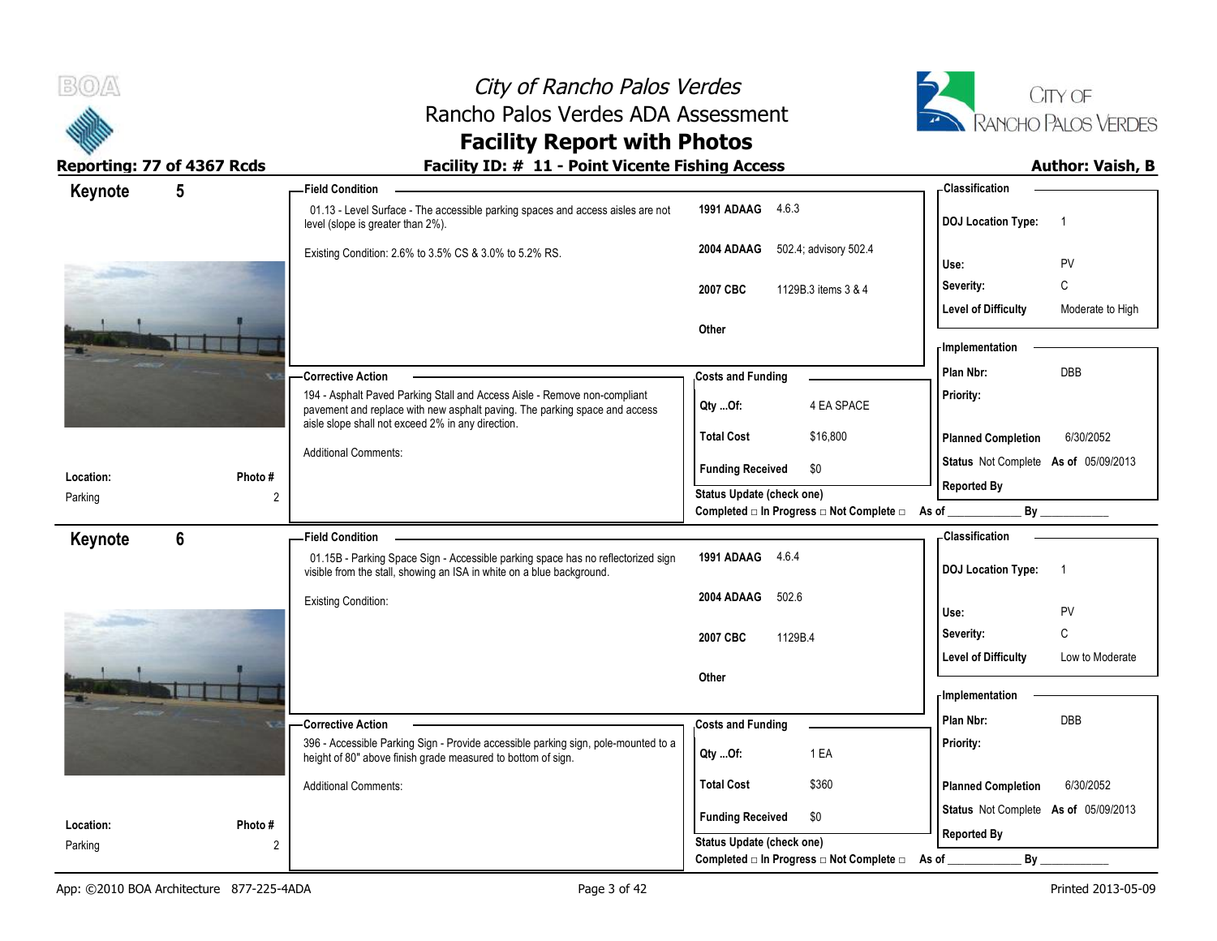# City of Rancho Palos Verdes
## Rancho Palos Verdes ADA Assessment
## Facility Report with Photos

**Reporting: 77 of 4367 Rcds** | **Facility ID: # 11 - Point Vicente Fishing Access** | **Author: Vaish, B**

---

## Keynote 5

**Location:** Parking
**Photo #:** 2

### Field Condition

01.13 - Level Surface - The accessible parking spaces and access aisles are not level (slope is greater than 2%).

Existing Condition: 2.6% to 3.5% CS & 3.0% to 5.2% RS.

| Code | Reference |
|---|---|
| 1991 ADAAG | 4.6.3 |
| 2004 ADAAG | 502.4; advisory 502.4 |
| 2007 CBC | 1129B.3 items 3 & 4 |
| Other | |

### Classification

| | |
|---|---|
| DOJ Location Type: | 1 |
| Use: | PV |
| Severity: | C |
| Level of Difficulty | Moderate to High |

### Corrective Action

194 - Asphalt Paved Parking Stall and Access Aisle - Remove non-compliant pavement and replace with new asphalt paving. The parking space and access aisle slope shall not exceed 2% in any direction.

Additional Comments:

### Costs and Funding

| | |
|---|---|
| Qty ...Of: | 4 EA SPACE |
| Total Cost | $16,800 |
| Funding Received | $0 |

Status Update (check one)
Completed □ In Progress □ Not Complete □ As of ____________ By ____________

### Implementation

| | |
|---|---|
| Plan Nbr: | DBB |
| Priority: | |
| Planned Completion | 6/30/2052 |
| Status | Not Complete As of 05/09/2013 |
| Reported By | |

---

## Keynote 6

**Location:** Parking
**Photo #:** 2

### Field Condition

01.15B - Parking Space Sign - Accessible parking space has no reflectorized sign visible from the stall, showing an ISA in white on a blue background.

Existing Condition:

| Code | Reference |
|---|---|
| 1991 ADAAG | 4.6.4 |
| 2004 ADAAG | 502.6 |
| 2007 CBC | 1129B.4 |
| Other | |

### Classification

| | |
|---|---|
| DOJ Location Type: | 1 |
| Use: | PV |
| Severity: | C |
| Level of Difficulty | Low to Moderate |

### Corrective Action

396 - Accessible Parking Sign - Provide accessible parking sign, pole-mounted to a height of 80" above finish grade measured to bottom of sign.

Additional Comments:

### Costs and Funding

| | |
|---|---|
| Qty ...Of: | 1 EA |
| Total Cost | $360 |
| Funding Received | $0 |

Status Update (check one)
Completed □ In Progress □ Not Complete □ As of ____________ By ____________

### Implementation

| | |
|---|---|
| Plan Nbr: | DBB |
| Priority: | |
| Planned Completion | 6/30/2052 |
| Status | Not Complete As of 05/09/2013 |
| Reported By | |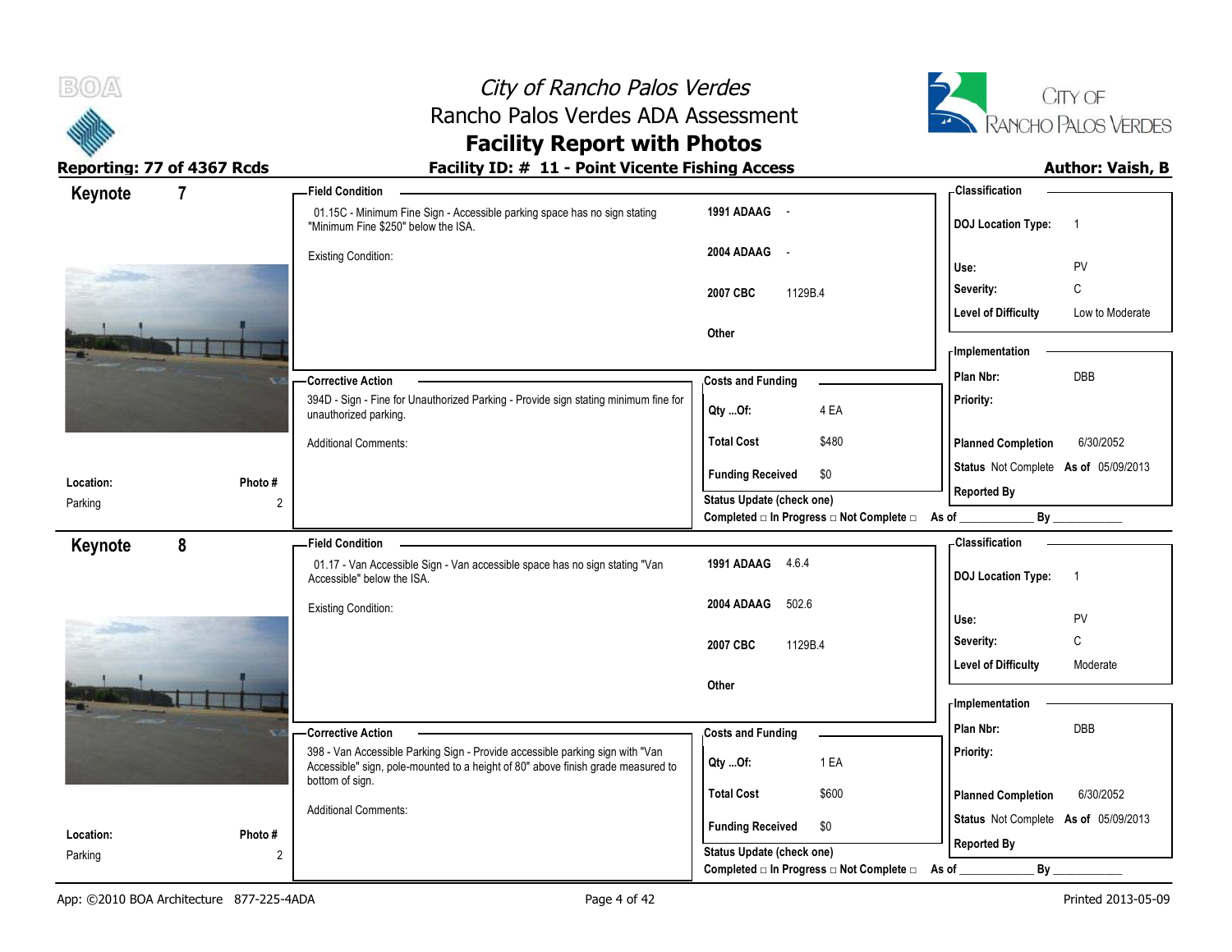# City of Rancho Palos Verdes
## Rancho Palos Verdes ADA Assessment
## Facility Report with Photos

**Reporting: 77 of 4367 Rcds**

**Facility ID: # 11 - Point Vicente Fishing Access**

**Author: Vaish, B**

---

## Keynote 7

**Location:** Parking
**Photo #:** 2

**Field Condition**

01.15C - Minimum Fine Sign - Accessible parking space has no sign stating "Minimum Fine $250" below the ISA.

Existing Condition:

| | |
|---|---|
| 1991 ADAAG | - |
| 2004 ADAAG | - |
| 2007 CBC | 1129B.4 |
| Other | |

**Classification**

| | |
|---|---|
| DOJ Location Type: | 1 |
| Use: | PV |
| Severity: | C |
| Level of Difficulty | Low to Moderate |

**Corrective Action**

394D - Sign - Fine for Unauthorized Parking - Provide sign stating minimum fine for unauthorized parking.

Additional Comments:

**Costs and Funding**

| | |
|---|---|
| Qty ...Of: | 4 EA |
| Total Cost | $480 |
| Funding Received | $0 |

Status Update (check one)
Completed □ In Progress □ Not Complete □ As of ____________ By ____________

**Implementation**

| | |
|---|---|
| Plan Nbr: | DBB |
| Priority: | |
| Planned Completion | 6/30/2052 |
| Status | Not Complete As of 05/09/2013 |
| Reported By | |

---

## Keynote 8

**Location:** Parking
**Photo #:** 2

**Field Condition**

01.17 - Van Accessible Sign - Van accessible space has no sign stating "Van Accessible" below the ISA.

Existing Condition:

| | |
|---|---|
| 1991 ADAAG | 4.6.4 |
| 2004 ADAAG | 502.6 |
| 2007 CBC | 1129B.4 |
| Other | |

**Classification**

| | |
|---|---|
| DOJ Location Type: | 1 |
| Use: | PV |
| Severity: | C |
| Level of Difficulty | Moderate |

**Corrective Action**

398 - Van Accessible Parking Sign - Provide accessible parking sign with "Van Accessible" sign, pole-mounted to a height of 80" above finish grade measured to bottom of sign.

Additional Comments:

**Costs and Funding**

| | |
|---|---|
| Qty ...Of: | 1 EA |
| Total Cost | $600 |
| Funding Received | $0 |

Status Update (check one)
Completed □ In Progress □ Not Complete □ As of ____________ By ____________

**Implementation**

| | |
|---|---|
| Plan Nbr: | DBB |
| Priority: | |
| Planned Completion | 6/30/2052 |
| Status | Not Complete As of 05/09/2013 |
| Reported By | |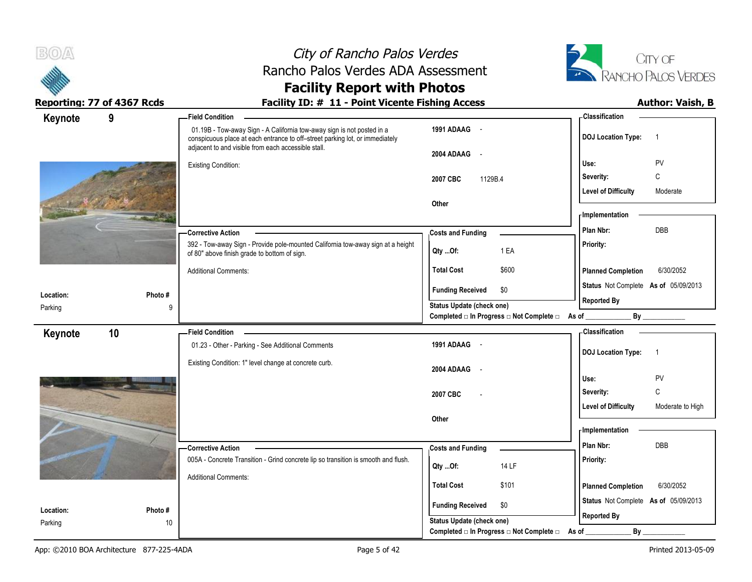# City of Rancho Palos Verdes
## Rancho Palos Verdes ADA Assessment
## Facility Report with Photos

**Reporting: 77 of 4367 Rcds** | **Facility ID: # 11 - Point Vicente Fishing Access** | **Author: Vaish, B**

---

### Keynote 9

**Field Condition**

01.19B - Tow-away Sign - A California tow-away sign is not posted in a conspicuous place at each entrance to off–street parking lot, or immediately adjacent to and visible from each accessible stall.

Existing Condition:

| | |
|---|---|
| 1991 ADAAG | - |
| 2004 ADAAG | - |
| 2007 CBC | 1129B.4 |
| Other | |

**Classification**

| | |
|---|---|
| DOJ Location Type: | 1 |
| Use: | PV |
| Severity: | C |
| Level of Difficulty | Moderate |

**Corrective Action**

392 - Tow-away Sign - Provide pole-mounted California tow-away sign at a height of 80" above finish grade to bottom of sign.

Additional Comments:

**Costs and Funding**

| | |
|---|---|
| Qty ...Of: | 1 EA |
| Total Cost | $600 |
| Funding Received | $0 |

Status Update (check one)
Completed □ In Progress □ Not Complete □ As of ____________ By ____________

**Implementation**

| | |
|---|---|
| Plan Nbr: | DBB |
| Priority: | |
| Planned Completion | 6/30/2052 |
| Status | Not Complete As of 05/09/2013 |
| Reported By | |

| Location: | Photo # |
|---|---|
| Parking | 9 |

---

### Keynote 10

**Field Condition**

01.23 - Other - Parking - See Additional Comments

Existing Condition: 1" level change at concrete curb.

| | |
|---|---|
| 1991 ADAAG | - |
| 2004 ADAAG | - |
| 2007 CBC | - |
| Other | |

**Classification**

| | |
|---|---|
| DOJ Location Type: | 1 |
| Use: | PV |
| Severity: | C |
| Level of Difficulty | Moderate to High |

**Corrective Action**

005A - Concrete Transition - Grind concrete lip so transition is smooth and flush.

Additional Comments:

**Costs and Funding**

| | |
|---|---|
| Qty ...Of: | 14 LF |
| Total Cost | $101 |
| Funding Received | $0 |

Status Update (check one)
Completed □ In Progress □ Not Complete □ As of ____________ By ____________

**Implementation**

| | |
|---|---|
| Plan Nbr: | DBB |
| Priority: | |
| Planned Completion | 6/30/2052 |
| Status | Not Complete As of 05/09/2013 |
| Reported By | |

| Location: | Photo # |
|---|---|
| Parking | 10 |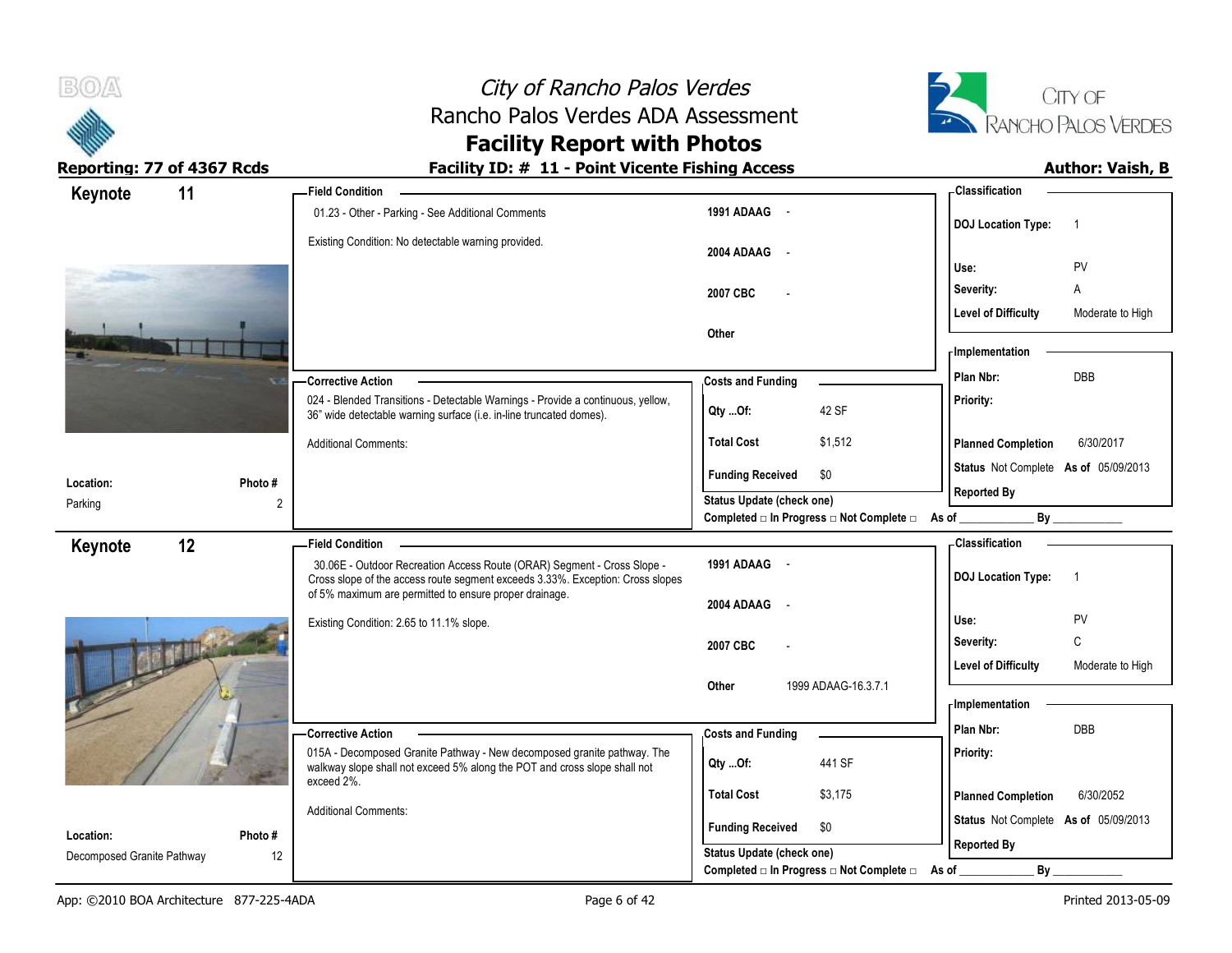# City of Rancho Palos Verdes
## Rancho Palos Verdes ADA Assessment
## Facility Report with Photos

**Reporting: 77 of 4367 Rcds**

**Facility ID: # 11 - Point Vicente Fishing Access**

**Author: Vaish, B**

---

### Keynote 11

**Location:** Parking

**Photo #** 2

**Field Condition**

01.23 - Other - Parking - See Additional Comments

Existing Condition: No detectable warning provided.

| | |
|---|---|
| 1991 ADAAG | - |
| 2004 ADAAG | - |
| 2007 CBC | - |
| Other | |

**Corrective Action**

024 - Blended Transitions - Detectable Warnings - Provide a continuous, yellow, 36" wide detectable warning surface (i.e. in-line truncated domes).

Additional Comments:

**Costs and Funding**

| | |
|---|---|
| Qty ...Of: | 42 SF |
| Total Cost | $1,512 |
| Funding Received | $0 |

Status Update (check one)

Completed □ In Progress □ Not Complete □ As of ____________ By ____________

**Classification**

| | |
|---|---|
| DOJ Location Type: | 1 |
| Use: | PV |
| Severity: | A |
| Level of Difficulty | Moderate to High |

**Implementation**

| | |
|---|---|
| Plan Nbr: | DBB |
| Priority: | |
| Planned Completion | 6/30/2017 |
| Status | Not Complete As of 05/09/2013 |
| Reported By | |

---

### Keynote 12

**Location:** Decomposed Granite Pathway

**Photo #** 12

**Field Condition**

30.06E - Outdoor Recreation Access Route (ORAR) Segment - Cross Slope - Cross slope of the access route segment exceeds 3.33%. Exception: Cross slopes of 5% maximum are permitted to ensure proper drainage.

Existing Condition: 2.65 to 11.1% slope.

| | |
|---|---|
| 1991 ADAAG | - |
| 2004 ADAAG | - |
| 2007 CBC | - |
| Other | 1999 ADAAG-16.3.7.1 |

**Corrective Action**

015A - Decomposed Granite Pathway - New decomposed granite pathway. The walkway slope shall not exceed 5% along the POT and cross slope shall not exceed 2%.

Additional Comments:

**Costs and Funding**

| | |
|---|---|
| Qty ...Of: | 441 SF |
| Total Cost | $3,175 |
| Funding Received | $0 |

Status Update (check one)

Completed □ In Progress □ Not Complete □ As of ____________ By ____________

**Classification**

| | |
|---|---|
| DOJ Location Type: | 1 |
| Use: | PV |
| Severity: | C |
| Level of Difficulty | Moderate to High |

**Implementation**

| | |
|---|---|
| Plan Nbr: | DBB |
| Priority: | |
| Planned Completion | 6/30/2052 |
| Status | Not Complete As of 05/09/2013 |
| Reported By | |

---

App: ©2010 BOA Architecture 877-225-4ADA

Printed 2013-05-09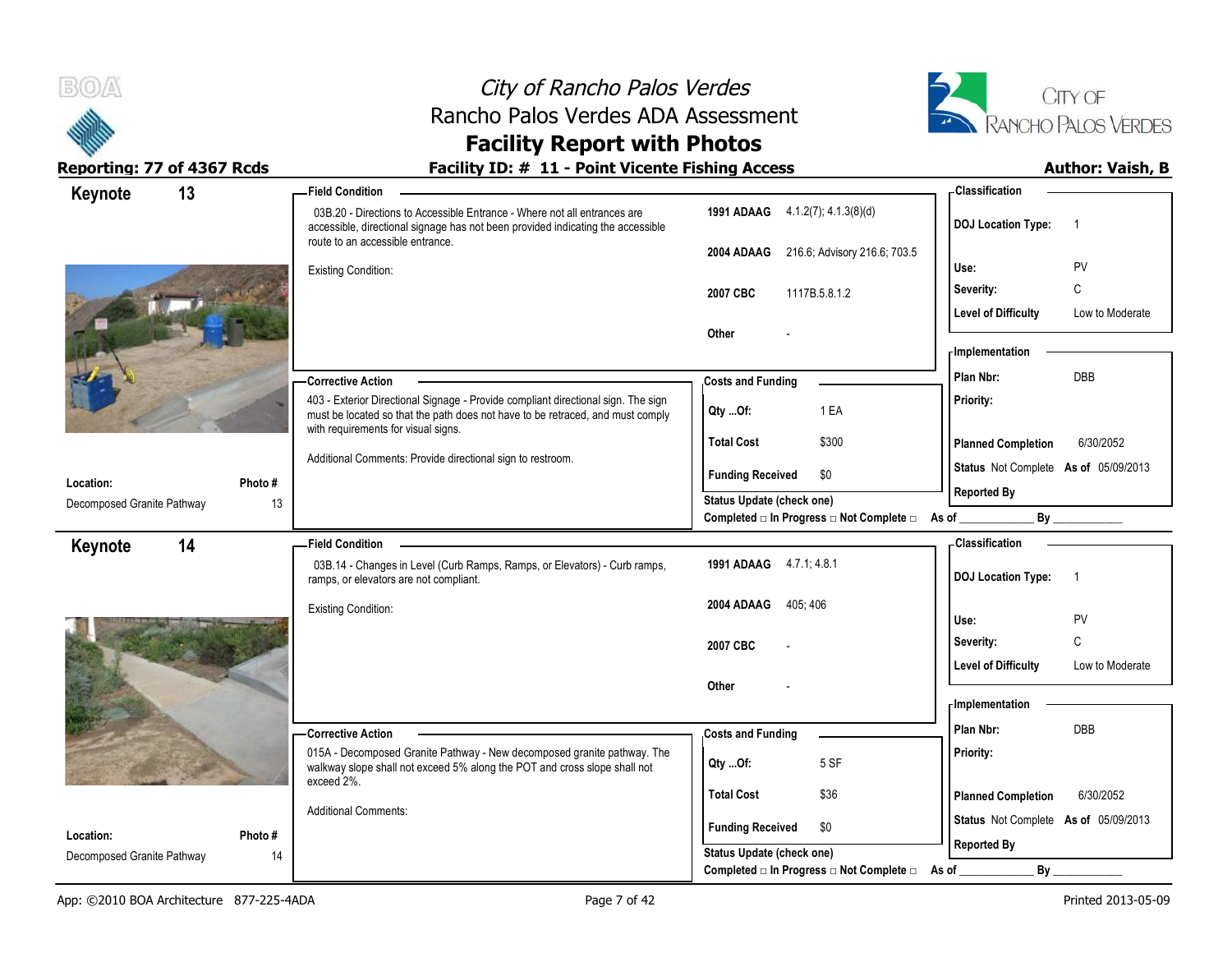# City of Rancho Palos Verdes
## Rancho Palos Verdes ADA Assessment
## Facility Report with Photos

**Reporting: 77 of 4367 Rcds**

**Facility ID: # 11 - Point Vicente Fishing Access**

**Author: Vaish, B**

---

### Keynote 13

**Field Condition**

03B.20 - Directions to Accessible Entrance - Where not all entrances are accessible, directional signage has not been provided indicating the accessible route to an accessible entrance.

Existing Condition:

| Code | Reference |
|---|---|
| 1991 ADAAG | 4.1.2(7); 4.1.3(8)(d) |
| 2004 ADAAG | 216.6; Advisory 216.6; 703.5 |
| 2007 CBC | 1117B.5.8.1.2 |
| Other | - |

**Classification**

| | |
|---|---|
| DOJ Location Type: | 1 |
| Use: | PV |
| Severity: | C |
| Level of Difficulty | Low to Moderate |

**Corrective Action**

403 - Exterior Directional Signage - Provide compliant directional sign. The sign must be located so that the path does not have to be retraced, and must comply with requirements for visual signs.

Additional Comments: Provide directional sign to restroom.

**Costs and Funding**

| | |
|---|---|
| Qty ...Of: | 1 EA |
| Total Cost | $300 |
| Funding Received | $0 |

Status Update (check one)

Completed □ In Progress □ Not Complete □ As of ____________ By ____________

**Implementation**

| | |
|---|---|
| Plan Nbr: | DBB |
| Priority: | |
| Planned Completion | 6/30/2052 |
| Status | Not Complete As of 05/09/2013 |
| Reported By | |

**Location:** Decomposed Granite Pathway

**Photo #** 13

---

### Keynote 14

**Field Condition**

03B.14 - Changes in Level (Curb Ramps, Ramps, or Elevators) - Curb ramps, ramps, or elevators are not compliant.

Existing Condition:

| Code | Reference |
|---|---|
| 1991 ADAAG | 4.7.1; 4.8.1 |
| 2004 ADAAG | 405; 406 |
| 2007 CBC | - |
| Other | - |

**Classification**

| | |
|---|---|
| DOJ Location Type: | 1 |
| Use: | PV |
| Severity: | C |
| Level of Difficulty | Low to Moderate |

**Corrective Action**

015A - Decomposed Granite Pathway - New decomposed granite pathway. The walkway slope shall not exceed 5% along the POT and cross slope shall not exceed 2%.

Additional Comments:

**Costs and Funding**

| | |
|---|---|
| Qty ...Of: | 5 SF |
| Total Cost | $36 |
| Funding Received | $0 |

Status Update (check one)

Completed □ In Progress □ Not Complete □ As of ____________ By ____________

**Implementation**

| | |
|---|---|
| Plan Nbr: | DBB |
| Priority: | |
| Planned Completion | 6/30/2052 |
| Status | Not Complete As of 05/09/2013 |
| Reported By | |

**Location:** Decomposed Granite Pathway

**Photo #** 14

---

App: ©2010 BOA Architecture 877-225-4ADA

Printed 2013-05-09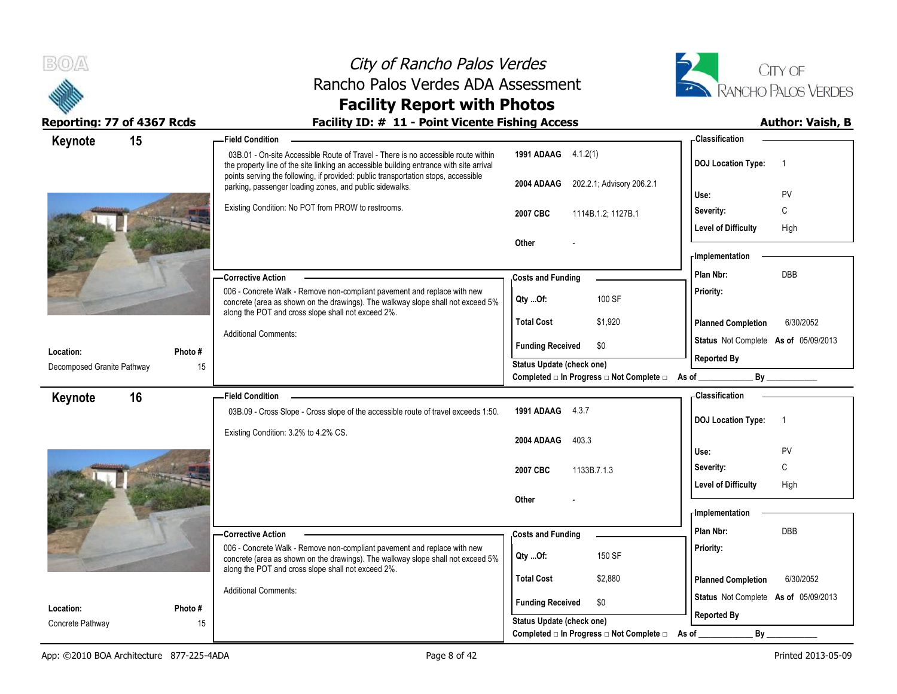# City of Rancho Palos Verdes
## Rancho Palos Verdes ADA Assessment
## Facility Report with Photos

**Reporting: 77 of 4367 Rcds** | **Facility ID: # 11 - Point Vicente Fishing Access** | **Author: Vaish, B**

---

## Keynote 15

**Field Condition**

03B.01 - On-site Accessible Route of Travel - There is no accessible route within the property line of the site linking an accessible building entrance with site arrival points serving the following, if provided: public transportation stops, accessible parking, passenger loading zones, and public sidewalks.

Existing Condition: No POT from PROW to restrooms.

| | |
|---|---|
| 1991 ADAAG | 4.1.2(1) |
| 2004 ADAAG | 202.2.1; Advisory 206.2.1 |
| 2007 CBC | 1114B.1.2; 1127B.1 |
| Other | - |

**Classification**

| | |
|---|---|
| DOJ Location Type: | 1 |
| Use: | PV |
| Severity: | C |
| Level of Difficulty | High |

**Corrective Action**

006 - Concrete Walk - Remove non-compliant pavement and replace with new concrete (area as shown on the drawings). The walkway slope shall not exceed 5% along the POT and cross slope shall not exceed 2%.

Additional Comments:

**Costs and Funding**

| | |
|---|---|
| Qty ...Of: | 100 SF |
| Total Cost | $1,920 |
| Funding Received | $0 |

Status Update (check one)
Completed □ In Progress □ Not Complete □ As of ____________ By ____________

**Implementation**

| | |
|---|---|
| Plan Nbr: | DBB |
| Priority: | |
| Planned Completion | 6/30/2052 |
| Status | Not Complete As of 05/09/2013 |
| Reported By | |

| Location: | Photo # |
|---|---|
| Decomposed Granite Pathway | 15 |

---

## Keynote 16

**Field Condition**

03B.09 - Cross Slope - Cross slope of the accessible route of travel exceeds 1:50.

Existing Condition: 3.2% to 4.2% CS.

| | |
|---|---|
| 1991 ADAAG | 4.3.7 |
| 2004 ADAAG | 403.3 |
| 2007 CBC | 1133B.7.1.3 |
| Other | - |

**Classification**

| | |
|---|---|
| DOJ Location Type: | 1 |
| Use: | PV |
| Severity: | C |
| Level of Difficulty | High |

**Corrective Action**

006 - Concrete Walk - Remove non-compliant pavement and replace with new concrete (area as shown on the drawings). The walkway slope shall not exceed 5% along the POT and cross slope shall not exceed 2%.

Additional Comments:

**Costs and Funding**

| | |
|---|---|
| Qty ...Of: | 150 SF |
| Total Cost | $2,880 |
| Funding Received | $0 |

Status Update (check one)
Completed □ In Progress □ Not Complete □ As of ____________ By ____________

**Implementation**

| | |
|---|---|
| Plan Nbr: | DBB |
| Priority: | |
| Planned Completion | 6/30/2052 |
| Status | Not Complete As of 05/09/2013 |
| Reported By | |

| Location: | Photo # |
|---|---|
| Concrete Pathway | 15 |

App: ©2010 BOA Architecture 877-225-4ADA | Printed 2013-05-09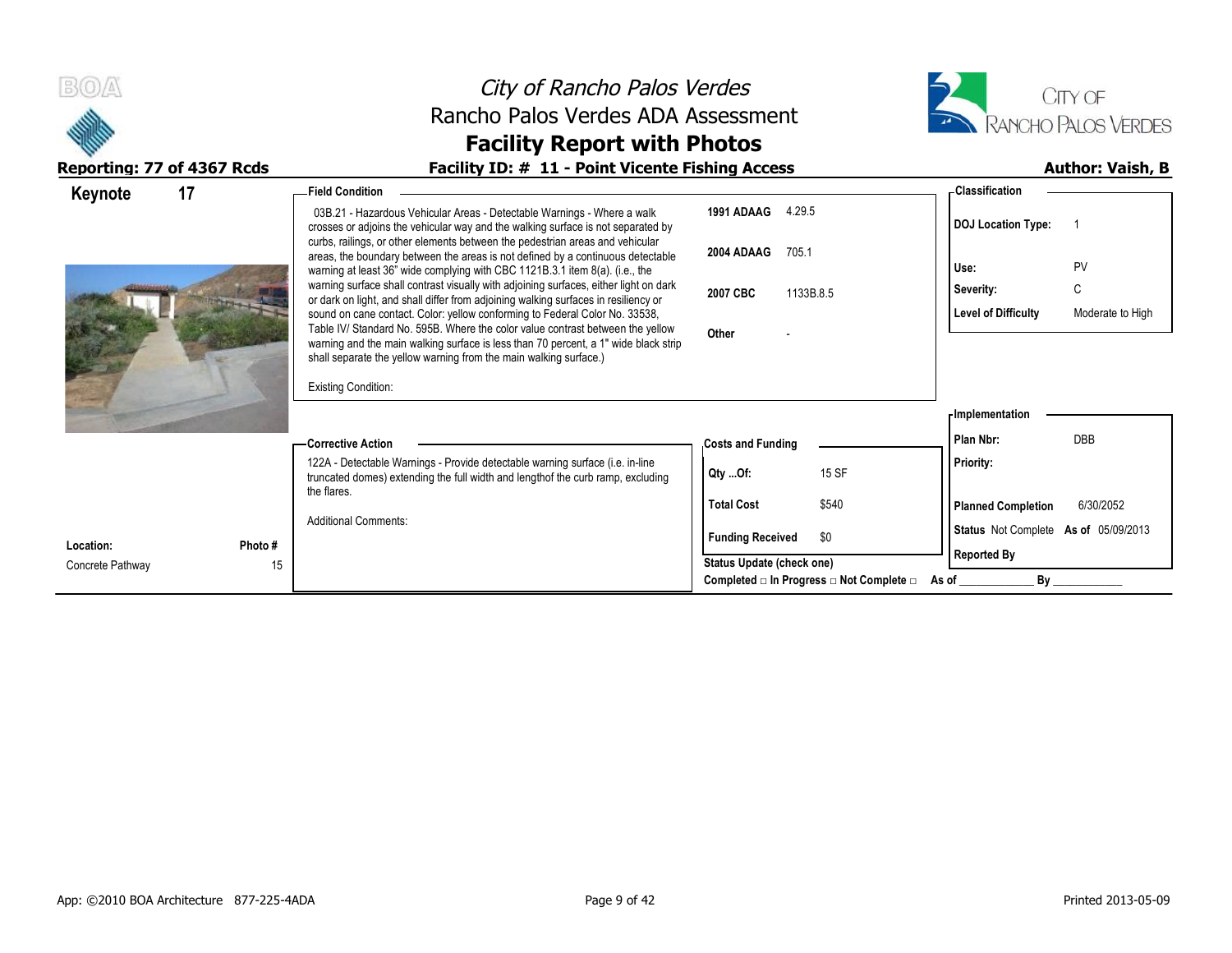# City of Rancho Palos Verdes
## Rancho Palos Verdes ADA Assessment
## Facility Report with Photos

**Reporting: 77 of 4367 Rcds** | **Facility ID: # 11 - Point Vicente Fishing Access** | **Author: Vaish, B**

**Keynote 17**

**Field Condition**

03B.21 - Hazardous Vehicular Areas - Detectable Warnings - Where a walk crosses or adjoins the vehicular way and the walking surface is not separated by curbs, railings, or other elements between the pedestrian areas and vehicular areas, the boundary between the areas is not defined by a continuous detectable warning at least 36" wide complying with CBC 1121B.3.1 item 8(a). (i.e., the warning surface shall contrast visually with adjoining surfaces, either light on dark or dark on light, and shall differ from adjoining walking surfaces in resiliency or sound on cane contact. Color: yellow conforming to Federal Color No. 33538, Table IV/ Standard No. 595B. Where the color value contrast between the yellow warning and the main walking surface is less than 70 percent, a 1" wide black strip shall separate the yellow warning from the main walking surface.)

Existing Condition:

| | |
|---|---|
| 1991 ADAAG | 4.29.5 |
| 2004 ADAAG | 705.1 |
| 2007 CBC | 1133B.8.5 |
| Other | - |

**Classification**

| | |
|---|---|
| DOJ Location Type: | 1 |
| Use: | PV |
| Severity: | C |
| Level of Difficulty | Moderate to High |

**Corrective Action**

122A - Detectable Warnings - Provide detectable warning surface (i.e. in-line truncated domes) extending the full width and lengthof the curb ramp, excluding the flares.

Additional Comments:

**Costs and Funding**

| | |
|---|---|
| Qty ...Of: | 15 SF |
| Total Cost | $540 |
| Funding Received | $0 |

Status Update (check one)

Completed □ In Progress □ Not Complete □ As of ____________ By ____________

**Implementation**

| | |
|---|---|
| Plan Nbr: | DBB |
| Priority: | |
| Planned Completion | 6/30/2052 |
| Status | Not Complete As of 05/09/2013 |
| Reported By | |

| Location: | Photo # |
|---|---|
| Concrete Pathway | 15 |

App: ©2010 BOA Architecture 877-225-4ADA

Printed 2013-05-09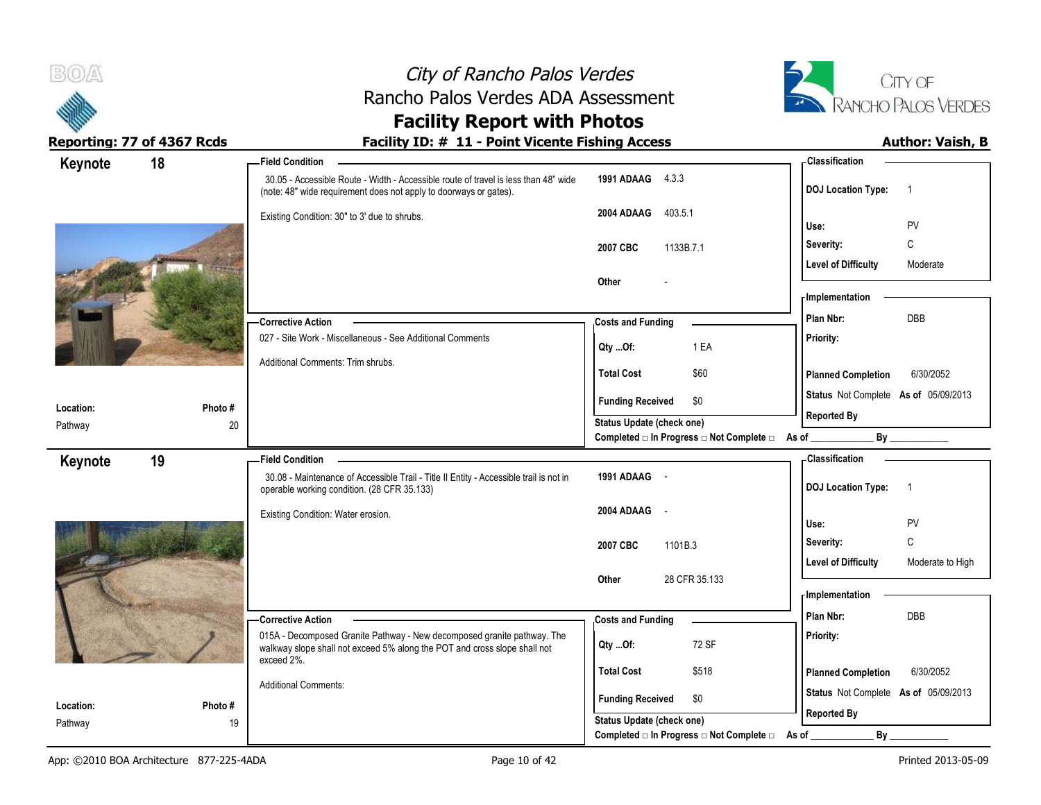# City of Rancho Palos Verdes
## Rancho Palos Verdes ADA Assessment
## Facility Report with Photos

**Reporting: 77 of 4367 Rcds** | **Facility ID: # 11 - Point Vicente Fishing Access** | **Author: Vaish, B**

---

### Keynote 18

**Field Condition**

30.05 - Accessible Route - Width - Accessible route of travel is less than 48" wide (note: 48" wide requirement does not apply to doorways or gates).

Existing Condition: 30" to 3' due to shrubs.

| | |
|---|---|
| 1991 ADAAG | 4.3.3 |
| 2004 ADAAG | 403.5.1 |
| 2007 CBC | 1133B.7.1 |
| Other | - |

**Classification**

| | |
|---|---|
| DOJ Location Type: | 1 |
| Use: | PV |
| Severity: | C |
| Level of Difficulty | Moderate |

**Corrective Action**

027 - Site Work - Miscellaneous - See Additional Comments

Additional Comments: Trim shrubs.

**Costs and Funding**

| | |
|---|---|
| Qty ...Of: | 1 EA |
| Total Cost | $60 |
| Funding Received | $0 |

**Implementation**

| | |
|---|---|
| Plan Nbr: | DBB |
| Priority: | |
| Planned Completion | 6/30/2052 |
| Status | Not Complete As of 05/09/2013 |
| Reported By | |

Status Update (check one)
Completed □ In Progress □ Not Complete □ As of ____________ By ____________

**Location:** Pathway | **Photo #** 20

---

### Keynote 19

**Field Condition**

30.08 - Maintenance of Accessible Trail - Title II Entity - Accessible trail is not in operable working condition. (28 CFR 35.133)

Existing Condition: Water erosion.

| | |
|---|---|
| 1991 ADAAG | - |
| 2004 ADAAG | - |
| 2007 CBC | 1101B.3 |
| Other | 28 CFR 35.133 |

**Classification**

| | |
|---|---|
| DOJ Location Type: | 1 |
| Use: | PV |
| Severity: | C |
| Level of Difficulty | Moderate to High |

**Corrective Action**

015A - Decomposed Granite Pathway - New decomposed granite pathway. The walkway slope shall not exceed 5% along the POT and cross slope shall not exceed 2%.

Additional Comments:

**Costs and Funding**

| | |
|---|---|
| Qty ...Of: | 72 SF |
| Total Cost | $518 |
| Funding Received | $0 |

**Implementation**

| | |
|---|---|
| Plan Nbr: | DBB |
| Priority: | |
| Planned Completion | 6/30/2052 |
| Status | Not Complete As of 05/09/2013 |
| Reported By | |

Status Update (check one)
Completed □ In Progress □ Not Complete □ As of ____________ By ____________

**Location:** Pathway | **Photo #** 19

---

App: ©2010 BOA Architecture 877-225-4ADA | Printed 2013-05-09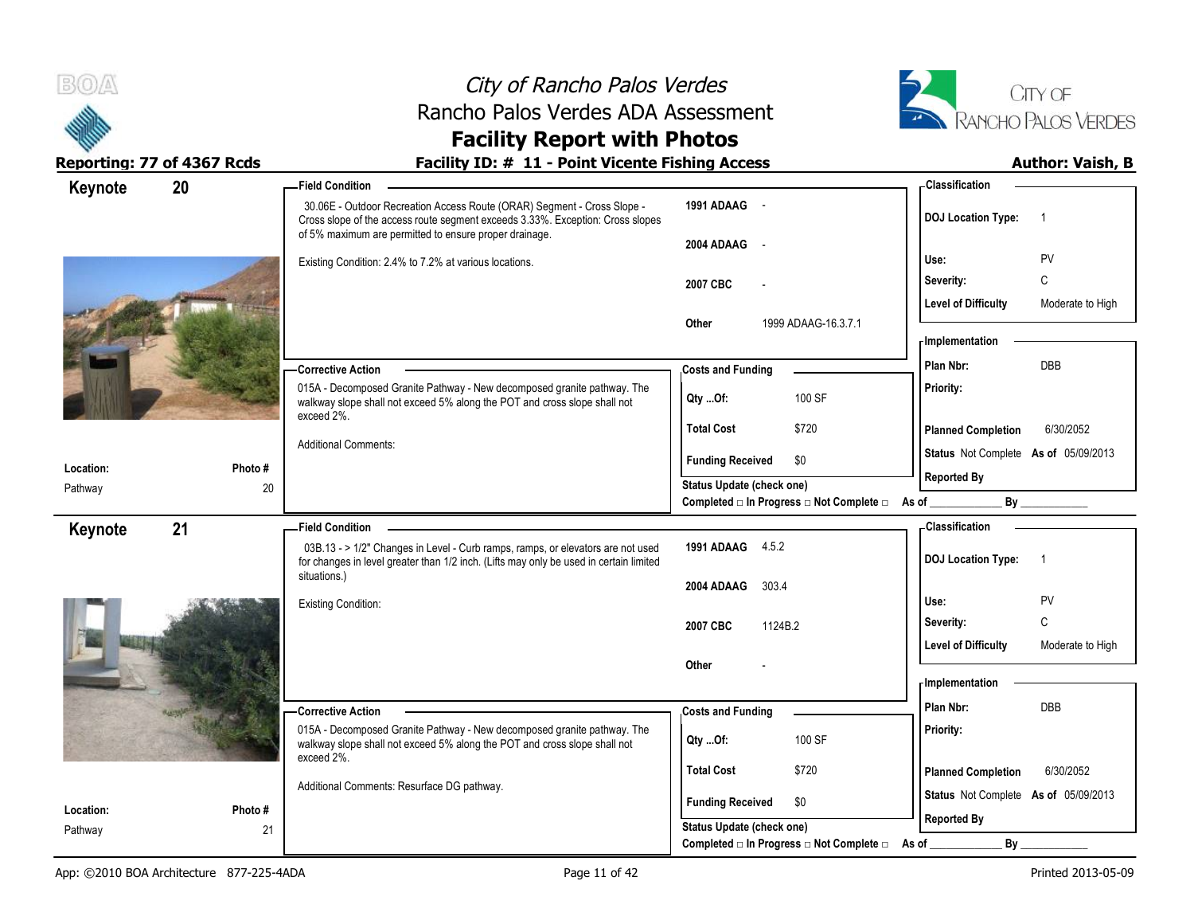# City of Rancho Palos Verdes
## Rancho Palos Verdes ADA Assessment
## Facility Report with Photos

**Reporting: 77 of 4367 Rcds**

**Facility ID: # 11 - Point Vicente Fishing Access**

**Author: Vaish, B**

---

### Keynote 20

**Location:** Pathway
**Photo #:** 20

**Field Condition**

30.06E - Outdoor Recreation Access Route (ORAR) Segment - Cross Slope - Cross slope of the access route segment exceeds 3.33%. Exception: Cross slopes of 5% maximum are permitted to ensure proper drainage.

Existing Condition: 2.4% to 7.2% at various locations.

| | |
|---|---|
| 1991 ADAAG | - |
| 2004 ADAAG | - |
| 2007 CBC | - |
| Other | 1999 ADAAG-16.3.7.1 |

**Classification**

| | |
|---|---|
| DOJ Location Type: | 1 |
| Use: | PV |
| Severity: | C |
| Level of Difficulty | Moderate to High |

**Corrective Action**

015A - Decomposed Granite Pathway - New decomposed granite pathway. The walkway slope shall not exceed 5% along the POT and cross slope shall not exceed 2%.

Additional Comments:

**Costs and Funding**

| | |
|---|---|
| Qty ...Of: | 100 SF |
| Total Cost | $720 |
| Funding Received | $0 |

Status Update (check one)
Completed □ In Progress □ Not Complete □ As of ____________ By ____________

**Implementation**

| | |
|---|---|
| Plan Nbr: | DBB |
| Priority: | |
| Planned Completion | 6/30/2052 |
| Status | Not Complete As of 05/09/2013 |
| Reported By | |

---

### Keynote 21

**Location:** Pathway
**Photo #:** 21

**Field Condition**

03B.13 - > 1/2" Changes in Level - Curb ramps, ramps, or elevators are not used for changes in level greater than 1/2 inch. (Lifts may only be used in certain limited situations.)

Existing Condition:

| | |
|---|---|
| 1991 ADAAG | 4.5.2 |
| 2004 ADAAG | 303.4 |
| 2007 CBC | 1124B.2 |
| Other | - |

**Classification**

| | |
|---|---|
| DOJ Location Type: | 1 |
| Use: | PV |
| Severity: | C |
| Level of Difficulty | Moderate to High |

**Corrective Action**

015A - Decomposed Granite Pathway - New decomposed granite pathway. The walkway slope shall not exceed 5% along the POT and cross slope shall not exceed 2%.

Additional Comments: Resurface DG pathway.

**Costs and Funding**

| | |
|---|---|
| Qty ...Of: | 100 SF |
| Total Cost | $720 |
| Funding Received | $0 |

Status Update (check one)
Completed □ In Progress □ Not Complete □ As of ____________ By ____________

**Implementation**

| | |
|---|---|
| Plan Nbr: | DBB |
| Priority: | |
| Planned Completion | 6/30/2052 |
| Status | Not Complete As of 05/09/2013 |
| Reported By | |

---

App: ©2010 BOA Architecture 877-225-4ADA

Printed 2013-05-09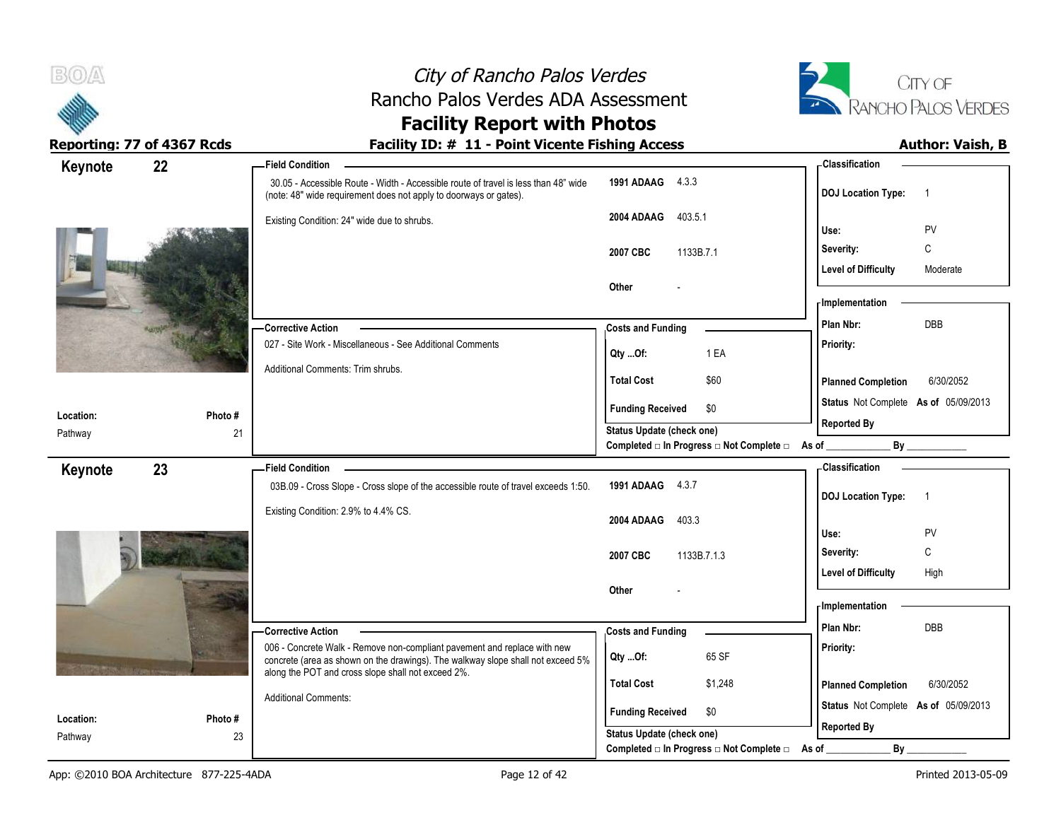# City of Rancho Palos Verdes
## Rancho Palos Verdes ADA Assessment
## Facility Report with Photos

**Reporting: 77 of 4367 Rcds** | **Facility ID: # 11 - Point Vicente Fishing Access** | **Author: Vaish, B**

---

## Keynote 22

**Field Condition**

30.05 - Accessible Route - Width - Accessible route of travel is less than 48" wide (note: 48" wide requirement does not apply to doorways or gates).

Existing Condition: 24" wide due to shrubs.

| Code | Reference |
|---|---|
| 1991 ADAAG | 4.3.3 |
| 2004 ADAAG | 403.5.1 |
| 2007 CBC | 1133B.7.1 |
| Other | - |

**Classification**

| | |
|---|---|
| DOJ Location Type: | 1 |
| Use: | PV |
| Severity: | C |
| Level of Difficulty | Moderate |

**Corrective Action**

027 - Site Work - Miscellaneous - See Additional Comments

Additional Comments: Trim shrubs.

**Costs and Funding**

| | |
|---|---|
| Qty ...Of: | 1 EA |
| Total Cost | $60 |
| Funding Received | $0 |

Status Update (check one)

Completed □ In Progress □ Not Complete □ As of ____________ By ____________

**Implementation**

| | |
|---|---|
| Plan Nbr: | DBB |
| Priority: | |
| Planned Completion | 6/30/2052 |
| Status | Not Complete As of 05/09/2013 |
| Reported By | |

| Location: | Photo # |
|---|---|
| Pathway | 21 |

---

## Keynote 23

**Field Condition**

03B.09 - Cross Slope - Cross slope of the accessible route of travel exceeds 1:50.

Existing Condition: 2.9% to 4.4% CS.

| Code | Reference |
|---|---|
| 1991 ADAAG | 4.3.7 |
| 2004 ADAAG | 403.3 |
| 2007 CBC | 1133B.7.1.3 |
| Other | - |

**Classification**

| | |
|---|---|
| DOJ Location Type: | 1 |
| Use: | PV |
| Severity: | C |
| Level of Difficulty | High |

**Corrective Action**

006 - Concrete Walk - Remove non-compliant pavement and replace with new concrete (area as shown on the drawings). The walkway slope shall not exceed 5% along the POT and cross slope shall not exceed 2%.

Additional Comments:

**Costs and Funding**

| | |
|---|---|
| Qty ...Of: | 65 SF |
| Total Cost | $1,248 |
| Funding Received | $0 |

Status Update (check one)

Completed □ In Progress □ Not Complete □ As of ____________ By ____________

**Implementation**

| | |
|---|---|
| Plan Nbr: | DBB |
| Priority: | |
| Planned Completion | 6/30/2052 |
| Status | Not Complete As of 05/09/2013 |
| Reported By | |

| Location: | Photo # |
|---|---|
| Pathway | 23 |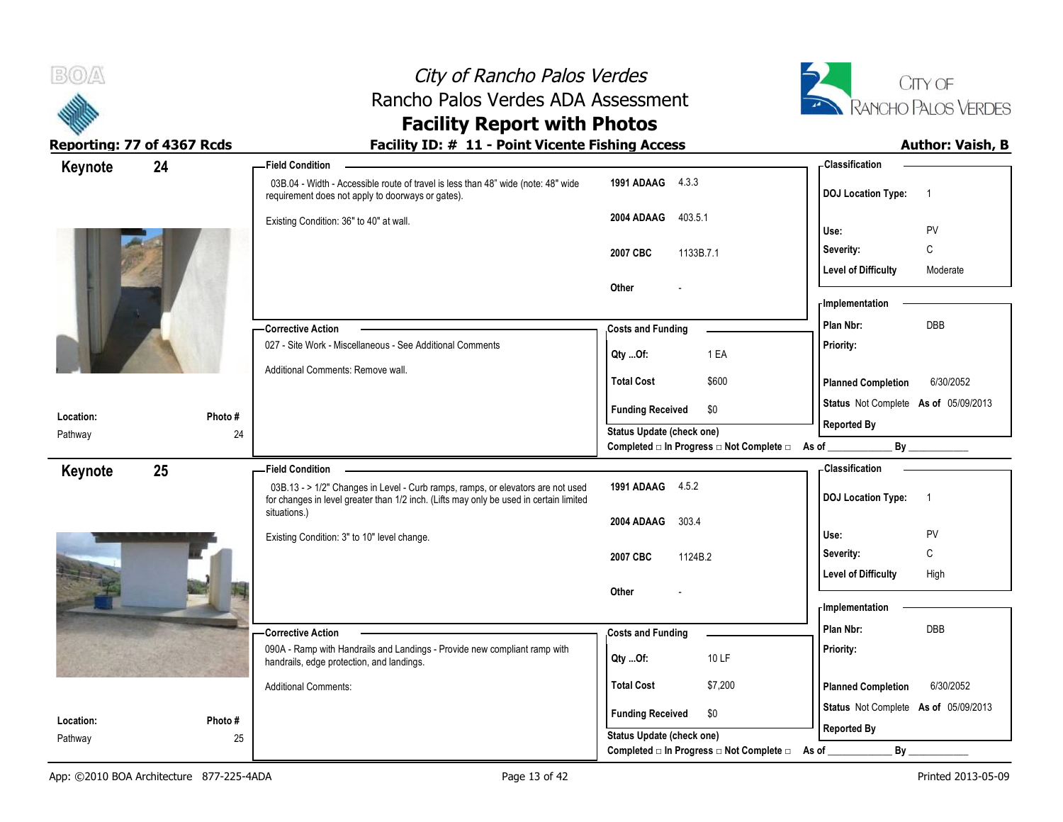# City of Rancho Palos Verdes
## Rancho Palos Verdes ADA Assessment
## Facility Report with Photos

**Reporting: 77 of 4367 Rcds** | **Facility ID: # 11 - Point Vicente Fishing Access** | **Author: Vaish, B**

---

## Keynote 24

**Location:** Pathway
**Photo #** 24

**Field Condition**

03B.04 - Width - Accessible route of travel is less than 48" wide (note: 48" wide requirement does not apply to doorways or gates).

Existing Condition: 36" to 40" at wall.

| | |
|---|---|
| 1991 ADAAG | 4.3.3 |
| 2004 ADAAG | 403.5.1 |
| 2007 CBC | 1133B.7.1 |
| Other | - |

**Classification**

| | |
|---|---|
| DOJ Location Type: | 1 |
| Use: | PV |
| Severity: | C |
| Level of Difficulty | Moderate |

**Corrective Action**

027 - Site Work - Miscellaneous - See Additional Comments

Additional Comments: Remove wall.

**Costs and Funding**

| | |
|---|---|
| Qty ...Of: | 1 EA |
| Total Cost | $600 |
| Funding Received | $0 |

Status Update (check one)
Completed □ In Progress □ Not Complete □ As of ____________ By ____________

**Implementation**

| | |
|---|---|
| Plan Nbr: | DBB |
| Priority: | |
| Planned Completion | 6/30/2052 |
| Status | Not Complete As of 05/09/2013 |
| Reported By | |

---

## Keynote 25

**Location:** Pathway
**Photo #** 25

**Field Condition**

03B.13 - > 1/2" Changes in Level - Curb ramps, ramps, or elevators are not used for changes in level greater than 1/2 inch. (Lifts may only be used in certain limited situations.)

Existing Condition: 3" to 10" level change.

| | |
|---|---|
| 1991 ADAAG | 4.5.2 |
| 2004 ADAAG | 303.4 |
| 2007 CBC | 1124B.2 |
| Other | - |

**Classification**

| | |
|---|---|
| DOJ Location Type: | 1 |
| Use: | PV |
| Severity: | C |
| Level of Difficulty | High |

**Corrective Action**

090A - Ramp with Handrails and Landings - Provide new compliant ramp with handrails, edge protection, and landings.

Additional Comments:

**Costs and Funding**

| | |
|---|---|
| Qty ...Of: | 10 LF |
| Total Cost | $7,200 |
| Funding Received | $0 |

Status Update (check one)
Completed □ In Progress □ Not Complete □ As of ____________ By ____________

**Implementation**

| | |
|---|---|
| Plan Nbr: | DBB |
| Priority: | |
| Planned Completion | 6/30/2052 |
| Status | Not Complete As of 05/09/2013 |
| Reported By | |

App: ©2010 BOA Architecture 877-225-4ADA | Printed 2013-05-09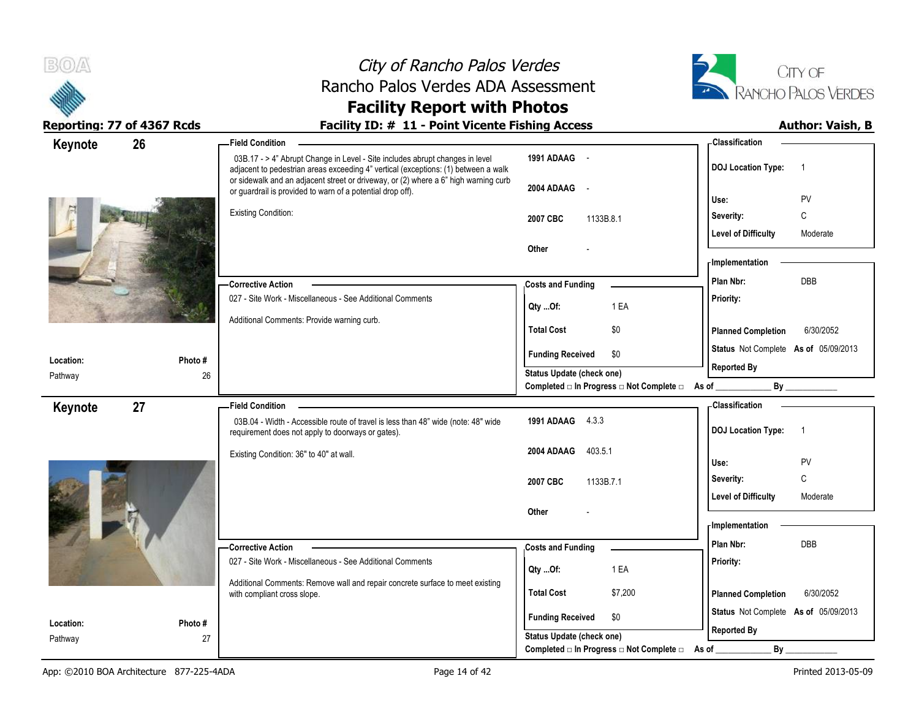# City of Rancho Palos Verdes
## Rancho Palos Verdes ADA Assessment
## Facility Report with Photos

**Reporting: 77 of 4367 Rcds** | **Facility ID: # 11 - Point Vicente Fishing Access** | **Author: Vaish, B**

---

### Keynote 26

**Location:** Pathway
**Photo #:** 26

**Field Condition**

03B.17 - > 4" Abrupt Change in Level - Site includes abrupt changes in level adjacent to pedestrian areas exceeding 4" vertical (exceptions: (1) between a walk or sidewalk and an adjacent street or driveway, or (2) where a 6" high warning curb or guardrail is provided to warn of a potential drop off).

Existing Condition:

| Code | Reference |
|---|---|
| 1991 ADAAG | - |
| 2004 ADAAG | - |
| 2007 CBC | 1133B.8.1 |
| Other | - |

**Corrective Action**

027 - Site Work - Miscellaneous - See Additional Comments

Additional Comments: Provide warning curb.

**Costs and Funding**

| | |
|---|---|
| Qty ...Of: | 1 EA |
| Total Cost | $0 |
| Funding Received | $0 |

Status Update (check one)
Completed □ In Progress □ Not Complete □ As of ____________ By ____________

**Classification**

| | |
|---|---|
| DOJ Location Type: | 1 |
| Use: | PV |
| Severity: | C |
| Level of Difficulty | Moderate |

**Implementation**

| | |
|---|---|
| Plan Nbr: | DBB |
| Priority: | |
| Planned Completion | 6/30/2052 |
| Status | Not Complete As of 05/09/2013 |
| Reported By | |

---

### Keynote 27

**Location:** Pathway
**Photo #:** 27

**Field Condition**

03B.04 - Width - Accessible route of travel is less than 48" wide (note: 48" wide requirement does not apply to doorways or gates).

Existing Condition: 36" to 40" at wall.

| Code | Reference |
|---|---|
| 1991 ADAAG | 4.3.3 |
| 2004 ADAAG | 403.5.1 |
| 2007 CBC | 1133B.7.1 |
| Other | - |

**Corrective Action**

027 - Site Work - Miscellaneous - See Additional Comments

Additional Comments: Remove wall and repair concrete surface to meet existing with compliant cross slope.

**Costs and Funding**

| | |
|---|---|
| Qty ...Of: | 1 EA |
| Total Cost | $7,200 |
| Funding Received | $0 |

Status Update (check one)
Completed □ In Progress □ Not Complete □ As of ____________ By ____________

**Classification**

| | |
|---|---|
| DOJ Location Type: | 1 |
| Use: | PV |
| Severity: | C |
| Level of Difficulty | Moderate |

**Implementation**

| | |
|---|---|
| Plan Nbr: | DBB |
| Priority: | |
| Planned Completion | 6/30/2052 |
| Status | Not Complete As of 05/09/2013 |
| Reported By | |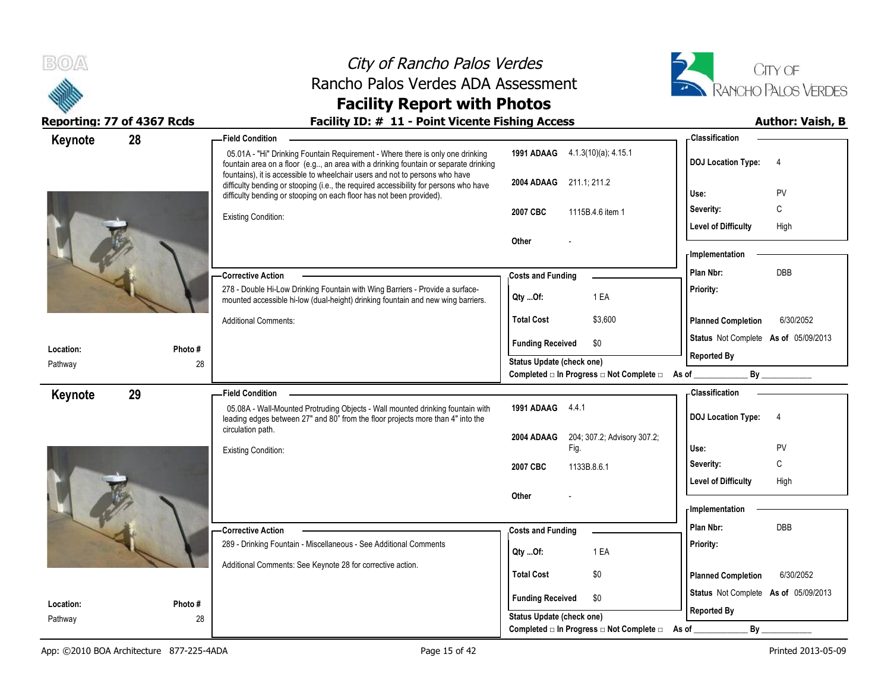# City of Rancho Palos Verdes
## Rancho Palos Verdes ADA Assessment
## Facility Report with Photos

**Reporting: 77 of 4367 Rcds** | **Facility ID: # 11 - Point Vicente Fishing Access** | **Author: Vaish, B**

---

## Keynote 28

**Location:** Pathway | **Photo #** 28

**Field Condition**

05.01A - "Hi" Drinking Fountain Requirement - Where there is only one drinking fountain area on a floor (e.g.., an area with a drinking fountain or separate drinking fountains), it is accessible to wheelchair users and not to persons who have difficulty bending or stooping (i.e., the required accessibility for persons who have difficulty bending or stooping on each floor has not been provided).

Existing Condition:

| | |
|---|---|
| 1991 ADAAG | 4.1.3(10)(a); 4.15.1 |
| 2004 ADAAG | 211.1; 211.2 |
| 2007 CBC | 1115B.4.6 item 1 |
| Other | - |

**Corrective Action**

278 - Double Hi-Low Drinking Fountain with Wing Barriers - Provide a surface-mounted accessible hi-low (dual-height) drinking fountain and new wing barriers.

Additional Comments:

**Costs and Funding**

| | |
|---|---|
| Qty ...Of: | 1 EA |
| Total Cost | $3,600 |
| Funding Received | $0 |

Status Update (check one)
Completed □ In Progress □ Not Complete □ As of ____________ By ____________

**Classification**

| | |
|---|---|
| DOJ Location Type: | 4 |
| Use: | PV |
| Severity: | C |
| Level of Difficulty | High |

**Implementation**

| | |
|---|---|
| Plan Nbr: | DBB |
| Priority: | |
| Planned Completion | 6/30/2052 |
| Status | Not Complete As of 05/09/2013 |
| Reported By | |

---

## Keynote 29

**Location:** Pathway | **Photo #** 28

**Field Condition**

05.08A - Wall-Mounted Protruding Objects - Wall mounted drinking fountain with leading edges between 27" and 80" from the floor projects more than 4" into the circulation path.

Existing Condition:

| | |
|---|---|
| 1991 ADAAG | 4.4.1 |
| 2004 ADAAG | 204; 307.2; Advisory 307.2; Fig. |
| 2007 CBC | 1133B.8.6.1 |
| Other | - |

**Corrective Action**

289 - Drinking Fountain - Miscellaneous - See Additional Comments

Additional Comments: See Keynote 28 for corrective action.

**Costs and Funding**

| | |
|---|---|
| Qty ...Of: | 1 EA |
| Total Cost | $0 |
| Funding Received | $0 |

Status Update (check one)
Completed □ In Progress □ Not Complete □ As of ____________ By ____________

**Classification**

| | |
|---|---|
| DOJ Location Type: | 4 |
| Use: | PV |
| Severity: | C |
| Level of Difficulty | High |

**Implementation**

| | |
|---|---|
| Plan Nbr: | DBB |
| Priority: | |
| Planned Completion | 6/30/2052 |
| Status | Not Complete As of 05/09/2013 |
| Reported By | |

---

App: ©2010 BOA Architecture 877-225-4ADA | Printed 2013-05-09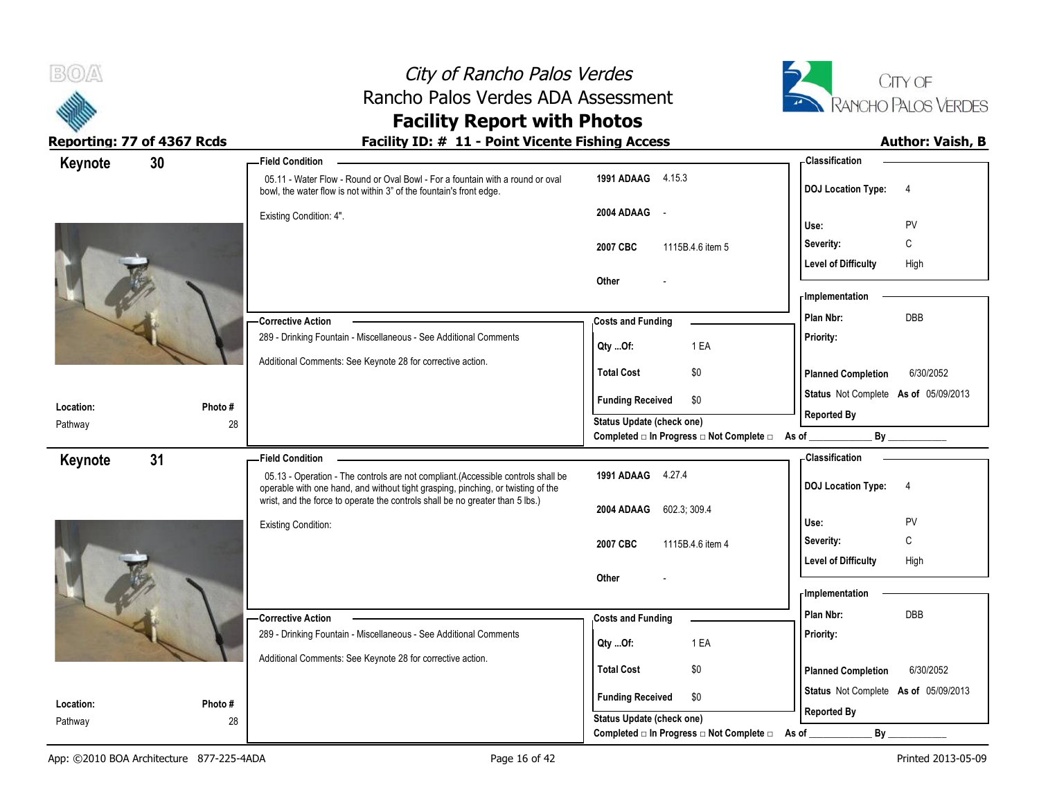# City of Rancho Palos Verdes
## Rancho Palos Verdes ADA Assessment
## Facility Report with Photos

**Reporting: 77 of 4367 Rcds** | **Facility ID: # 11 - Point Vicente Fishing Access** | **Author: Vaish, B**

---

## Keynote 30

**Location:** Pathway
**Photo #** 28

**Field Condition**

05.11 - Water Flow - Round or Oval Bowl - For a fountain with a round or oval bowl, the water flow is not within 3" of the fountain's front edge.

Existing Condition: 4".

| | |
|---|---|
| 1991 ADAAG | 4.15.3 |
| 2004 ADAAG | - |
| 2007 CBC | 1115B.4.6 item 5 |
| Other | - |

**Classification**

| | |
|---|---|
| DOJ Location Type: | 4 |
| Use: | PV |
| Severity: | C |
| Level of Difficulty | High |

**Corrective Action**

289 - Drinking Fountain - Miscellaneous - See Additional Comments

Additional Comments: See Keynote 28 for corrective action.

**Costs and Funding**

| | |
|---|---|
| Qty ...Of: | 1 EA |
| Total Cost | $0 |
| Funding Received | $0 |

**Implementation**

| | |
|---|---|
| Plan Nbr: | DBB |
| Priority: | |
| Planned Completion | 6/30/2052 |
| Status | Not Complete As of 05/09/2013 |
| Reported By | |

Status Update (check one)
Completed □ In Progress □ Not Complete □ As of ____________ By ____________

---

## Keynote 31

**Location:** Pathway
**Photo #** 28

**Field Condition**

05.13 - Operation - The controls are not compliant.(Accessible controls shall be operable with one hand, and without tight grasping, pinching, or twisting of the wrist, and the force to operate the controls shall be no greater than 5 lbs.)

Existing Condition:

| | |
|---|---|
| 1991 ADAAG | 4.27.4 |
| 2004 ADAAG | 602.3; 309.4 |
| 2007 CBC | 1115B.4.6 item 4 |
| Other | - |

**Classification**

| | |
|---|---|
| DOJ Location Type: | 4 |
| Use: | PV |
| Severity: | C |
| Level of Difficulty | High |

**Corrective Action**

289 - Drinking Fountain - Miscellaneous - See Additional Comments

Additional Comments: See Keynote 28 for corrective action.

**Costs and Funding**

| | |
|---|---|
| Qty ...Of: | 1 EA |
| Total Cost | $0 |
| Funding Received | $0 |

**Implementation**

| | |
|---|---|
| Plan Nbr: | DBB |
| Priority: | |
| Planned Completion | 6/30/2052 |
| Status | Not Complete As of 05/09/2013 |
| Reported By | |

Status Update (check one)
Completed □ In Progress □ Not Complete □ As of ____________ By ____________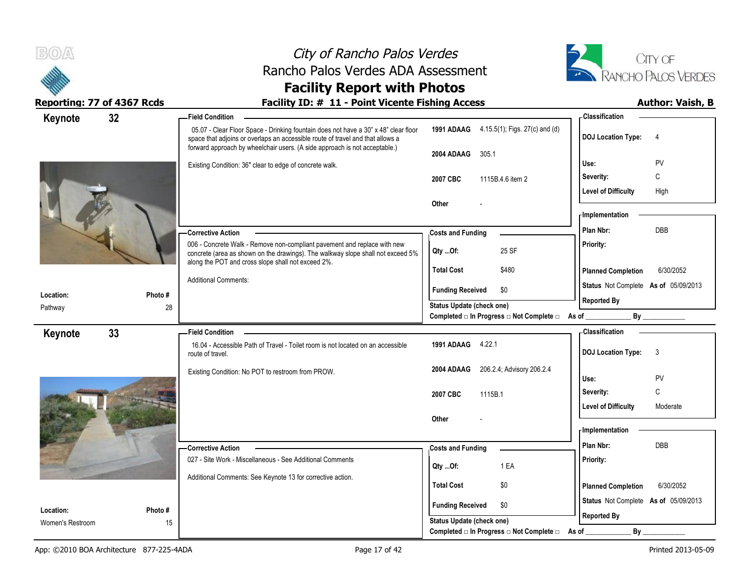# City of Rancho Palos Verdes
## Rancho Palos Verdes ADA Assessment
## Facility Report with Photos

**Reporting: 77 of 4367 Rcds** — **Facility ID: # 11 - Point Vicente Fishing Access** — **Author: Vaish, B**

---

### Keynote 32

**Location:** Pathway
**Photo #:** 28

**Field Condition**

05.07 - Clear Floor Space - Drinking fountain does not have a 30" x 48" clear floor space that adjoins or overlaps an accessible route of travel and that allows a forward approach by wheelchair users. (A side approach is not acceptable.)

Existing Condition: 36" clear to edge of concrete walk.

| Code | Reference |
|---|---|
| 1991 ADAAG | 4.15.5(1); Figs. 27(c) and (d) |
| 2004 ADAAG | 305.1 |
| 2007 CBC | 1115B.4.6 item 2 |
| Other | - |

**Classification**

| | |
|---|---|
| DOJ Location Type: | 4 |
| Use: | PV |
| Severity: | C |
| Level of Difficulty | High |

**Corrective Action**

006 - Concrete Walk - Remove non-compliant pavement and replace with new concrete (area as shown on the drawings). The walkway slope shall not exceed 5% along the POT and cross slope shall not exceed 2%.

Additional Comments:

**Costs and Funding**

| | |
|---|---|
| Qty ...Of: | 25 SF |
| Total Cost | $480 |
| Funding Received | $0 |

Status Update (check one)
Completed □ In Progress □ Not Complete □ As of ____________ By ____________

**Implementation**

| | |
|---|---|
| Plan Nbr: | DBB |
| Priority: | |
| Planned Completion | 6/30/2052 |
| Status | Not Complete As of 05/09/2013 |
| Reported By | |

---

### Keynote 33

**Location:** Women's Restroom
**Photo #:** 15

**Field Condition**

16.04 - Accessible Path of Travel - Toilet room is not located on an accessible route of travel.

Existing Condition: No POT to restroom from PROW.

| Code | Reference |
|---|---|
| 1991 ADAAG | 4.22.1 |
| 2004 ADAAG | 206.2.4; Advisory 206.2.4 |
| 2007 CBC | 1115B.1 |
| Other | - |

**Classification**

| | |
|---|---|
| DOJ Location Type: | 3 |
| Use: | PV |
| Severity: | C |
| Level of Difficulty | Moderate |

**Corrective Action**

027 - Site Work - Miscellaneous - See Additional Comments

Additional Comments: See Keynote 13 for corrective action.

**Costs and Funding**

| | |
|---|---|
| Qty ...Of: | 1 EA |
| Total Cost | $0 |
| Funding Received | $0 |

Status Update (check one)
Completed □ In Progress □ Not Complete □ As of ____________ By ____________

**Implementation**

| | |
|---|---|
| Plan Nbr: | DBB |
| Priority: | |
| Planned Completion | 6/30/2052 |
| Status | Not Complete As of 05/09/2013 |
| Reported By | |

App: ©2010 BOA Architecture 877-225-4ADA — Printed 2013-05-09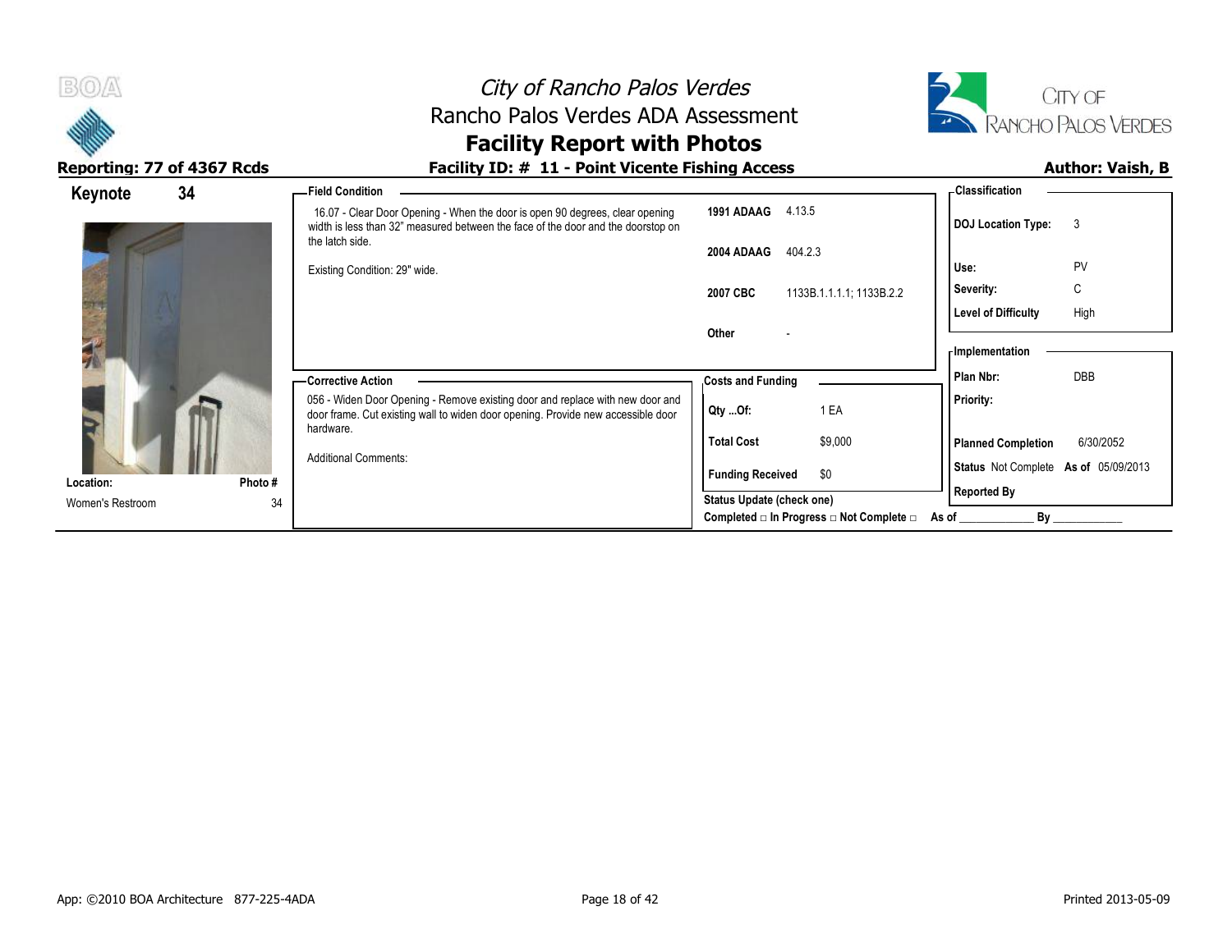# City of Rancho Palos Verdes

## Rancho Palos Verdes ADA Assessment

## Facility Report with Photos

**Reporting: 77 of 4367 Rcds**

**Facility ID: # 11 - Point Vicente Fishing Access**

**Author: Vaish, B**

**Keynote** 34

**Location:** Women's Restroom

**Photo #** 34

### Field Condition

16.07 - Clear Door Opening - When the door is open 90 degrees, clear opening width is less than 32" measured between the face of the door and the doorstop on the latch side.

Existing Condition: 29" wide.

| | |
|---|---|
| **1991 ADAAG** | 4.13.5 |
| **2004 ADAAG** | 404.2.3 |
| **2007 CBC** | 1133B.1.1.1.1; 1133B.2.2 |
| **Other** | - |

### Classification

| | |
|---|---|
| **DOJ Location Type:** | 3 |
| **Use:** | PV |
| **Severity:** | C |
| **Level of Difficulty** | High |

### Corrective Action

056 - Widen Door Opening - Remove existing door and replace with new door and door frame. Cut existing wall to widen door opening. Provide new accessible door hardware.

Additional Comments:

### Costs and Funding

| | |
|---|---|
| **Qty ...Of:** | 1 EA |
| **Total Cost** | $9,000 |
| **Funding Received** | $0 |

### Implementation

| | |
|---|---|
| **Plan Nbr:** | DBB |
| **Priority:** | |
| **Planned Completion** | 6/30/2052 |
| **Status** | Not Complete **As of** 05/09/2013 |
| **Reported By** | |

**Status Update (check one)**

**Completed □ In Progress □ Not Complete □ As of** ____________ **By** ____________

App: ©2010 BOA Architecture 877-225-4ADA

Printed 2013-05-09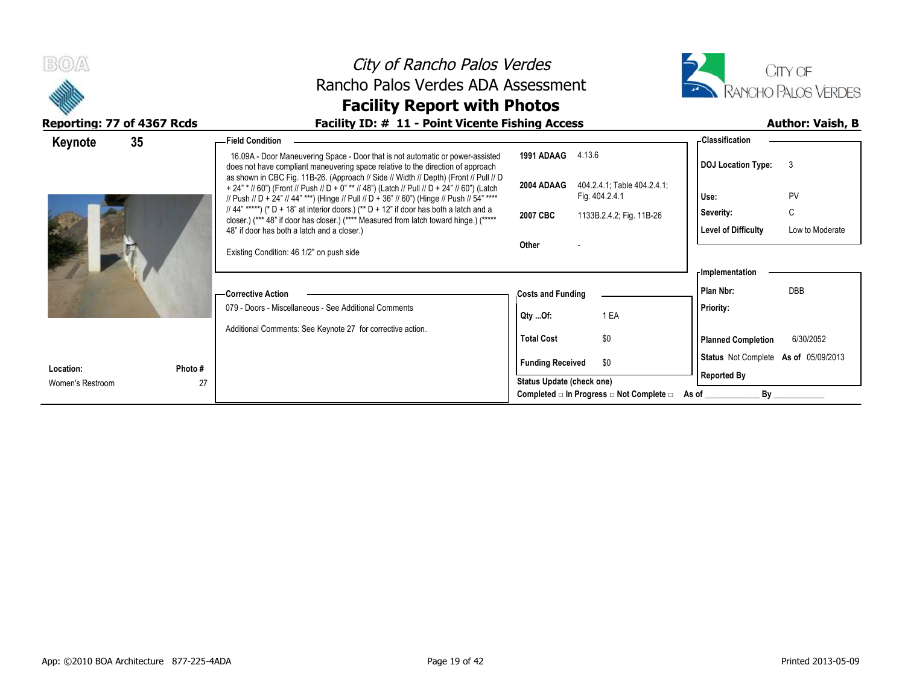# City of Rancho Palos Verdes
## Rancho Palos Verdes ADA Assessment
## Facility Report with Photos

**Reporting: 77 of 4367 Rcds** | **Facility ID: # 11 - Point Vicente Fishing Access** | **Author: Vaish, B**

**Keynote 35**

**Field Condition**

16.09A - Door Maneuvering Space - Door that is not automatic or power-assisted does not have compliant maneuvering space relative to the direction of approach as shown in CBC Fig. 11B-26. (Approach // Side // Width // Depth) (Front // Pull // D + 24" * // 60") (Front // Push // D + 0" ** // 48") (Latch // Pull // D + 24" // 60") (Latch // Push // D + 24" // 44" ***) (Hinge // Pull // D + 36" // 60") (Hinge // Push // 54" **** // 44" *****) (* D + 18" at interior doors.) (** D + 12" if door has both a latch and a closer.) (*** 48" if door has closer.) (**** Measured from latch toward hinge.) (***** 48" if door has both a latch and a closer.)

Existing Condition: 46 1/2" on push side

| | |
|---|---|
| 1991 ADAAG | 4.13.6 |
| 2004 ADAAG | 404.2.4.1; Table 404.2.4.1; Fig. 404.2.4.1 |
| 2007 CBC | 1133B.2.4.2; Fig. 11B-26 |
| Other | - |

**Classification**

| | |
|---|---|
| DOJ Location Type: | 3 |
| Use: | PV |
| Severity: | C |
| Level of Difficulty | Low to Moderate |

**Corrective Action**

079 - Doors - Miscellaneous - See Additional Comments

Additional Comments: See Keynote 27 for corrective action.

**Costs and Funding**

| | |
|---|---|
| Qty ...Of: | 1 EA |
| Total Cost | $0 |
| Funding Received | $0 |

Status Update (check one)

Completed □ In Progress □ Not Complete □ As of ____________ By ____________

**Implementation**

| | |
|---|---|
| Plan Nbr: | DBB |
| Priority: | |
| Planned Completion | 6/30/2052 |
| Status | Not Complete As of 05/09/2013 |
| Reported By | |

| Location: | Photo # |
|---|---|
| Women's Restroom | 27 |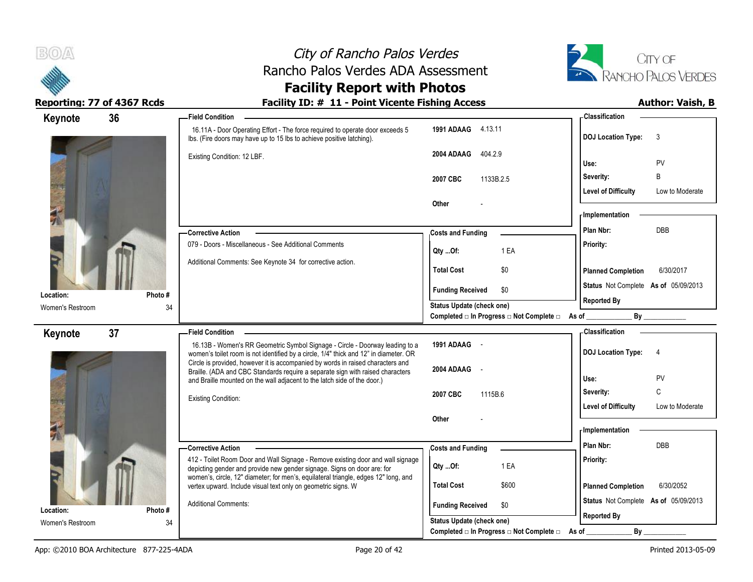# City of Rancho Palos Verdes
## Rancho Palos Verdes ADA Assessment
## Facility Report with Photos

**Reporting: 77 of 4367 Rcds** — **Facility ID: # 11 - Point Vicente Fishing Access** — **Author: Vaish, B**

---

### Keynote 36

**Location:** Women's Restroom
**Photo #:** 34

**Field Condition**

16.11A - Door Operating Effort - The force required to operate door exceeds 5 lbs. (Fire doors may have up to 15 lbs to achieve positive latching).

Existing Condition: 12 LBF.

| Standard | Reference |
|---|---|
| 1991 ADAAG | 4.13.11 |
| 2004 ADAAG | 404.2.9 |
| 2007 CBC | 1133B.2.5 |
| Other | - |

**Classification**

| | |
|---|---|
| DOJ Location Type: | 3 |
| Use: | PV |
| Severity: | B |
| Level of Difficulty | Low to Moderate |

**Corrective Action**

079 - Doors - Miscellaneous - See Additional Comments

Additional Comments: See Keynote 34 for corrective action.

**Costs and Funding**

| | |
|---|---|
| Qty ...Of: | 1 EA |
| Total Cost | $0 |
| Funding Received | $0 |

Status Update (check one)
Completed □ In Progress □ Not Complete □ As of ____________ By ____________

**Implementation**

| | |
|---|---|
| Plan Nbr: | DBB |
| Priority: | |
| Planned Completion | 6/30/2017 |
| Status | Not Complete As of 05/09/2013 |
| Reported By | |

---

### Keynote 37

**Location:** Women's Restroom
**Photo #:** 34

**Field Condition**

16.13B - Women's RR Geometric Symbol Signage - Circle - Doorway leading to a women's toilet room is not identified by a circle, 1/4" thick and 12" in diameter. OR Circle is provided, however it is accompanied by words in raised characters and Braille. (ADA and CBC Standards require a separate sign with raised characters and Braille mounted on the wall adjacent to the latch side of the door.)

Existing Condition:

| Standard | Reference |
|---|---|
| 1991 ADAAG | - |
| 2004 ADAAG | - |
| 2007 CBC | 1115B.6 |
| Other | - |

**Classification**

| | |
|---|---|
| DOJ Location Type: | 4 |
| Use: | PV |
| Severity: | C |
| Level of Difficulty | Low to Moderate |

**Corrective Action**

412 - Toilet Room Door and Wall Signage - Remove existing door and wall signage depicting gender and provide new gender signage. Signs on door are: for women's, circle, 12" diameter; for men's, equilateral triangle, edges 12" long, and vertex upward. Include visual text only on geometric signs. W

Additional Comments:

**Costs and Funding**

| | |
|---|---|
| Qty ...Of: | 1 EA |
| Total Cost | $600 |
| Funding Received | $0 |

Status Update (check one)
Completed □ In Progress □ Not Complete □ As of ____________ By ____________

**Implementation**

| | |
|---|---|
| Plan Nbr: | DBB |
| Priority: | |
| Planned Completion | 6/30/2052 |
| Status | Not Complete As of 05/09/2013 |
| Reported By | |

App: ©2010 BOA Architecture 877-225-4ADA — Printed 2013-05-09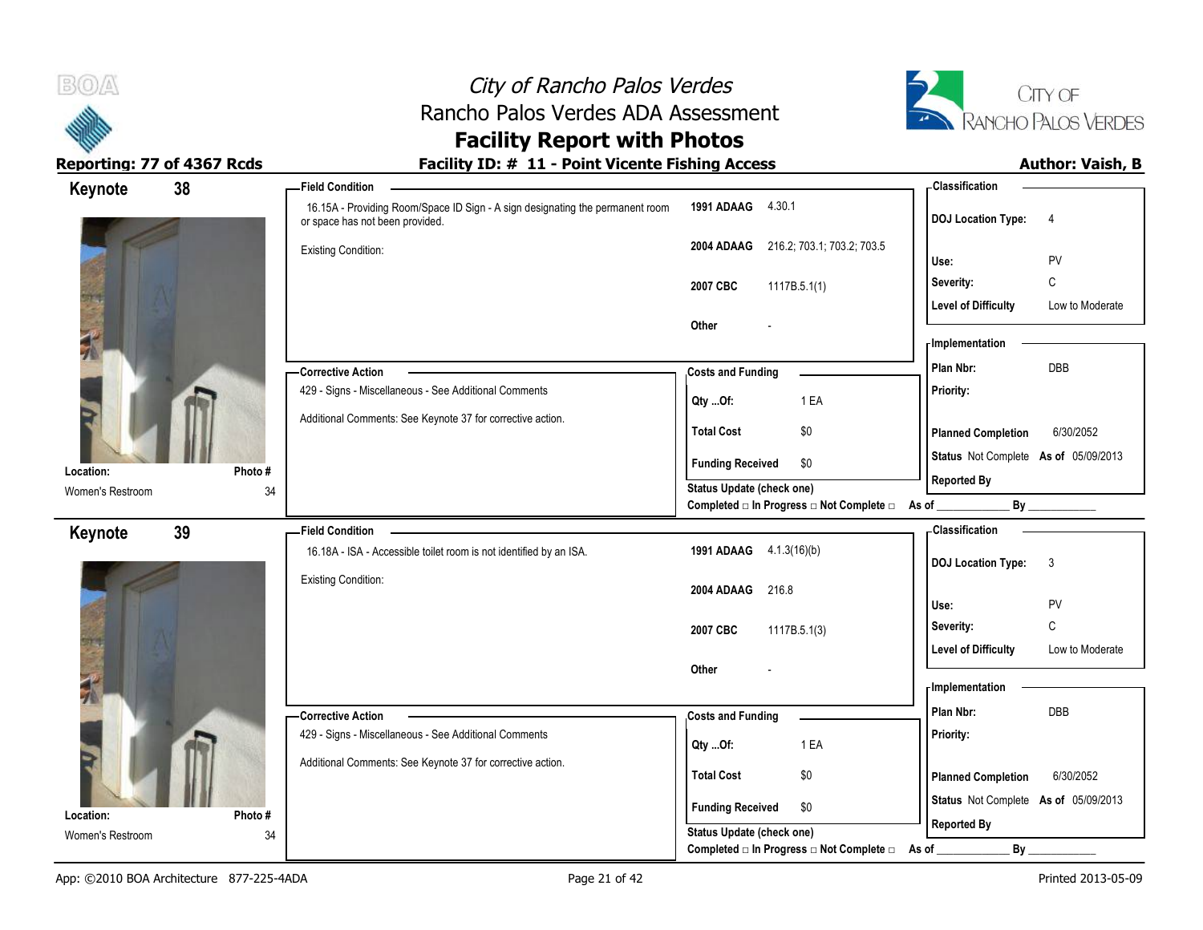# City of Rancho Palos Verdes
## Rancho Palos Verdes ADA Assessment
## Facility Report with Photos

**Reporting: 77 of 4367 Rcds** | **Facility ID: # 11 - Point Vicente Fishing Access** | **Author: Vaish, B**

---

## Keynote 38

**Location:** Women's Restroom
**Photo #** 34

**Field Condition**

16.15A - Providing Room/Space ID Sign - A sign designating the permanent room or space has not been provided.

Existing Condition:

| | |
|---|---|
| **1991 ADAAG** | 4.30.1 |
| **2004 ADAAG** | 216.2; 703.1; 703.2; 703.5 |
| **2007 CBC** | 1117B.5.1(1) |
| **Other** | - |

**Corrective Action**

429 - Signs - Miscellaneous - See Additional Comments

Additional Comments: See Keynote 37 for corrective action.

**Costs and Funding**

| | |
|---|---|
| **Qty ...Of:** | 1 EA |
| **Total Cost** | $0 |
| **Funding Received** | $0 |

**Status Update (check one)**
Completed □ In Progress □ Not Complete □ As of ____________ By ____________

**Classification**

| | |
|---|---|
| **DOJ Location Type:** | 4 |
| **Use:** | PV |
| **Severity:** | C |
| **Level of Difficulty** | Low to Moderate |

**Implementation**

| | |
|---|---|
| **Plan Nbr:** | DBB |
| **Priority:** | |
| **Planned Completion** | 6/30/2052 |
| **Status** Not Complete | **As of** 05/09/2013 |
| **Reported By** | |

---

## Keynote 39

**Location:** Women's Restroom
**Photo #** 34

**Field Condition**

16.18A - ISA - Accessible toilet room is not identified by an ISA.

Existing Condition:

| | |
|---|---|
| **1991 ADAAG** | 4.1.3(16)(b) |
| **2004 ADAAG** | 216.8 |
| **2007 CBC** | 1117B.5.1(3) |
| **Other** | - |

**Corrective Action**

429 - Signs - Miscellaneous - See Additional Comments

Additional Comments: See Keynote 37 for corrective action.

**Costs and Funding**

| | |
|---|---|
| **Qty ...Of:** | 1 EA |
| **Total Cost** | $0 |
| **Funding Received** | $0 |

**Status Update (check one)**
Completed □ In Progress □ Not Complete □ As of ____________ By ____________

**Classification**

| | |
|---|---|
| **DOJ Location Type:** | 3 |
| **Use:** | PV |
| **Severity:** | C |
| **Level of Difficulty** | Low to Moderate |

**Implementation**

| | |
|---|---|
| **Plan Nbr:** | DBB |
| **Priority:** | |
| **Planned Completion** | 6/30/2052 |
| **Status** Not Complete | **As of** 05/09/2013 |
| **Reported By** | |

---

App: ©2010 BOA Architecture 877-225-4ADA | Printed 2013-05-09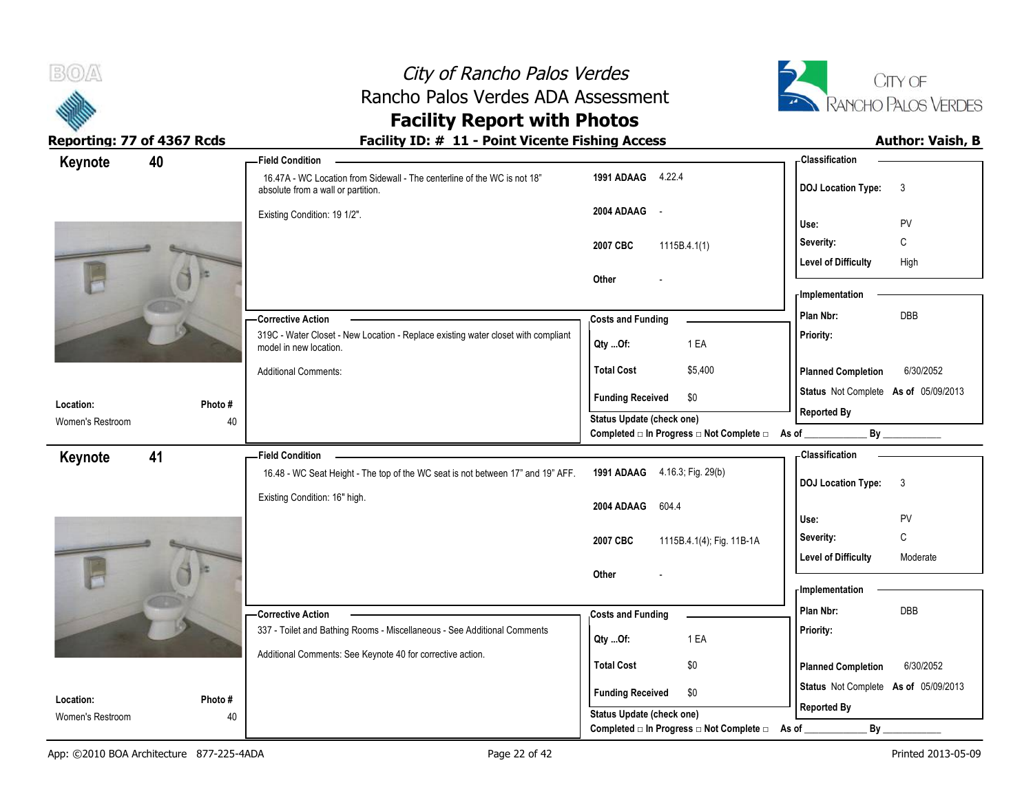# City of Rancho Palos Verdes
## Rancho Palos Verdes ADA Assessment
## Facility Report with Photos

**Reporting: 77 of 4367 Rcds** | **Facility ID: # 11 - Point Vicente Fishing Access** | **Author: Vaish, B**

---

## Keynote 40

**Field Condition**

16.47A - WC Location from Sidewall - The centerline of the WC is not 18" absolute from a wall or partition.

Existing Condition: 19 1/2".

| | |
|---|---|
| 1991 ADAAG | 4.22.4 |
| 2004 ADAAG | - |
| 2007 CBC | 1115B.4.1(1) |
| Other | - |

**Classification**

| | |
|---|---|
| DOJ Location Type: | 3 |
| Use: | PV |
| Severity: | C |
| Level of Difficulty | High |

**Corrective Action**

319C - Water Closet - New Location - Replace existing water closet with compliant model in new location.

Additional Comments:

**Costs and Funding**

| | |
|---|---|
| Qty ...Of: | 1 EA |
| Total Cost | $5,400 |
| Funding Received | $0 |

Status Update (check one)
Completed □ In Progress □ Not Complete □ As of ____________ By ____________

**Implementation**

| | |
|---|---|
| Plan Nbr: | DBB |
| Priority: | |
| Planned Completion | 6/30/2052 |
| Status | Not Complete As of 05/09/2013 |
| Reported By | |

| Location: | Photo # |
|---|---|
| Women's Restroom | 40 |

---

## Keynote 41

**Field Condition**

16.48 - WC Seat Height - The top of the WC seat is not between 17" and 19" AFF.

Existing Condition: 16" high.

| | |
|---|---|
| 1991 ADAAG | 4.16.3; Fig. 29(b) |
| 2004 ADAAG | 604.4 |
| 2007 CBC | 1115B.4.1(4); Fig. 11B-1A |
| Other | - |

**Classification**

| | |
|---|---|
| DOJ Location Type: | 3 |
| Use: | PV |
| Severity: | C |
| Level of Difficulty | Moderate |

**Corrective Action**

337 - Toilet and Bathing Rooms - Miscellaneous - See Additional Comments

Additional Comments: See Keynote 40 for corrective action.

**Costs and Funding**

| | |
|---|---|
| Qty ...Of: | 1 EA |
| Total Cost | $0 |
| Funding Received | $0 |

Status Update (check one)
Completed □ In Progress □ Not Complete □ As of ____________ By ____________

**Implementation**

| | |
|---|---|
| Plan Nbr: | DBB |
| Priority: | |
| Planned Completion | 6/30/2052 |
| Status | Not Complete As of 05/09/2013 |
| Reported By | |

| Location: | Photo # |
|---|---|
| Women's Restroom | 40 |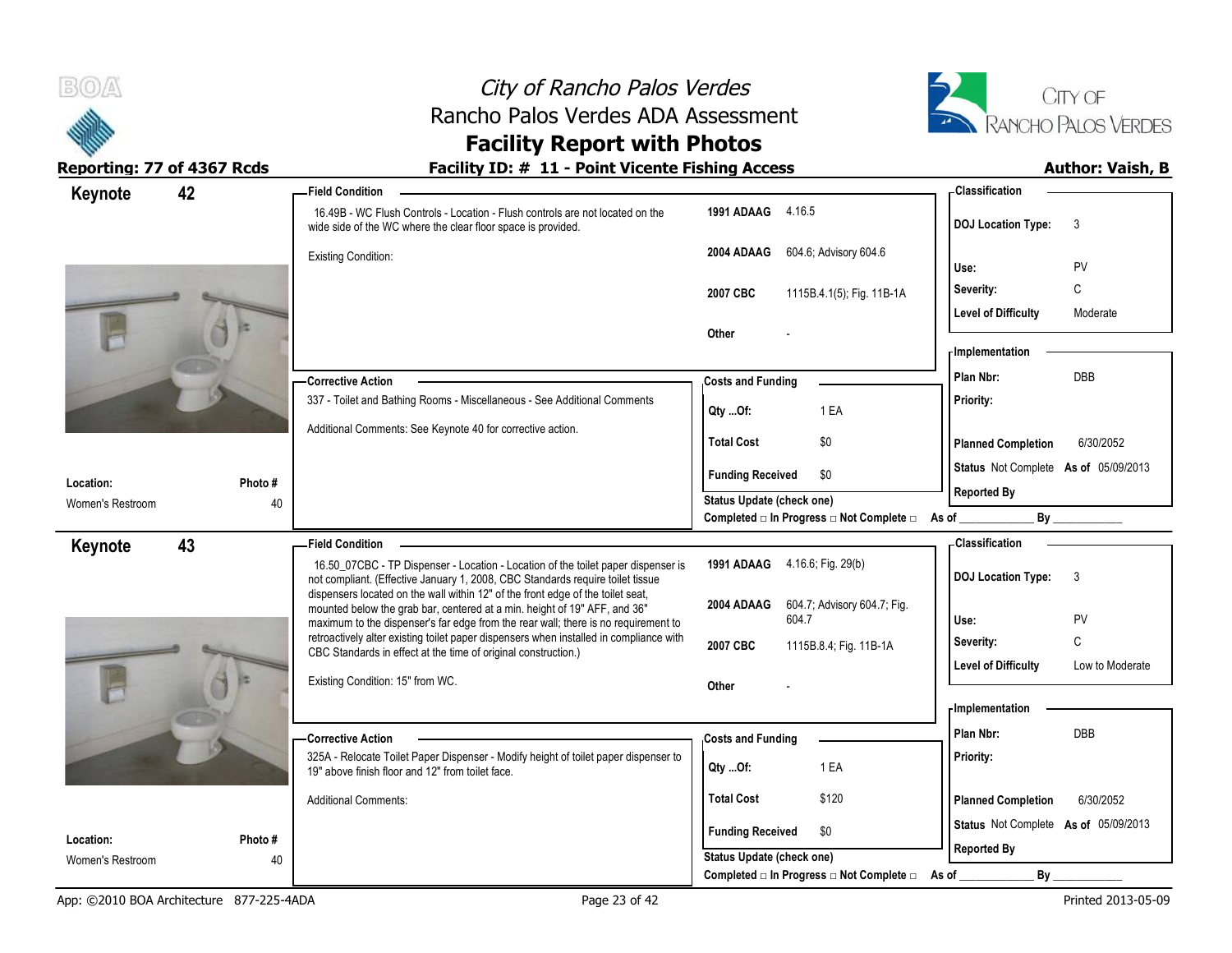# City of Rancho Palos Verdes
## Rancho Palos Verdes ADA Assessment
## Facility Report with Photos

**Reporting: 77 of 4367 Rcds** — **Facility ID: # 11 - Point Vicente Fishing Access** — **Author: Vaish, B**

---

## Keynote 42

**Location:** Women's Restroom
**Photo #:** 40

**Field Condition**

16.49B - WC Flush Controls - Location - Flush controls are not located on the wide side of the WC where the clear floor space is provided.

Existing Condition:

| Code | Reference |
|---|---|
| 1991 ADAAG | 4.16.5 |
| 2004 ADAAG | 604.6; Advisory 604.6 |
| 2007 CBC | 1115B.4.1(5); Fig. 11B-1A |
| Other | - |

**Classification**

| | |
|---|---|
| DOJ Location Type: | 3 |
| Use: | PV |
| Severity: | C |
| Level of Difficulty | Moderate |

**Corrective Action**

337 - Toilet and Bathing Rooms - Miscellaneous - See Additional Comments

Additional Comments: See Keynote 40 for corrective action.

**Costs and Funding**

| | |
|---|---|
| Qty ...Of: | 1 EA |
| Total Cost | $0 |
| Funding Received | $0 |

Status Update (check one)
Completed □ In Progress □ Not Complete □ As of ____________ By ____________

**Implementation**

| | |
|---|---|
| Plan Nbr: | DBB |
| Priority: | |
| Planned Completion | 6/30/2052 |
| Status | Not Complete As of 05/09/2013 |
| Reported By | |

---

## Keynote 43

**Location:** Women's Restroom
**Photo #:** 40

**Field Condition**

16.50_07CBC - TP Dispenser - Location - Location of the toilet paper dispenser is not compliant. (Effective January 1, 2008, CBC Standards require toilet tissue dispensers located on the wall within 12" of the front edge of the toilet seat, mounted below the grab bar, centered at a min. height of 19" AFF, and 36" maximum to the dispenser's far edge from the rear wall; there is no requirement to retroactively alter existing toilet paper dispensers when installed in compliance with CBC Standards in effect at the time of original construction.)

Existing Condition: 15" from WC.

| Code | Reference |
|---|---|
| 1991 ADAAG | 4.16.6; Fig. 29(b) |
| 2004 ADAAG | 604.7; Advisory 604.7; Fig. 604.7 |
| 2007 CBC | 1115B.8.4; Fig. 11B-1A |
| Other | - |

**Classification**

| | |
|---|---|
| DOJ Location Type: | 3 |
| Use: | PV |
| Severity: | C |
| Level of Difficulty | Low to Moderate |

**Corrective Action**

325A - Relocate Toilet Paper Dispenser - Modify height of toilet paper dispenser to 19" above finish floor and 12" from toilet face.

Additional Comments:

**Costs and Funding**

| | |
|---|---|
| Qty ...Of: | 1 EA |
| Total Cost | $120 |
| Funding Received | $0 |

Status Update (check one)
Completed □ In Progress □ Not Complete □ As of ____________ By ____________

**Implementation**

| | |
|---|---|
| Plan Nbr: | DBB |
| Priority: | |
| Planned Completion | 6/30/2052 |
| Status | Not Complete As of 05/09/2013 |
| Reported By | |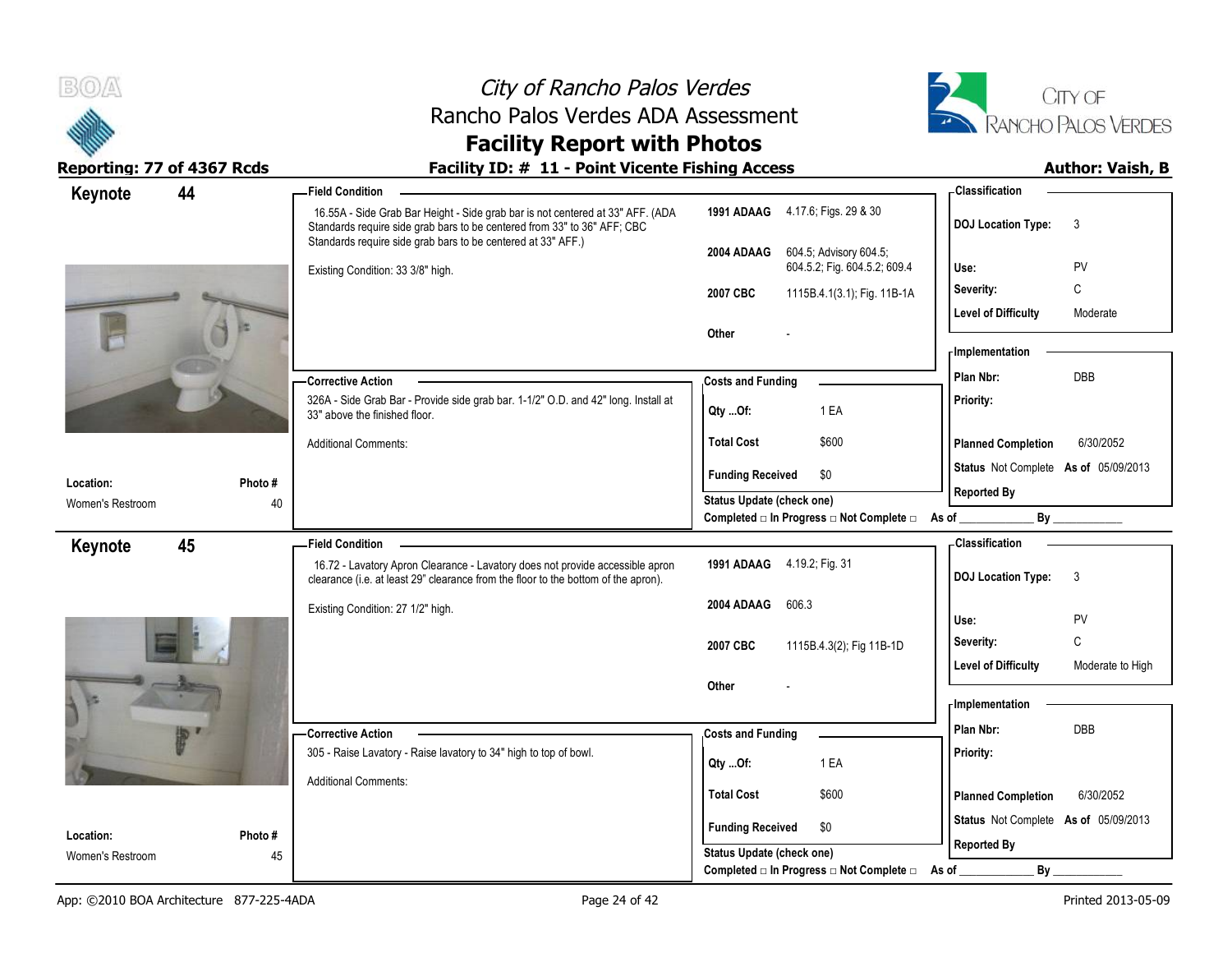# City of Rancho Palos Verdes
## Rancho Palos Verdes ADA Assessment
## Facility Report with Photos

**Reporting: 77 of 4367 Rcds** — **Facility ID: # 11 - Point Vicente Fishing Access** — **Author: Vaish, B**

---

## Keynote 44

**Location:** Women's Restroom
**Photo #:** 40

**Field Condition**

16.55A - Side Grab Bar Height - Side grab bar is not centered at 33" AFF. (ADA Standards require side grab bars to be centered from 33" to 36" AFF; CBC Standards require side grab bars to be centered at 33" AFF.)

Existing Condition: 33 3/8" high.

| | |
|---|---|
| **1991 ADAAG** | 4.17.6; Figs. 29 & 30 |
| **2004 ADAAG** | 604.5; Advisory 604.5; 604.5.2; Fig. 604.5.2; 609.4 |
| **2007 CBC** | 1115B.4.1(3.1); Fig. 11B-1A |
| **Other** | - |

**Corrective Action**

326A - Side Grab Bar - Provide side grab bar. 1-1/2" O.D. and 42" long. Install at 33" above the finished floor.

Additional Comments:

**Costs and Funding**

| | |
|---|---|
| Qty ...Of: | 1 EA |
| Total Cost | $600 |
| Funding Received | $0 |

Status Update (check one)
Completed □ In Progress □ Not Complete □ As of ____________ By ____________

**Classification**

| | |
|---|---|
| DOJ Location Type: | 3 |
| Use: | PV |
| Severity: | C |
| Level of Difficulty | Moderate |

**Implementation**

| | |
|---|---|
| Plan Nbr: | DBB |
| Priority: | |
| Planned Completion | 6/30/2052 |
| Status | Not Complete As of 05/09/2013 |
| Reported By | |

---

## Keynote 45

**Location:** Women's Restroom
**Photo #:** 45

**Field Condition**

16.72 - Lavatory Apron Clearance - Lavatory does not provide accessible apron clearance (i.e. at least 29" clearance from the floor to the bottom of the apron).

Existing Condition: 27 1/2" high.

| | |
|---|---|
| **1991 ADAAG** | 4.19.2; Fig. 31 |
| **2004 ADAAG** | 606.3 |
| **2007 CBC** | 1115B.4.3(2); Fig 11B-1D |
| **Other** | - |

**Corrective Action**

305 - Raise Lavatory - Raise lavatory to 34" high to top of bowl.

Additional Comments:

**Costs and Funding**

| | |
|---|---|
| Qty ...Of: | 1 EA |
| Total Cost | $600 |
| Funding Received | $0 |

Status Update (check one)
Completed □ In Progress □ Not Complete □ As of ____________ By ____________

**Classification**

| | |
|---|---|
| DOJ Location Type: | 3 |
| Use: | PV |
| Severity: | C |
| Level of Difficulty | Moderate to High |

**Implementation**

| | |
|---|---|
| Plan Nbr: | DBB |
| Priority: | |
| Planned Completion | 6/30/2052 |
| Status | Not Complete As of 05/09/2013 |
| Reported By | |

App: ©2010 BOA Architecture 877-225-4ADA — Printed 2013-05-09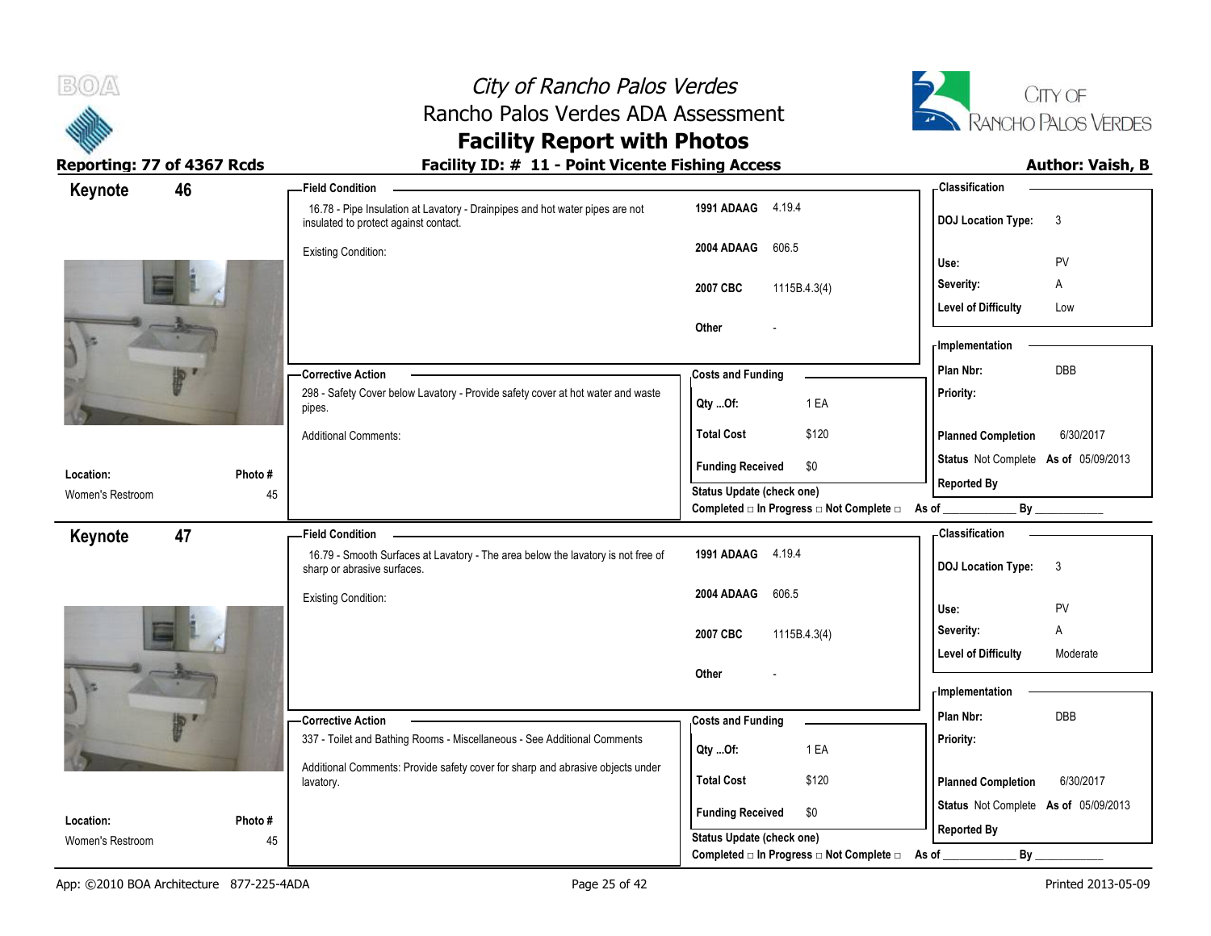# City of Rancho Palos Verdes
## Rancho Palos Verdes ADA Assessment
## Facility Report with Photos

**Reporting: 77 of 4367 Rcds** | **Facility ID: # 11 - Point Vicente Fishing Access** | **Author: Vaish, B**

---

## Keynote 46

**Location:** Women's Restroom
**Photo #:** 45

**Field Condition**

16.78 - Pipe Insulation at Lavatory - Drainpipes and hot water pipes are not insulated to protect against contact.

Existing Condition:

| Code | Reference |
|---|---|
| 1991 ADAAG | 4.19.4 |
| 2004 ADAAG | 606.5 |
| 2007 CBC | 1115B.4.3(4) |
| Other | - |

**Corrective Action**

298 - Safety Cover below Lavatory - Provide safety cover at hot water and waste pipes.

Additional Comments:

**Costs and Funding**

| | |
|---|---|
| Qty ...Of: | 1 EA |
| Total Cost | $120 |
| Funding Received | $0 |

Status Update (check one)
Completed □ In Progress □ Not Complete □ As of ____________ By ____________

**Classification**

| | |
|---|---|
| DOJ Location Type: | 3 |
| Use: | PV |
| Severity: | A |
| Level of Difficulty | Low |

**Implementation**

| | |
|---|---|
| Plan Nbr: | DBB |
| Priority: | |
| Planned Completion | 6/30/2017 |
| Status | Not Complete As of 05/09/2013 |
| Reported By | |

---

## Keynote 47

**Location:** Women's Restroom
**Photo #:** 45

**Field Condition**

16.79 - Smooth Surfaces at Lavatory - The area below the lavatory is not free of sharp or abrasive surfaces.

Existing Condition:

| Code | Reference |
|---|---|
| 1991 ADAAG | 4.19.4 |
| 2004 ADAAG | 606.5 |
| 2007 CBC | 1115B.4.3(4) |
| Other | - |

**Corrective Action**

337 - Toilet and Bathing Rooms - Miscellaneous - See Additional Comments

Additional Comments: Provide safety cover for sharp and abrasive objects under lavatory.

**Costs and Funding**

| | |
|---|---|
| Qty ...Of: | 1 EA |
| Total Cost | $120 |
| Funding Received | $0 |

Status Update (check one)
Completed □ In Progress □ Not Complete □ As of ____________ By ____________

**Classification**

| | |
|---|---|
| DOJ Location Type: | 3 |
| Use: | PV |
| Severity: | A |
| Level of Difficulty | Moderate |

**Implementation**

| | |
|---|---|
| Plan Nbr: | DBB |
| Priority: | |
| Planned Completion | 6/30/2017 |
| Status | Not Complete As of 05/09/2013 |
| Reported By | |

---

App: ©2010 BOA Architecture 877-225-4ADA | Printed 2013-05-09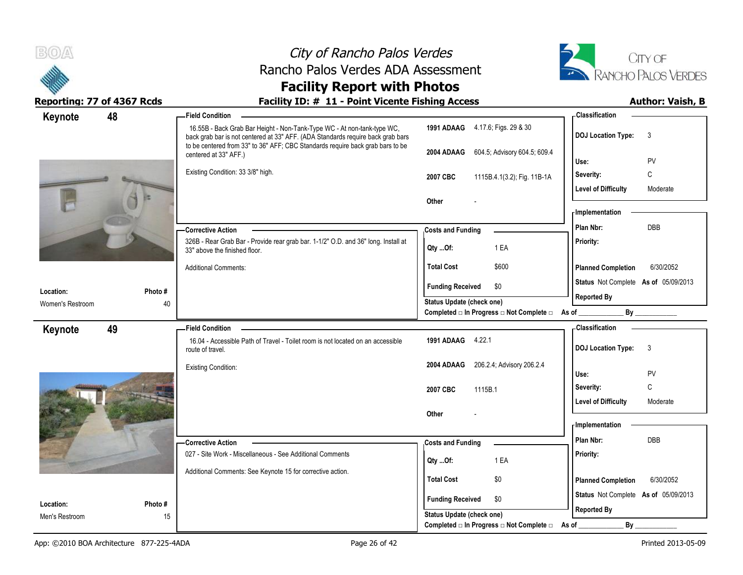# City of Rancho Palos Verdes
## Rancho Palos Verdes ADA Assessment
## Facility Report with Photos

**Reporting: 77 of 4367 Rcds** | **Facility ID: # 11 - Point Vicente Fishing Access** | **Author: Vaish, B**

---

## Keynote 48

**Location:** Women's Restroom
**Photo #:** 40

### Field Condition

16.55B - Back Grab Bar Height - Non-Tank-Type WC - At non-tank-type WC, back grab bar is not centered at 33" AFF. (ADA Standards require back grab bars to be centered from 33" to 36" AFF; CBC Standards require back grab bars to be centered at 33" AFF.)

Existing Condition: 33 3/8" high.

| | |
|---|---|
| **1991 ADAAG** | 4.17.6; Figs. 29 & 30 |
| **2004 ADAAG** | 604.5; Advisory 604.5; 609.4 |
| **2007 CBC** | 1115B.4.1(3.2); Fig. 11B-1A |
| **Other** | - |

### Classification

| | |
|---|---|
| **DOJ Location Type:** | 3 |
| **Use:** | PV |
| **Severity:** | C |
| **Level of Difficulty** | Moderate |

### Corrective Action

326B - Rear Grab Bar - Provide rear grab bar. 1-1/2" O.D. and 36" long. Install at 33" above the finished floor.

Additional Comments:

### Costs and Funding

| | |
|---|---|
| **Qty ...Of:** | 1 EA |
| **Total Cost** | $600 |
| **Funding Received** | $0 |

**Status Update (check one)**
Completed □ In Progress □ Not Complete □ As of ____________ By ____________

### Implementation

| | |
|---|---|
| **Plan Nbr:** | DBB |
| **Priority:** | |
| **Planned Completion** | 6/30/2052 |
| **Status** Not Complete | **As of** 05/09/2013 |
| **Reported By** | |

---

## Keynote 49

**Location:** Men's Restroom
**Photo #:** 15

### Field Condition

16.04 - Accessible Path of Travel - Toilet room is not located on an accessible route of travel.

Existing Condition:

| | |
|---|---|
| **1991 ADAAG** | 4.22.1 |
| **2004 ADAAG** | 206.2.4; Advisory 206.2.4 |
| **2007 CBC** | 1115B.1 |
| **Other** | - |

### Classification

| | |
|---|---|
| **DOJ Location Type:** | 3 |
| **Use:** | PV |
| **Severity:** | C |
| **Level of Difficulty** | Moderate |

### Corrective Action

027 - Site Work - Miscellaneous - See Additional Comments

Additional Comments: See Keynote 15 for corrective action.

### Costs and Funding

| | |
|---|---|
| **Qty ...Of:** | 1 EA |
| **Total Cost** | $0 |
| **Funding Received** | $0 |

**Status Update (check one)**
Completed □ In Progress □ Not Complete □ As of ____________ By ____________

### Implementation

| | |
|---|---|
| **Plan Nbr:** | DBB |
| **Priority:** | |
| **Planned Completion** | 6/30/2052 |
| **Status** Not Complete | **As of** 05/09/2013 |
| **Reported By** | |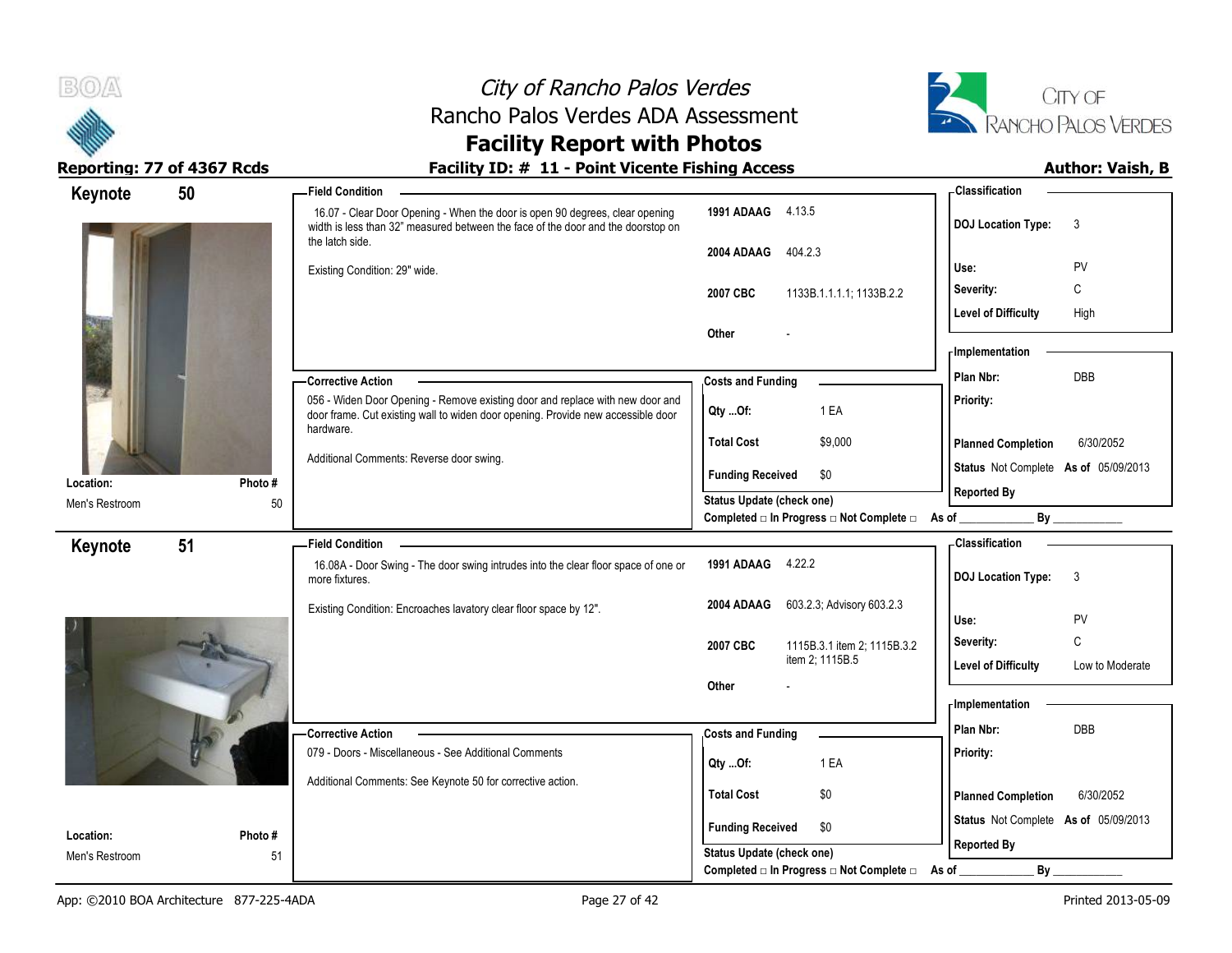# City of Rancho Palos Verdes
## Rancho Palos Verdes ADA Assessment
## Facility Report with Photos

**Reporting: 77 of 4367 Rcds** | **Facility ID: # 11 - Point Vicente Fishing Access** | **Author: Vaish, B**

---

### Keynote 50

**Location:** Men's Restroom
**Photo #** 50

**Field Condition**

16.07 - Clear Door Opening - When the door is open 90 degrees, clear opening width is less than 32" measured between the face of the door and the doorstop on the latch side.

Existing Condition: 29" wide.

| | |
|---|---|
| **1991 ADAAG** | 4.13.5 |
| **2004 ADAAG** | 404.2.3 |
| **2007 CBC** | 1133B.1.1.1.1; 1133B.2.2 |
| **Other** | - |

**Corrective Action**

056 - Widen Door Opening - Remove existing door and replace with new door and door frame. Cut existing wall to widen door opening. Provide new accessible door hardware.

Additional Comments: Reverse door swing.

**Costs and Funding**

| | |
|---|---|
| **Qty ...Of:** | 1 EA |
| **Total Cost** | $9,000 |
| **Funding Received** | $0 |

**Status Update (check one)**
Completed □ In Progress □ Not Complete □ As of ____________ By ____________

**Classification**

| | |
|---|---|
| **DOJ Location Type:** | 3 |
| **Use:** | PV |
| **Severity:** | C |
| **Level of Difficulty** | High |

**Implementation**

| | |
|---|---|
| **Plan Nbr:** | DBB |
| **Priority:** | |
| **Planned Completion** | 6/30/2052 |
| **Status** | Not Complete **As of** 05/09/2013 |
| **Reported By** | |

---

### Keynote 51

**Location:** Men's Restroom
**Photo #** 51

**Field Condition**

16.08A - Door Swing - The door swing intrudes into the clear floor space of one or more fixtures.

Existing Condition: Encroaches lavatory clear floor space by 12".

| | |
|---|---|
| **1991 ADAAG** | 4.22.2 |
| **2004 ADAAG** | 603.2.3; Advisory 603.2.3 |
| **2007 CBC** | 1115B.3.1 item 2; 1115B.3.2 item 2; 1115B.5 |
| **Other** | - |

**Corrective Action**

079 - Doors - Miscellaneous - See Additional Comments

Additional Comments: See Keynote 50 for corrective action.

**Costs and Funding**

| | |
|---|---|
| **Qty ...Of:** | 1 EA |
| **Total Cost** | $0 |
| **Funding Received** | $0 |

**Status Update (check one)**
Completed □ In Progress □ Not Complete □ As of ____________ By ____________

**Classification**

| | |
|---|---|
| **DOJ Location Type:** | 3 |
| **Use:** | PV |
| **Severity:** | C |
| **Level of Difficulty** | Low to Moderate |

**Implementation**

| | |
|---|---|
| **Plan Nbr:** | DBB |
| **Priority:** | |
| **Planned Completion** | 6/30/2052 |
| **Status** | Not Complete **As of** 05/09/2013 |
| **Reported By** | |

---

App: ©2010 BOA Architecture 877-225-4ADA | Printed 2013-05-09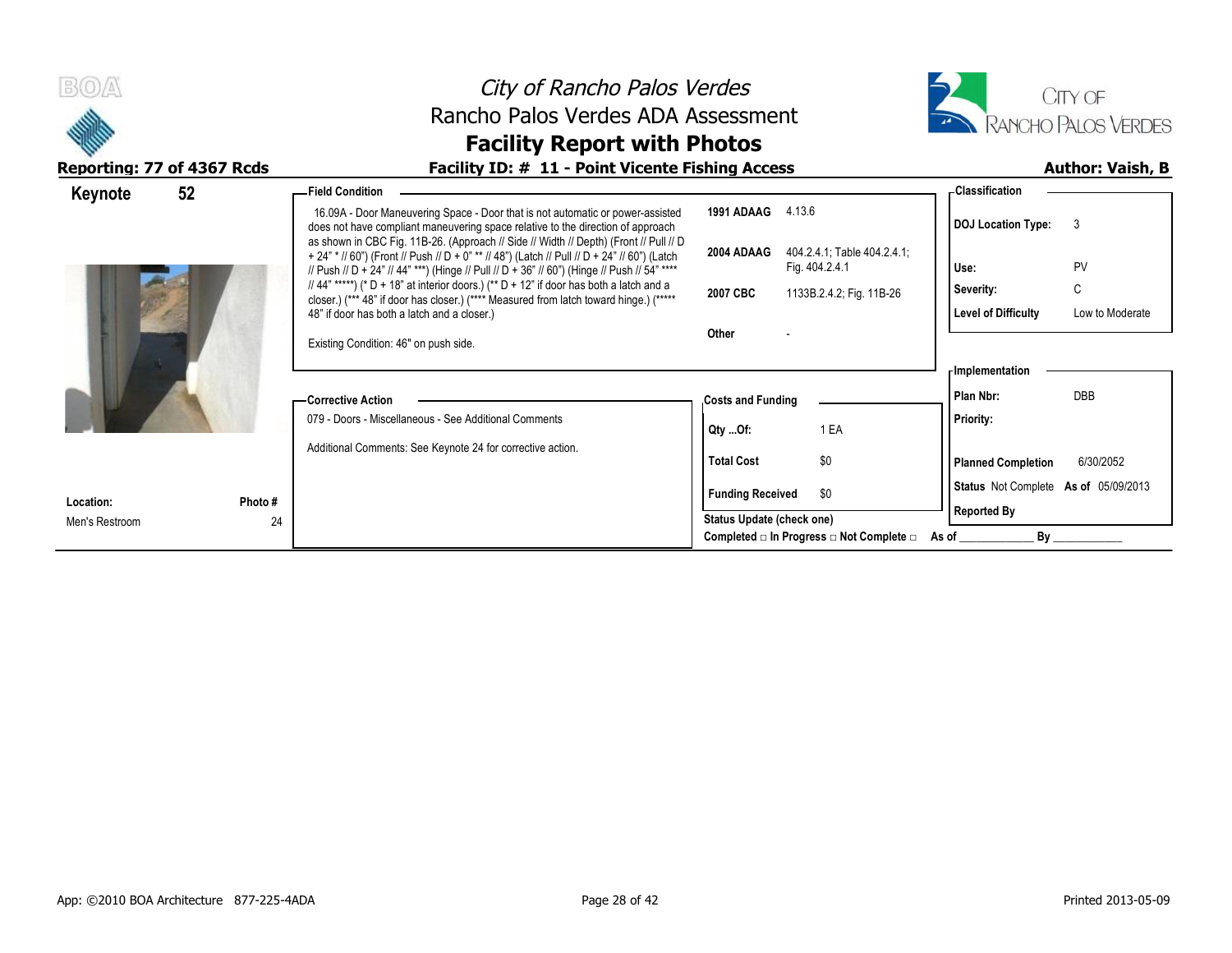# City of Rancho Palos Verdes
## Rancho Palos Verdes ADA Assessment
## Facility Report with Photos

**Reporting: 77 of 4367 Rcds**

**Facility ID: # 11 - Point Vicente Fishing Access**

**Author: Vaish, B**

**Keynote 52**

**Field Condition**

16.09A - Door Maneuvering Space - Door that is not automatic or power-assisted does not have compliant maneuvering space relative to the direction of approach as shown in CBC Fig. 11B-26. (Approach // Side // Width // Depth) (Front // Pull // D + 24" * // 60") (Front // Push // D + 0" ** // 48") (Latch // Pull // D + 24" // 60") (Latch // Push // D + 24" // 44" ***) (Hinge // Pull // D + 36" // 60") (Hinge // Push // 54" **** // 44" *****) (* D + 18" at interior doors.) (** D + 12" if door has both a latch and a closer.) (*** 48" if door has closer.) (**** Measured from latch toward hinge.) (***** 48" if door has both a latch and a closer.)

Existing Condition: 46" on push side.

| | |
|---|---|
| 1991 ADAAG | 4.13.6 |
| 2004 ADAAG | 404.2.4.1; Table 404.2.4.1; Fig. 404.2.4.1 |
| 2007 CBC | 1133B.2.4.2; Fig. 11B-26 |
| Other | - |

**Classification**

| | |
|---|---|
| DOJ Location Type: | 3 |
| Use: | PV |
| Severity: | C |
| Level of Difficulty | Low to Moderate |

**Corrective Action**

079 - Doors - Miscellaneous - See Additional Comments

Additional Comments: See Keynote 24 for corrective action.

**Costs and Funding**

| | |
|---|---|
| Qty ...Of: | 1 EA |
| Total Cost | $0 |
| Funding Received | $0 |

Status Update (check one)

Completed □ In Progress □ Not Complete □ As of ____________ By ____________

**Implementation**

| | |
|---|---|
| Plan Nbr: | DBB |
| Priority: | |
| Planned Completion | 6/30/2052 |
| Status | Not Complete As of 05/09/2013 |
| Reported By | |

| Location: | Photo # |
|---|---|
| Men's Restroom | 24 |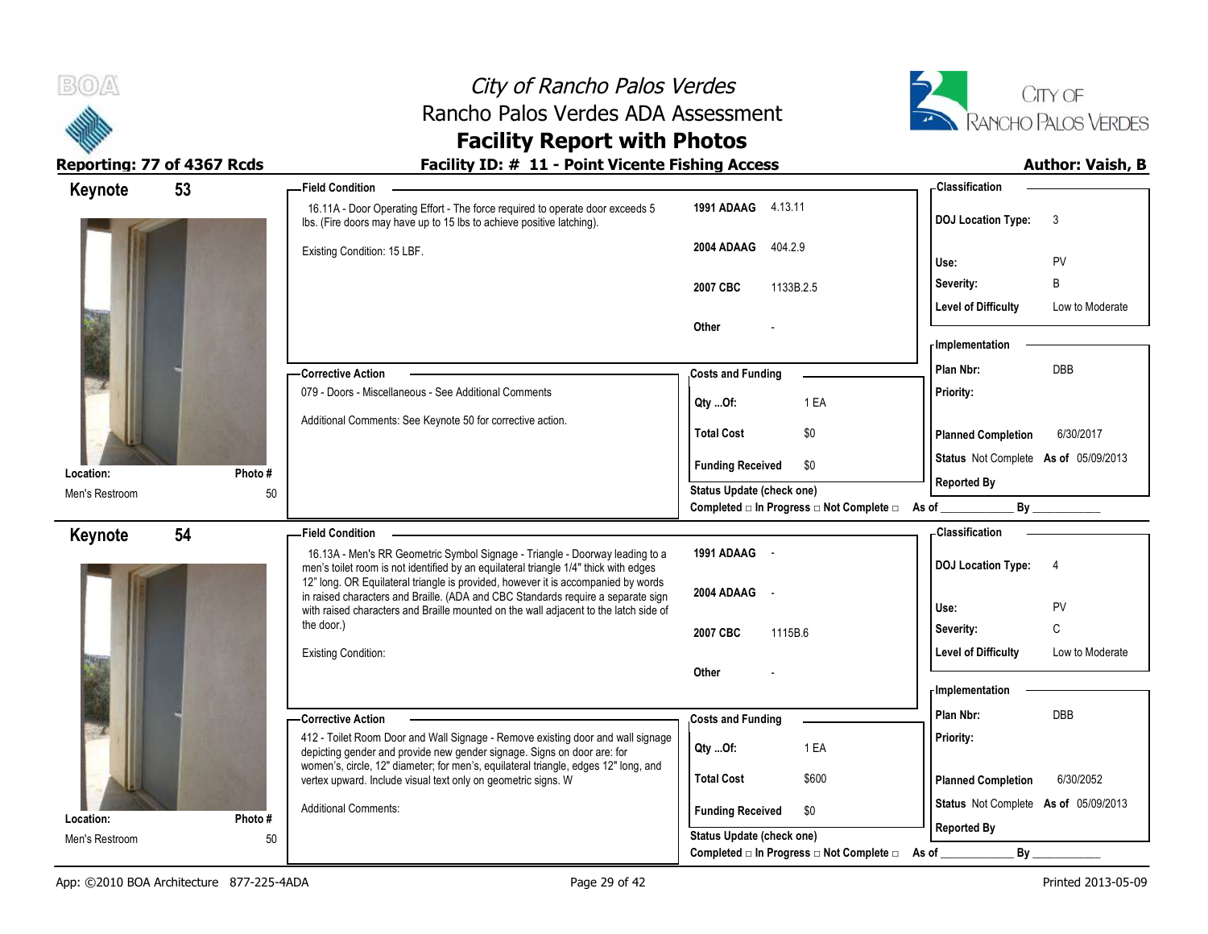# City of Rancho Palos Verdes
## Rancho Palos Verdes ADA Assessment
## Facility Report with Photos

**Reporting: 77 of 4367 Rcds** | **Facility ID: # 11 - Point Vicente Fishing Access** | **Author: Vaish, B**

---

## Keynote 53

**Location:** Men's Restroom
**Photo #** 50

**Field Condition**

16.11A - Door Operating Effort - The force required to operate door exceeds 5 lbs. (Fire doors may have up to 15 lbs to achieve positive latching).

Existing Condition: 15 LBF.

| | |
|---|---|
| **1991 ADAAG** | 4.13.11 |
| **2004 ADAAG** | 404.2.9 |
| **2007 CBC** | 1133B.2.5 |
| **Other** | - |

**Classification**

| | |
|---|---|
| **DOJ Location Type:** | 3 |
| **Use:** | PV |
| **Severity:** | B |
| **Level of Difficulty** | Low to Moderate |

**Corrective Action**

079 - Doors - Miscellaneous - See Additional Comments

Additional Comments: See Keynote 50 for corrective action.

**Costs and Funding**

| | |
|---|---|
| **Qty ...Of:** | 1 EA |
| **Total Cost** | $0 |
| **Funding Received** | $0 |

**Implementation**

| | |
|---|---|
| **Plan Nbr:** | DBB |
| **Priority:** | |
| **Planned Completion** | 6/30/2017 |
| **Status** | Not Complete **As of** 05/09/2013 |
| **Reported By** | |

**Status Update (check one)**
Completed □ In Progress □ Not Complete □ As of ____________ By ____________

---

## Keynote 54

**Location:** Men's Restroom
**Photo #** 50

**Field Condition**

16.13A - Men's RR Geometric Symbol Signage - Triangle - Doorway leading to a men's toilet room is not identified by an equilateral triangle 1/4" thick with edges 12" long. OR Equilateral triangle is provided, however it is accompanied by words in raised characters and Braille. (ADA and CBC Standards require a separate sign with raised characters and Braille mounted on the wall adjacent to the latch side of the door.)

Existing Condition:

| | |
|---|---|
| **1991 ADAAG** | - |
| **2004 ADAAG** | - |
| **2007 CBC** | 1115B.6 |
| **Other** | - |

**Classification**

| | |
|---|---|
| **DOJ Location Type:** | 4 |
| **Use:** | PV |
| **Severity:** | C |
| **Level of Difficulty** | Low to Moderate |

**Corrective Action**

412 - Toilet Room Door and Wall Signage - Remove existing door and wall signage depicting gender and provide new gender signage. Signs on door are: for women's, circle, 12" diameter; for men's, equilateral triangle, edges 12" long, and vertex upward. Include visual text only on geometric signs. W

Additional Comments:

**Costs and Funding**

| | |
|---|---|
| **Qty ...Of:** | 1 EA |
| **Total Cost** | $600 |
| **Funding Received** | $0 |

**Implementation**

| | |
|---|---|
| **Plan Nbr:** | DBB |
| **Priority:** | |
| **Planned Completion** | 6/30/2052 |
| **Status** | Not Complete **As of** 05/09/2013 |
| **Reported By** | |

**Status Update (check one)**
Completed □ In Progress □ Not Complete □ As of ____________ By ____________

---

App: ©2010 BOA Architecture 877-225-4ADA | Printed 2013-05-09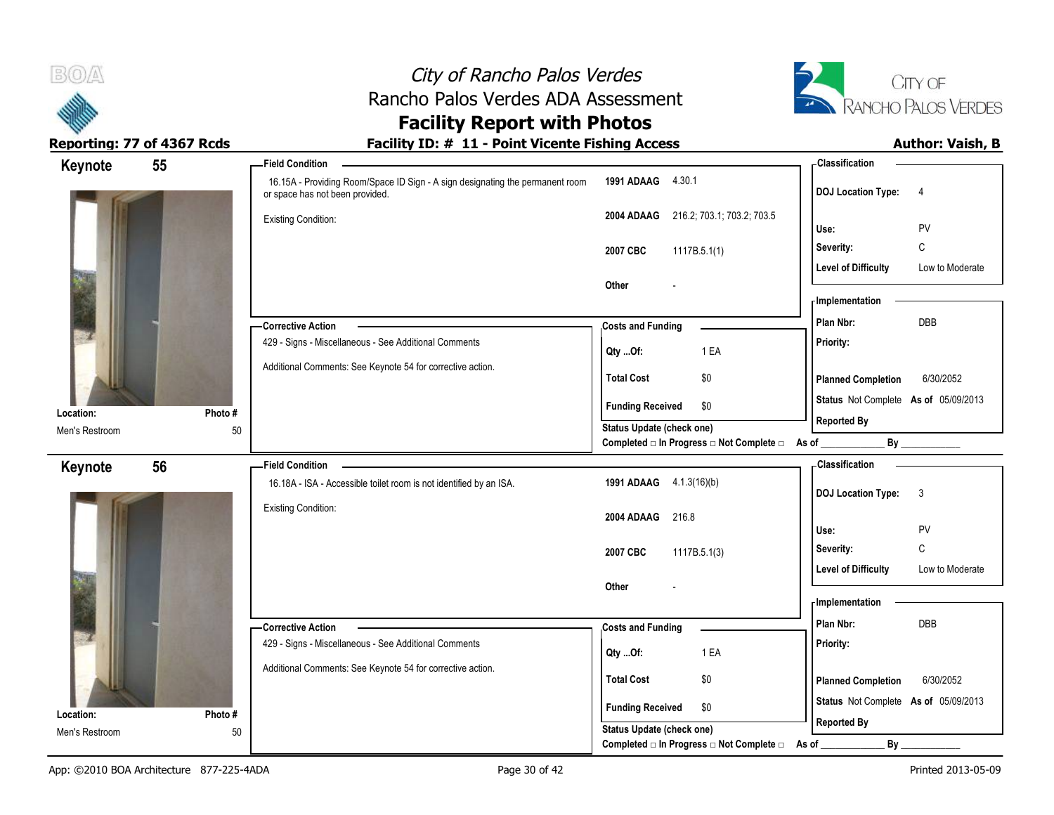# City of Rancho Palos Verdes
## Rancho Palos Verdes ADA Assessment
## Facility Report with Photos

**Reporting: 77 of 4367 Rcds** | **Facility ID: # 11 - Point Vicente Fishing Access** | **Author: Vaish, B**

---

## Keynote 55

**Location:** Men's Restroom
**Photo #** 50

**Field Condition**

16.15A - Providing Room/Space ID Sign - A sign designating the permanent room or space has not been provided.

Existing Condition:

| | |
|---|---|
| **1991 ADAAG** | 4.30.1 |
| **2004 ADAAG** | 216.2; 703.1; 703.2; 703.5 |
| **2007 CBC** | 1117B.5.1(1) |
| **Other** | - |

**Corrective Action**

429 - Signs - Miscellaneous - See Additional Comments

Additional Comments: See Keynote 54 for corrective action.

**Costs and Funding**

| | |
|---|---|
| **Qty ...Of:** | 1 EA |
| **Total Cost** | $0 |
| **Funding Received** | $0 |

**Status Update (check one)**
Completed □ In Progress □ Not Complete □ As of ____________ By ____________

**Classification**

| | |
|---|---|
| **DOJ Location Type:** | 4 |
| **Use:** | PV |
| **Severity:** | C |
| **Level of Difficulty** | Low to Moderate |

**Implementation**

| | |
|---|---|
| **Plan Nbr:** | DBB |
| **Priority:** | |
| **Planned Completion** | 6/30/2052 |
| **Status** | Not Complete **As of** 05/09/2013 |
| **Reported By** | |

---

## Keynote 56

**Location:** Men's Restroom
**Photo #** 50

**Field Condition**

16.18A - ISA - Accessible toilet room is not identified by an ISA.

Existing Condition:

| | |
|---|---|
| **1991 ADAAG** | 4.1.3(16)(b) |
| **2004 ADAAG** | 216.8 |
| **2007 CBC** | 1117B.5.1(3) |
| **Other** | - |

**Corrective Action**

429 - Signs - Miscellaneous - See Additional Comments

Additional Comments: See Keynote 54 for corrective action.

**Costs and Funding**

| | |
|---|---|
| **Qty ...Of:** | 1 EA |
| **Total Cost** | $0 |
| **Funding Received** | $0 |

**Status Update (check one)**
Completed □ In Progress □ Not Complete □ As of ____________ By ____________

**Classification**

| | |
|---|---|
| **DOJ Location Type:** | 3 |
| **Use:** | PV |
| **Severity:** | C |
| **Level of Difficulty** | Low to Moderate |

**Implementation**

| | |
|---|---|
| **Plan Nbr:** | DBB |
| **Priority:** | |
| **Planned Completion** | 6/30/2052 |
| **Status** | Not Complete **As of** 05/09/2013 |
| **Reported By** | |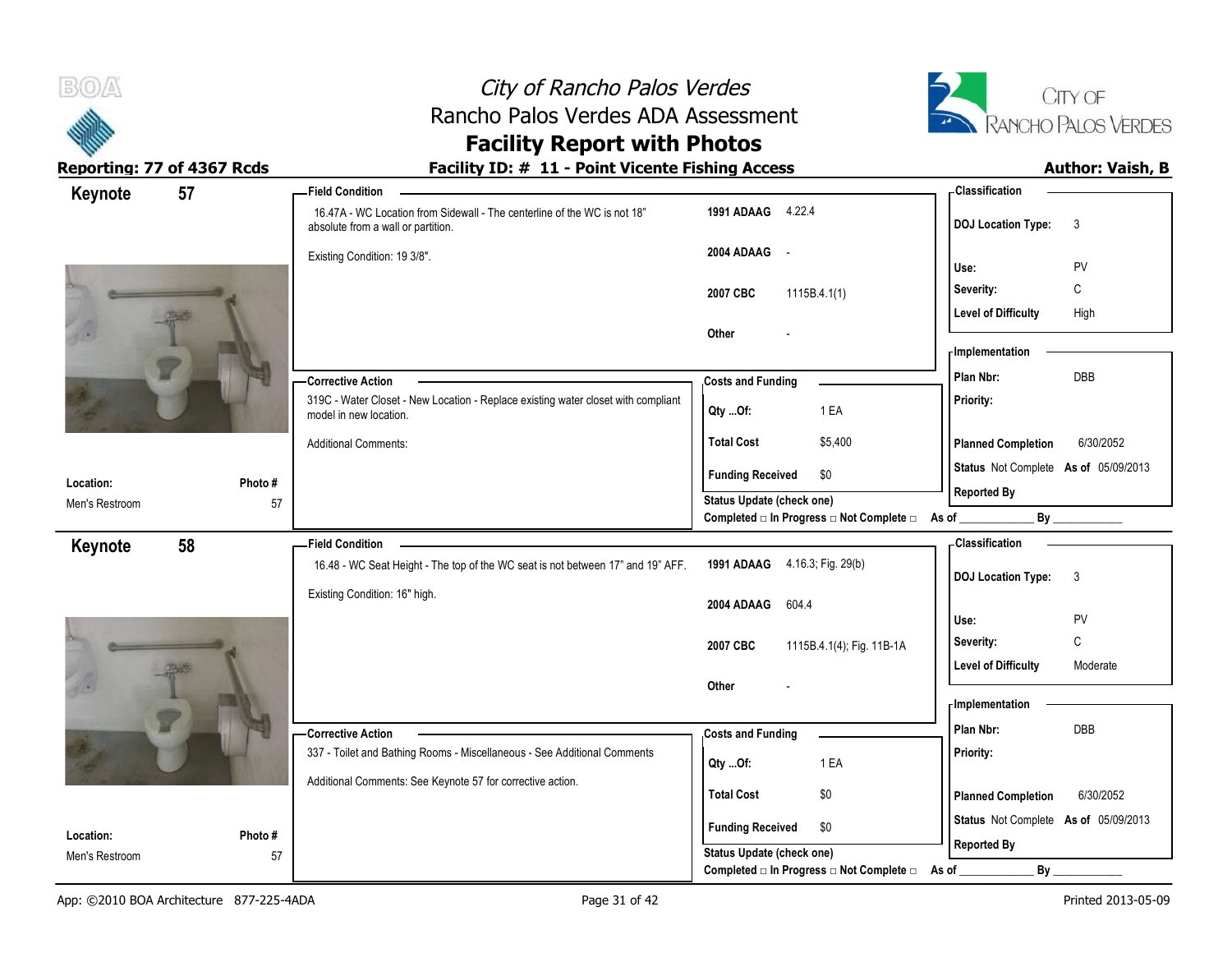# City of Rancho Palos Verdes
## Rancho Palos Verdes ADA Assessment
## Facility Report with Photos

**Reporting: 77 of 4367 Rcds** | **Facility ID: # 11 - Point Vicente Fishing Access** | **Author: Vaish, B**

---

## Keynote 57

**Location:** Men's Restroom
**Photo #:** 57

**Field Condition**

16.47A - WC Location from Sidewall - The centerline of the WC is not 18" absolute from a wall or partition.

Existing Condition: 19 3/8".

| | |
|---|---|
| **1991 ADAAG** | 4.22.4 |
| **2004 ADAAG** | - |
| **2007 CBC** | 1115B.4.1(1) |
| **Other** | - |

**Corrective Action**

319C - Water Closet - New Location - Replace existing water closet with compliant model in new location.

Additional Comments:

**Costs and Funding**

| | |
|---|---|
| **Qty ...Of:** | 1 EA |
| **Total Cost** | $5,400 |
| **Funding Received** | $0 |

**Status Update (check one)**
Completed □ In Progress □ Not Complete □ As of ____________ By ____________

**Classification**

| | |
|---|---|
| **DOJ Location Type:** | 3 |
| **Use:** | PV |
| **Severity:** | C |
| **Level of Difficulty** | High |

**Implementation**

| | |
|---|---|
| **Plan Nbr:** | DBB |
| **Priority:** | |
| **Planned Completion** | 6/30/2052 |
| **Status** | Not Complete **As of** 05/09/2013 |
| **Reported By** | |

---

## Keynote 58

**Location:** Men's Restroom
**Photo #:** 57

**Field Condition**

16.48 - WC Seat Height - The top of the WC seat is not between 17" and 19" AFF.

Existing Condition: 16" high.

| | |
|---|---|
| **1991 ADAAG** | 4.16.3; Fig. 29(b) |
| **2004 ADAAG** | 604.4 |
| **2007 CBC** | 1115B.4.1(4); Fig. 11B-1A |
| **Other** | - |

**Corrective Action**

337 - Toilet and Bathing Rooms - Miscellaneous - See Additional Comments

Additional Comments: See Keynote 57 for corrective action.

**Costs and Funding**

| | |
|---|---|
| **Qty ...Of:** | 1 EA |
| **Total Cost** | $0 |
| **Funding Received** | $0 |

**Status Update (check one)**
Completed □ In Progress □ Not Complete □ As of ____________ By ____________

**Classification**

| | |
|---|---|
| **DOJ Location Type:** | 3 |
| **Use:** | PV |
| **Severity:** | C |
| **Level of Difficulty** | Moderate |

**Implementation**

| | |
|---|---|
| **Plan Nbr:** | DBB |
| **Priority:** | |
| **Planned Completion** | 6/30/2052 |
| **Status** | Not Complete **As of** 05/09/2013 |
| **Reported By** | |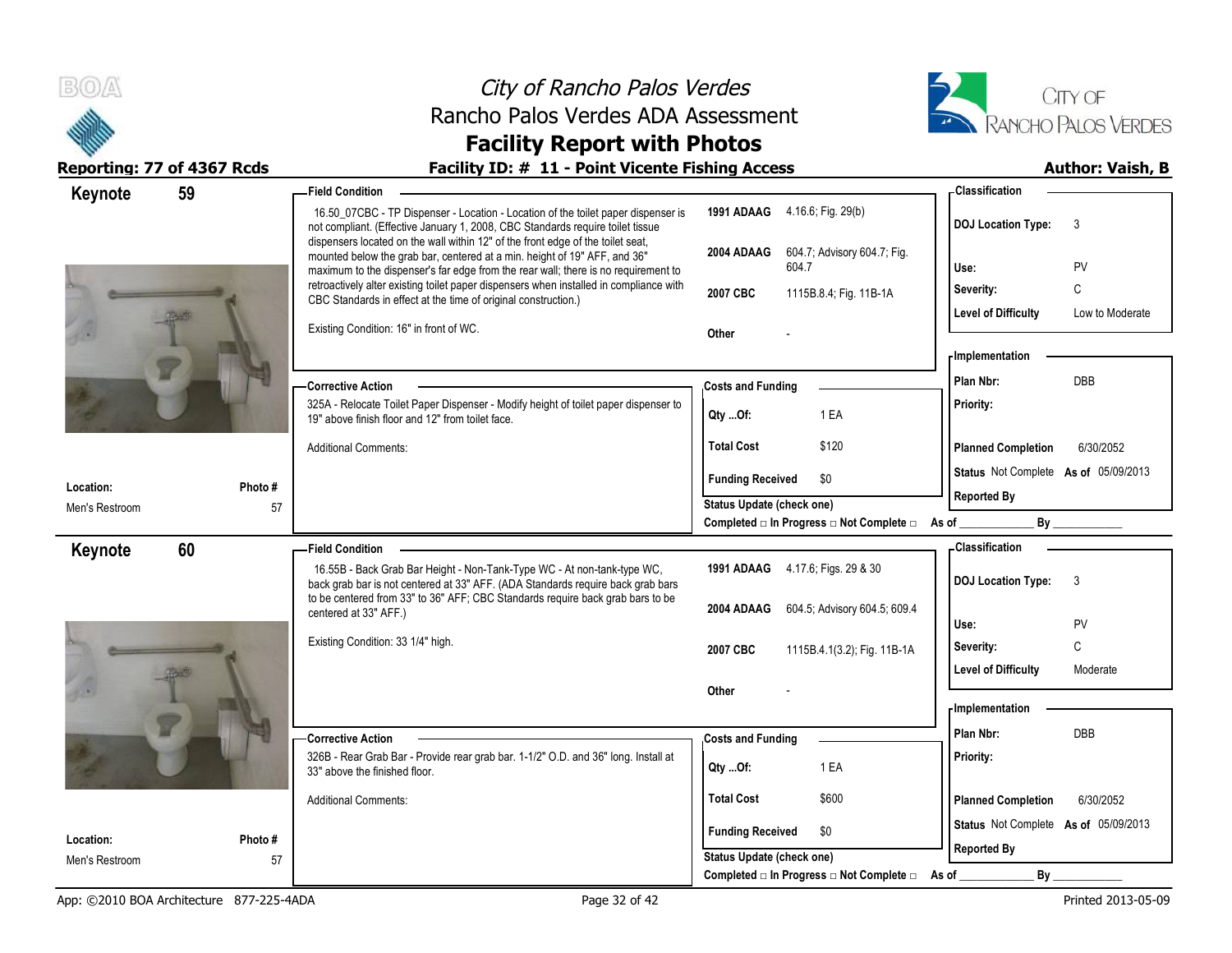# City of Rancho Palos Verdes
## Rancho Palos Verdes ADA Assessment
## Facility Report with Photos

**Reporting: 77 of 4367 Rcds** | **Facility ID: # 11 - Point Vicente Fishing Access** | **Author: Vaish, B**

---

## Keynote 59

**Location:** Men's Restroom
**Photo #** 57

### Field Condition

16.50_07CBC - TP Dispenser - Location - Location of the toilet paper dispenser is not compliant. (Effective January 1, 2008, CBC Standards require toilet tissue dispensers located on the wall within 12" of the front edge of the toilet seat, mounted below the grab bar, centered at a min. height of 19" AFF, and 36" maximum to the dispenser's far edge from the rear wall; there is no requirement to retroactively alter existing toilet paper dispensers when installed in compliance with CBC Standards in effect at the time of original construction.)

Existing Condition: 16" in front of WC.

| | |
|---|---|
| 1991 ADAAG | 4.16.6; Fig. 29(b) |
| 2004 ADAAG | 604.7; Advisory 604.7; Fig. 604.7 |
| 2007 CBC | 1115B.8.4; Fig. 11B-1A |
| Other | - |

### Classification

| | |
|---|---|
| DOJ Location Type: | 3 |
| Use: | PV |
| Severity: | C |
| Level of Difficulty | Low to Moderate |

### Corrective Action

325A - Relocate Toilet Paper Dispenser - Modify height of toilet paper dispenser to 19" above finish floor and 12" from toilet face.

Additional Comments:

### Costs and Funding

| | |
|---|---|
| Qty ...Of: | 1 EA |
| Total Cost | $120 |
| Funding Received | $0 |

Status Update (check one)
Completed □ In Progress □ Not Complete □ As of ____________ By ____________

### Implementation

| | |
|---|---|
| Plan Nbr: | DBB |
| Priority: | |
| Planned Completion | 6/30/2052 |
| Status | Not Complete As of 05/09/2013 |
| Reported By | |

---

## Keynote 60

**Location:** Men's Restroom
**Photo #** 57

### Field Condition

16.55B - Back Grab Bar Height - Non-Tank-Type WC - At non-tank-type WC, back grab bar is not centered at 33" AFF. (ADA Standards require back grab bars to be centered from 33" to 36" AFF; CBC Standards require back grab bars to be centered at 33" AFF.)

Existing Condition: 33 1/4" high.

| | |
|---|---|
| 1991 ADAAG | 4.17.6; Figs. 29 & 30 |
| 2004 ADAAG | 604.5; Advisory 604.5; 609.4 |
| 2007 CBC | 1115B.4.1(3.2); Fig. 11B-1A |
| Other | - |

### Classification

| | |
|---|---|
| DOJ Location Type: | 3 |
| Use: | PV |
| Severity: | C |
| Level of Difficulty | Moderate |

### Corrective Action

326B - Rear Grab Bar - Provide rear grab bar. 1-1/2" O.D. and 36" long. Install at 33" above the finished floor.

Additional Comments:

### Costs and Funding

| | |
|---|---|
| Qty ...Of: | 1 EA |
| Total Cost | $600 |
| Funding Received | $0 |

Status Update (check one)
Completed □ In Progress □ Not Complete □ As of ____________ By ____________

### Implementation

| | |
|---|---|
| Plan Nbr: | DBB |
| Priority: | |
| Planned Completion | 6/30/2052 |
| Status | Not Complete As of 05/09/2013 |
| Reported By | |

App: ©2010 BOA Architecture 877-225-4ADA | Printed 2013-05-09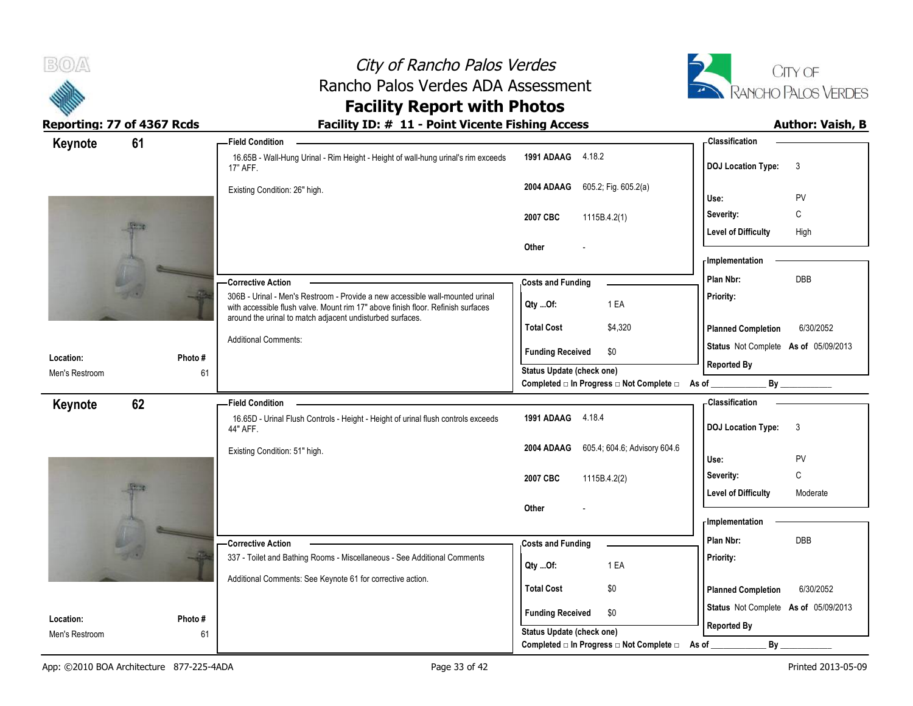## Keynote 61

**Field Condition**

16.65B - Wall-Hung Urinal - Rim Height - Height of wall-hung urinal's rim exceeds 17" AFF.

Existing Condition: 26" high.

| | |
|---|---|
| **1991 ADAAG** | 4.18.2 |
| **2004 ADAAG** | 605.2; Fig. 605.2(a) |
| **2007 CBC** | 1115B.4.2(1) |
| **Other** | - |

**Classification**

| | |
|---|---|
| **DOJ Location Type:** | 3 |
| **Use:** | PV |
| **Severity:** | C |
| **Level of Difficulty** | High |

**Corrective Action**

306B - Urinal - Men's Restroom - Provide a new accessible wall-mounted urinal with accessible flush valve. Mount rim 17" above finish floor. Refinish surfaces around the urinal to match adjacent undisturbed surfaces.

Additional Comments:

**Costs and Funding**

| | |
|---|---|
| **Qty ...Of:** | 1 EA |
| **Total Cost** | $4,320 |
| **Funding Received** | $0 |

**Status Update (check one)**

Completed □ In Progress □ Not Complete □ As of ____________ By ____________

**Implementation**

| | |
|---|---|
| **Plan Nbr:** | DBB |
| **Priority:** | |
| **Planned Completion** | 6/30/2052 |
| **Status** | Not Complete **As of** 05/09/2013 |
| **Reported By** | |

**Location:** Men's Restroom

**Photo #** 61

## Keynote 62

**Field Condition**

16.65D - Urinal Flush Controls - Height - Height of urinal flush controls exceeds 44" AFF.

Existing Condition: 51" high.

| | |
|---|---|
| **1991 ADAAG** | 4.18.4 |
| **2004 ADAAG** | 605.4; 604.6; Advisory 604.6 |
| **2007 CBC** | 1115B.4.2(2) |
| **Other** | - |

**Classification**

| | |
|---|---|
| **DOJ Location Type:** | 3 |
| **Use:** | PV |
| **Severity:** | C |
| **Level of Difficulty** | Moderate |

**Corrective Action**

337 - Toilet and Bathing Rooms - Miscellaneous - See Additional Comments

Additional Comments: See Keynote 61 for corrective action.

**Costs and Funding**

| | |
|---|---|
| **Qty ...Of:** | 1 EA |
| **Total Cost** | $0 |
| **Funding Received** | $0 |

**Status Update (check one)**

Completed □ In Progress □ Not Complete □ As of ____________ By ____________

**Implementation**

| | |
|---|---|
| **Plan Nbr:** | DBB |
| **Priority:** | |
| **Planned Completion** | 6/30/2052 |
| **Status** | Not Complete **As of** 05/09/2013 |
| **Reported By** | |

**Location:** Men's Restroom

**Photo #** 61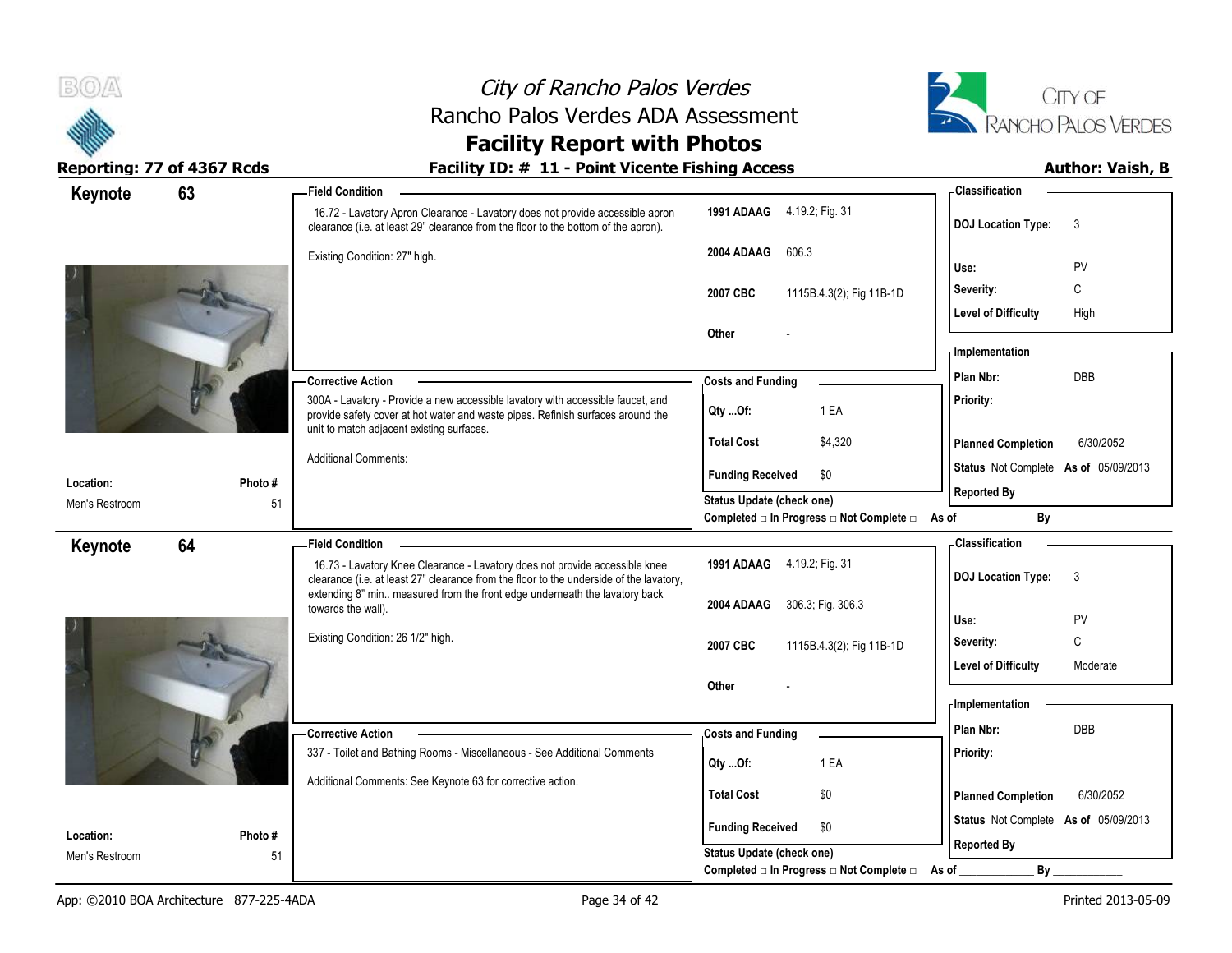# City of Rancho Palos Verdes
## Rancho Palos Verdes ADA Assessment
## Facility Report with Photos

**Reporting: 77 of 4367 Rcds** | **Facility ID: # 11 - Point Vicente Fishing Access** | **Author: Vaish, B**

---

## Keynote 63

**Location:** Men's Restroom
**Photo #:** 51

**Field Condition**

16.72 - Lavatory Apron Clearance - Lavatory does not provide accessible apron clearance (i.e. at least 29" clearance from the floor to the bottom of the apron).

Existing Condition: 27" high.

| Code | Reference |
|---|---|
| 1991 ADAAG | 4.19.2; Fig. 31 |
| 2004 ADAAG | 606.3 |
| 2007 CBC | 1115B.4.3(2); Fig 11B-1D |
| Other | - |

**Corrective Action**

300A - Lavatory - Provide a new accessible lavatory with accessible faucet, and provide safety cover at hot water and waste pipes. Refinish surfaces around the unit to match adjacent existing surfaces.

Additional Comments:

**Costs and Funding**

| | |
|---|---|
| Qty ...Of: | 1 EA |
| Total Cost | $4,320 |
| Funding Received | $0 |

Status Update (check one)
Completed □ In Progress □ Not Complete □ As of ____________ By ____________

**Classification**

| | |
|---|---|
| DOJ Location Type: | 3 |
| Use: | PV |
| Severity: | C |
| Level of Difficulty | High |

**Implementation**

| | |
|---|---|
| Plan Nbr: | DBB |
| Priority: | |
| Planned Completion | 6/30/2052 |
| Status | Not Complete As of 05/09/2013 |
| Reported By | |

---

## Keynote 64

**Location:** Men's Restroom
**Photo #:** 51

**Field Condition**

16.73 - Lavatory Knee Clearance - Lavatory does not provide accessible knee clearance (i.e. at least 27" clearance from the floor to the underside of the lavatory, extending 8" min.. measured from the front edge underneath the lavatory back towards the wall).

Existing Condition: 26 1/2" high.

| Code | Reference |
|---|---|
| 1991 ADAAG | 4.19.2; Fig. 31 |
| 2004 ADAAG | 306.3; Fig. 306.3 |
| 2007 CBC | 1115B.4.3(2); Fig 11B-1D |
| Other | - |

**Corrective Action**

337 - Toilet and Bathing Rooms - Miscellaneous - See Additional Comments

Additional Comments: See Keynote 63 for corrective action.

**Costs and Funding**

| | |
|---|---|
| Qty ...Of: | 1 EA |
| Total Cost | $0 |
| Funding Received | $0 |

Status Update (check one)
Completed □ In Progress □ Not Complete □ As of ____________ By ____________

**Classification**

| | |
|---|---|
| DOJ Location Type: | 3 |
| Use: | PV |
| Severity: | C |
| Level of Difficulty | Moderate |

**Implementation**

| | |
|---|---|
| Plan Nbr: | DBB |
| Priority: | |
| Planned Completion | 6/30/2052 |
| Status | Not Complete As of 05/09/2013 |
| Reported By | |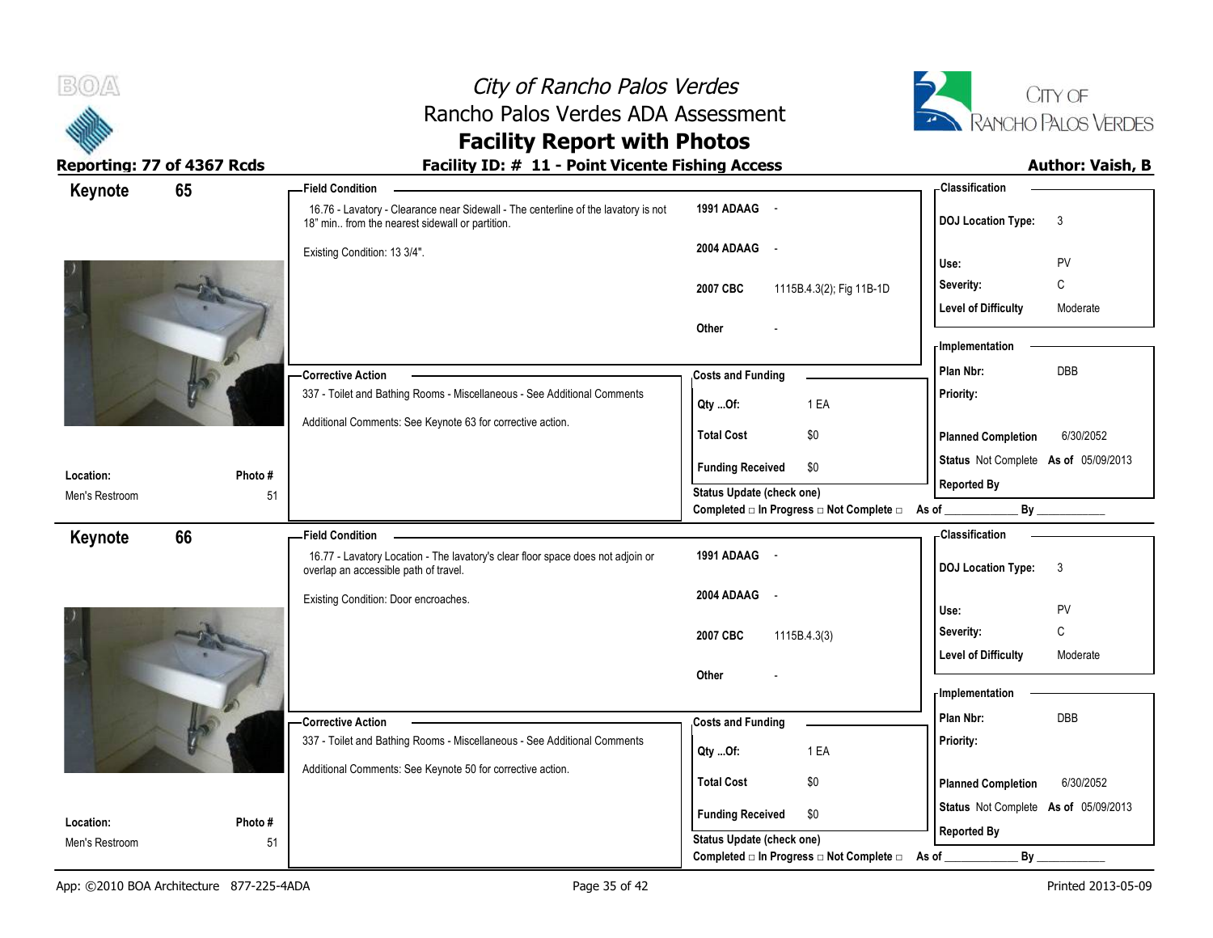# City of Rancho Palos Verdes
## Rancho Palos Verdes ADA Assessment
## Facility Report with Photos

**Reporting: 77 of 4367 Rcds**

**Facility ID: # 11 - Point Vicente Fishing Access**

**Author: Vaish, B**

---

## Keynote 65

**Field Condition**

16.76 - Lavatory - Clearance near Sidewall - The centerline of the lavatory is not 18" min.. from the nearest sidewall or partition.

Existing Condition: 13 3/4".

| | |
|---|---|
| **1991 ADAAG** | - |
| **2004 ADAAG** | - |
| **2007 CBC** | 1115B.4.3(2); Fig 11B-1D |
| **Other** | - |

**Corrective Action**

337 - Toilet and Bathing Rooms - Miscellaneous - See Additional Comments

Additional Comments: See Keynote 63 for corrective action.

**Costs and Funding**

| | |
|---|---|
| **Qty ...Of:** | 1 EA |
| **Total Cost** | $0 |
| **Funding Received** | $0 |

Status Update (check one)
Completed □ In Progress □ Not Complete □ As of ____________ By ____________

**Classification**

| | |
|---|---|
| **DOJ Location Type:** | 3 |
| **Use:** | PV |
| **Severity:** | C |
| **Level of Difficulty** | Moderate |

**Implementation**

| | |
|---|---|
| **Plan Nbr:** | DBB |
| **Priority:** | |
| **Planned Completion** | 6/30/2052 |
| **Status** | Not Complete **As of** 05/09/2013 |
| **Reported By** | |

| Location: | Photo # |
|---|---|
| Men's Restroom | 51 |

---

## Keynote 66

**Field Condition**

16.77 - Lavatory Location - The lavatory's clear floor space does not adjoin or overlap an accessible path of travel.

Existing Condition: Door encroaches.

| | |
|---|---|
| **1991 ADAAG** | - |
| **2004 ADAAG** | - |
| **2007 CBC** | 1115B.4.3(3) |
| **Other** | - |

**Corrective Action**

337 - Toilet and Bathing Rooms - Miscellaneous - See Additional Comments

Additional Comments: See Keynote 50 for corrective action.

**Costs and Funding**

| | |
|---|---|
| **Qty ...Of:** | 1 EA |
| **Total Cost** | $0 |
| **Funding Received** | $0 |

Status Update (check one)
Completed □ In Progress □ Not Complete □ As of ____________ By ____________

**Classification**

| | |
|---|---|
| **DOJ Location Type:** | 3 |
| **Use:** | PV |
| **Severity:** | C |
| **Level of Difficulty** | Moderate |

**Implementation**

| | |
|---|---|
| **Plan Nbr:** | DBB |
| **Priority:** | |
| **Planned Completion** | 6/30/2052 |
| **Status** | Not Complete **As of** 05/09/2013 |
| **Reported By** | |

| Location: | Photo # |
|---|---|
| Men's Restroom | 51 |

---

App: ©2010 BOA Architecture 877-225-4ADA — Printed 2013-05-09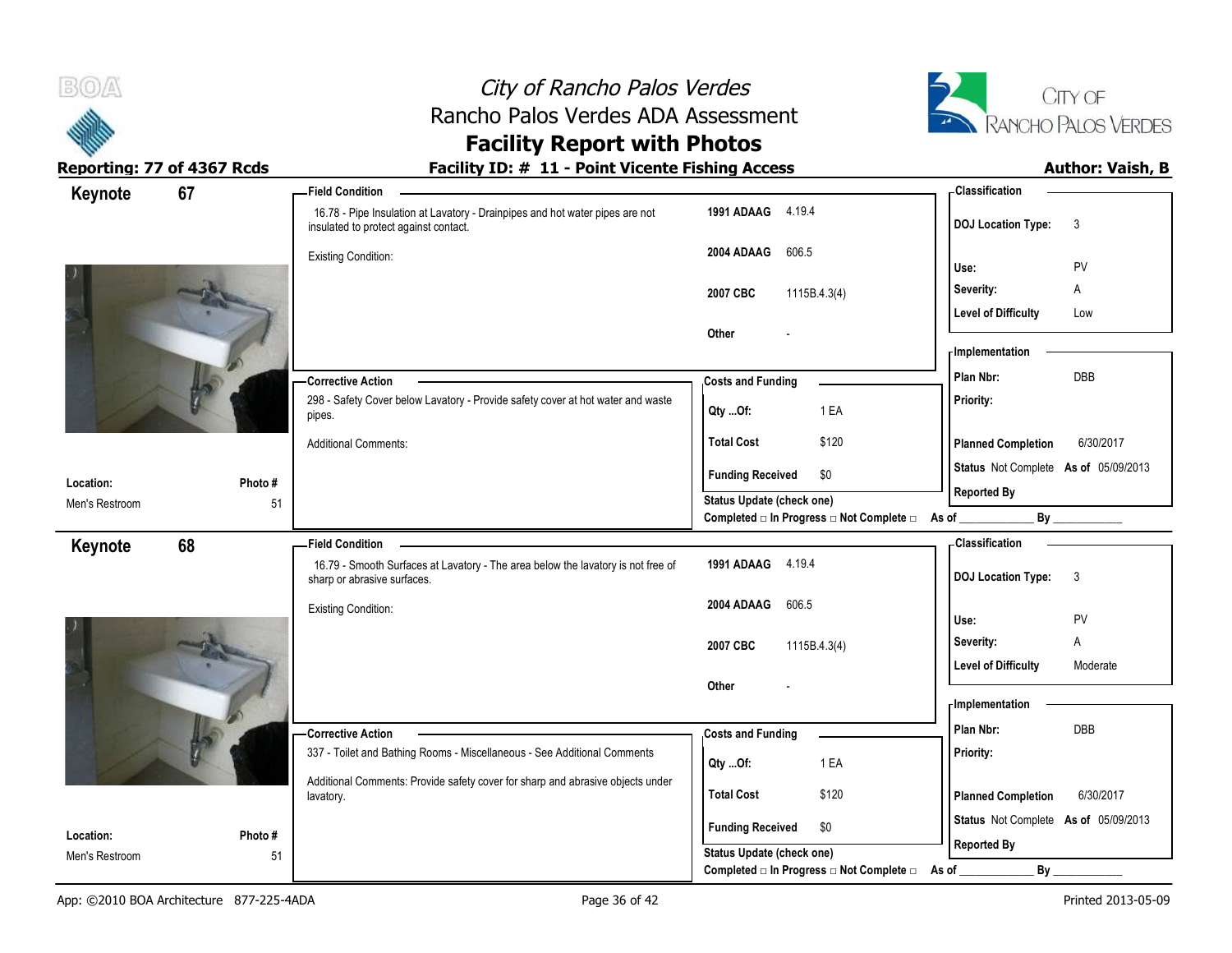# City of Rancho Palos Verdes
## Rancho Palos Verdes ADA Assessment
## Facility Report with Photos

**Reporting: 77 of 4367 Rcds**

**Facility ID: # 11 - Point Vicente Fishing Access**

**Author: Vaish, B**

---

### Keynote 67

**Location:** Men's Restroom

**Photo #** 51

**Field Condition**

16.78 - Pipe Insulation at Lavatory - Drainpipes and hot water pipes are not insulated to protect against contact.

Existing Condition:

| | |
|---|---|
| 1991 ADAAG | 4.19.4 |
| 2004 ADAAG | 606.5 |
| 2007 CBC | 1115B.4.3(4) |
| Other | - |

**Corrective Action**

298 - Safety Cover below Lavatory - Provide safety cover at hot water and waste pipes.

Additional Comments:

**Costs and Funding**

| | |
|---|---|
| Qty ...Of: | 1 EA |
| Total Cost | $120 |
| Funding Received | $0 |

Status Update (check one)

Completed □ In Progress □ Not Complete □ As of ____________ By ____________

**Classification**

| | |
|---|---|
| DOJ Location Type: | 3 |
| Use: | PV |
| Severity: | A |
| Level of Difficulty | Low |

**Implementation**

| | |
|---|---|
| Plan Nbr: | DBB |
| Priority: | |
| Planned Completion | 6/30/2017 |
| Status | Not Complete As of 05/09/2013 |
| Reported By | |

---

### Keynote 68

**Location:** Men's Restroom

**Photo #** 51

**Field Condition**

16.79 - Smooth Surfaces at Lavatory - The area below the lavatory is not free of sharp or abrasive surfaces.

Existing Condition:

| | |
|---|---|
| 1991 ADAAG | 4.19.4 |
| 2004 ADAAG | 606.5 |
| 2007 CBC | 1115B.4.3(4) |
| Other | - |

**Corrective Action**

337 - Toilet and Bathing Rooms - Miscellaneous - See Additional Comments

Additional Comments: Provide safety cover for sharp and abrasive objects under lavatory.

**Costs and Funding**

| | |
|---|---|
| Qty ...Of: | 1 EA |
| Total Cost | $120 |
| Funding Received | $0 |

Status Update (check one)

Completed □ In Progress □ Not Complete □ As of ____________ By ____________

**Classification**

| | |
|---|---|
| DOJ Location Type: | 3 |
| Use: | PV |
| Severity: | A |
| Level of Difficulty | Moderate |

**Implementation**

| | |
|---|---|
| Plan Nbr: | DBB |
| Priority: | |
| Planned Completion | 6/30/2017 |
| Status | Not Complete As of 05/09/2013 |
| Reported By | |

App: ©2010 BOA Architecture 877-225-4ADA

Printed 2013-05-09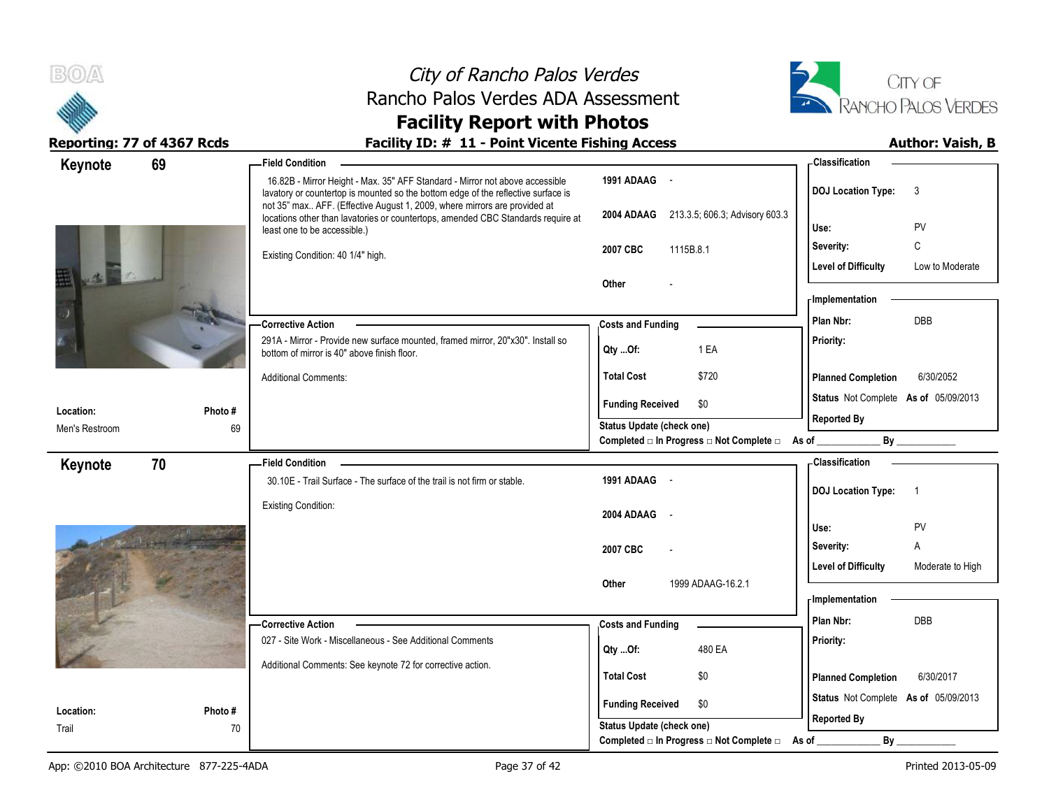# City of Rancho Palos Verdes
## Rancho Palos Verdes ADA Assessment
## Facility Report with Photos

**Reporting: 77 of 4367 Rcds** | **Facility ID: # 11 - Point Vicente Fishing Access** | **Author: Vaish, B**

---

### Keynote 69

**Location:** Men's Restroom
**Photo #** 69

**Field Condition**

16.82B - Mirror Height - Max. 35" AFF Standard - Mirror not above accessible lavatory or countertop is mounted so the bottom edge of the reflective surface is not 35" max.. AFF. (Effective August 1, 2009, where mirrors are provided at locations other than lavatories or countertops, amended CBC Standards require at least one to be accessible.)

Existing Condition: 40 1/4" high.

| | |
|---|---|
| 1991 ADAAG | - |
| 2004 ADAAG | 213.3.5; 606.3; Advisory 603.3 |
| 2007 CBC | 1115B.8.1 |
| Other | - |

**Corrective Action**

291A - Mirror - Provide new surface mounted, framed mirror, 20"x30". Install so bottom of mirror is 40" above finish floor.

Additional Comments:

**Costs and Funding**

| | |
|---|---|
| Qty ...Of: | 1 EA |
| Total Cost | $720 |
| Funding Received | $0 |

Status Update (check one)
Completed □ In Progress □ Not Complete □ As of ____________ By ____________

**Classification**

| | |
|---|---|
| DOJ Location Type: | 3 |
| Use: | PV |
| Severity: | C |
| Level of Difficulty | Low to Moderate |

**Implementation**

| | |
|---|---|
| Plan Nbr: | DBB |
| Priority: | |
| Planned Completion | 6/30/2052 |
| Status | Not Complete As of 05/09/2013 |
| Reported By | |

---

### Keynote 70

**Location:** Trail
**Photo #** 70

**Field Condition**

30.10E - Trail Surface - The surface of the trail is not firm or stable.

Existing Condition:

| | |
|---|---|
| 1991 ADAAG | - |
| 2004 ADAAG | - |
| 2007 CBC | - |
| Other | 1999 ADAAG-16.2.1 |

**Corrective Action**

027 - Site Work - Miscellaneous - See Additional Comments

Additional Comments: See keynote 72 for corrective action.

**Costs and Funding**

| | |
|---|---|
| Qty ...Of: | 480 EA |
| Total Cost | $0 |
| Funding Received | $0 |

Status Update (check one)
Completed □ In Progress □ Not Complete □ As of ____________ By ____________

**Classification**

| | |
|---|---|
| DOJ Location Type: | 1 |
| Use: | PV |
| Severity: | A |
| Level of Difficulty | Moderate to High |

**Implementation**

| | |
|---|---|
| Plan Nbr: | DBB |
| Priority: | |
| Planned Completion | 6/30/2017 |
| Status | Not Complete As of 05/09/2013 |
| Reported By | |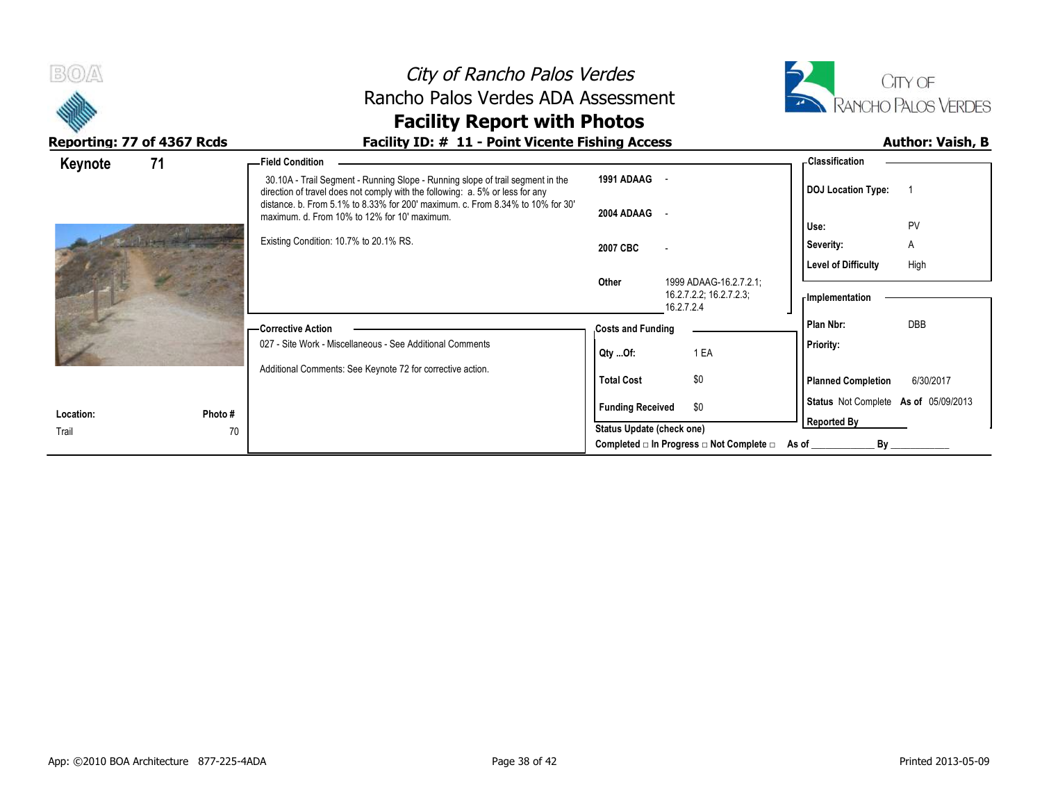# City of Rancho Palos Verdes
## Rancho Palos Verdes ADA Assessment
## Facility Report with Photos

**Reporting: 77 of 4367 Rcds**

**Facility ID: # 11 - Point Vicente Fishing Access**

**Author: Vaish, B**

**Keynote 71**

**Location:** Trail

**Photo #** 70

**Field Condition**

30.10A - Trail Segment - Running Slope - Running slope of trail segment in the direction of travel does not comply with the following: a. 5% or less for any distance. b. From 5.1% to 8.33% for 200' maximum. c. From 8.34% to 10% for 30' maximum. d. From 10% to 12% for 10' maximum.

Existing Condition: 10.7% to 20.1% RS.

| | |
|---|---|
| **1991 ADAAG** | - |
| **2004 ADAAG** | - |
| **2007 CBC** | - |
| **Other** | 1999 ADAAG-16.2.7.2.1; 16.2.7.2.2; 16.2.7.2.3; 16.2.7.2.4 |

**Classification**

| | |
|---|---|
| **DOJ Location Type:** | 1 |
| **Use:** | PV |
| **Severity:** | A |
| **Level of Difficulty** | High |

**Corrective Action**

027 - Site Work - Miscellaneous - See Additional Comments

Additional Comments: See Keynote 72 for corrective action.

**Costs and Funding**

| | |
|---|---|
| **Qty ...Of:** | 1 EA |
| **Total Cost** | $0 |
| **Funding Received** | $0 |

**Implementation**

| | |
|---|---|
| **Plan Nbr:** | DBB |
| **Priority:** | |
| **Planned Completion** | 6/30/2017 |
| **Status** | Not Complete **As of** 05/09/2013 |
| **Reported By** | |

**Status Update (check one)**

Completed □ In Progress □ Not Complete □ As of ____________ By ____________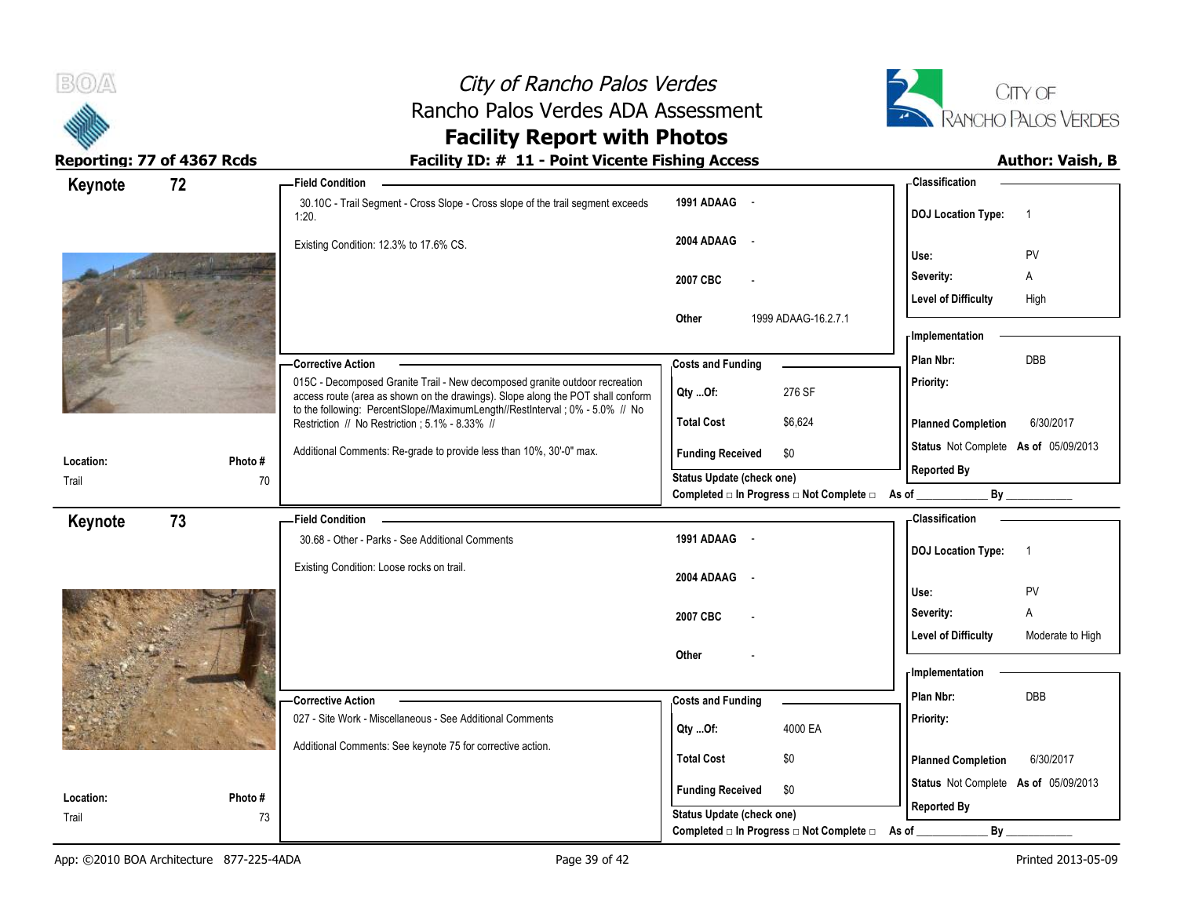# City of Rancho Palos Verdes
## Rancho Palos Verdes ADA Assessment
## Facility Report with Photos

**Reporting: 77 of 4367 Rcds**

**Facility ID: # 11 - Point Vicente Fishing Access**

**Author: Vaish, B**

---

## Keynote 72

**Location:** Trail

**Photo #** 70

**Field Condition**

30.10C - Trail Segment - Cross Slope - Cross slope of the trail segment exceeds 1:20.

Existing Condition: 12.3% to 17.6% CS.

| | |
|---|---|
| 1991 ADAAG | - |
| 2004 ADAAG | - |
| 2007 CBC | - |
| Other | 1999 ADAAG-16.2.7.1 |

**Classification**

| | |
|---|---|
| DOJ Location Type: | 1 |
| Use: | PV |
| Severity: | A |
| Level of Difficulty | High |

**Corrective Action**

015C - Decomposed Granite Trail - New decomposed granite outdoor recreation access route (area as shown on the drawings). Slope along the POT shall conform to the following: PercentSlope//MaximumLength//RestInterval ; 0% - 5.0% // No Restriction // No Restriction ; 5.1% - 8.33% //

Additional Comments: Re-grade to provide less than 10%, 30'-0" max.

**Costs and Funding**

| | |
|---|---|
| Qty ...Of: | 276 SF |
| Total Cost | $6,624 |
| Funding Received | $0 |

Status Update (check one)

Completed □ In Progress □ Not Complete □ As of ____________ By ____________

**Implementation**

| | |
|---|---|
| Plan Nbr: | DBB |
| Priority: | |
| Planned Completion | 6/30/2017 |
| Status | Not Complete As of 05/09/2013 |
| Reported By | |

---

## Keynote 73

**Location:** Trail

**Photo #** 73

**Field Condition**

30.68 - Other - Parks - See Additional Comments

Existing Condition: Loose rocks on trail.

| | |
|---|---|
| 1991 ADAAG | - |
| 2004 ADAAG | - |
| 2007 CBC | - |
| Other | - |

**Classification**

| | |
|---|---|
| DOJ Location Type: | 1 |
| Use: | PV |
| Severity: | A |
| Level of Difficulty | Moderate to High |

**Corrective Action**

027 - Site Work - Miscellaneous - See Additional Comments

Additional Comments: See keynote 75 for corrective action.

**Costs and Funding**

| | |
|---|---|
| Qty ...Of: | 4000 EA |
| Total Cost | $0 |
| Funding Received | $0 |

Status Update (check one)

Completed □ In Progress □ Not Complete □ As of ____________ By ____________

**Implementation**

| | |
|---|---|
| Plan Nbr: | DBB |
| Priority: | |
| Planned Completion | 6/30/2017 |
| Status | Not Complete As of 05/09/2013 |
| Reported By | |

---

App: ©2010 BOA Architecture 877-225-4ADA

Printed 2013-05-09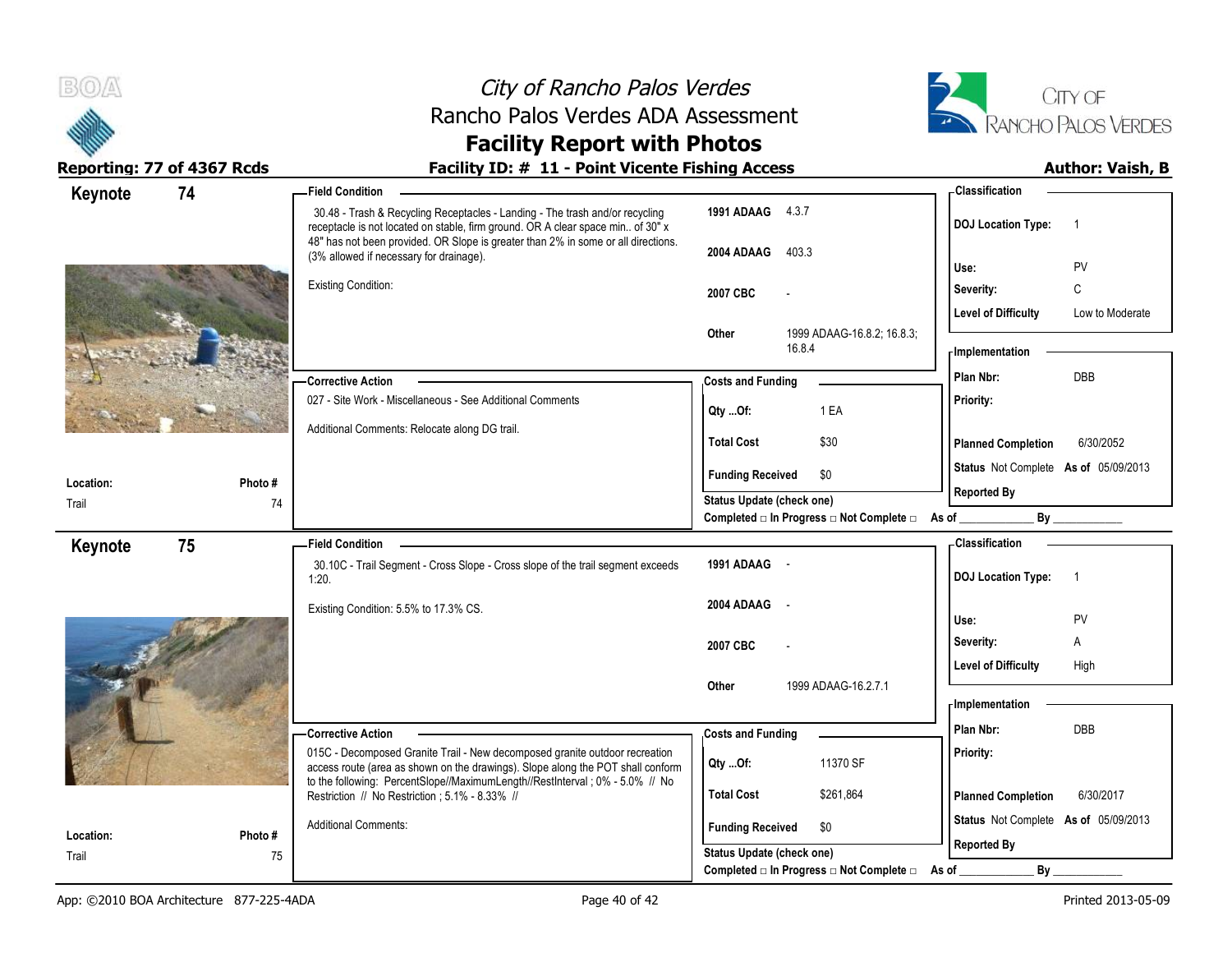# City of Rancho Palos Verdes
## Rancho Palos Verdes ADA Assessment
## Facility Report with Photos

**Reporting: 77 of 4367 Rcds** | **Facility ID: # 11 - Point Vicente Fishing Access** | **Author: Vaish, B**

---

## Keynote 74

**Location:** Trail
**Photo #** 74

**Field Condition**

30.48 - Trash & Recycling Receptacles - Landing - The trash and/or recycling receptacle is not located on stable, firm ground. OR A clear space min.. of 30" x 48" has not been provided. OR Slope is greater than 2% in some or all directions. (3% allowed if necessary for drainage).

Existing Condition:

| | |
|---|---|
| 1991 ADAAG | 4.3.7 |
| 2004 ADAAG | 403.3 |
| 2007 CBC | - |
| Other | 1999 ADAAG-16.8.2; 16.8.3; 16.8.4 |

**Classification**

| | |
|---|---|
| DOJ Location Type: | 1 |
| Use: | PV |
| Severity: | C |
| Level of Difficulty | Low to Moderate |

**Corrective Action**

027 - Site Work - Miscellaneous - See Additional Comments

Additional Comments: Relocate along DG trail.

**Costs and Funding**

| | |
|---|---|
| Qty ...Of: | 1 EA |
| Total Cost | $30 |
| Funding Received | $0 |

Status Update (check one)
Completed □ In Progress □ Not Complete □ As of ____________ By ____________

**Implementation**

| | |
|---|---|
| Plan Nbr: | DBB |
| Priority: | |
| Planned Completion | 6/30/2052 |
| Status | Not Complete As of 05/09/2013 |
| Reported By | |

---

## Keynote 75

**Location:** Trail
**Photo #** 75

**Field Condition**

30.10C - Trail Segment - Cross Slope - Cross slope of the trail segment exceeds 1:20.

Existing Condition: 5.5% to 17.3% CS.

| | |
|---|---|
| 1991 ADAAG | - |
| 2004 ADAAG | - |
| 2007 CBC | - |
| Other | 1999 ADAAG-16.2.7.1 |

**Classification**

| | |
|---|---|
| DOJ Location Type: | 1 |
| Use: | PV |
| Severity: | A |
| Level of Difficulty | High |

**Corrective Action**

015C - Decomposed Granite Trail - New decomposed granite outdoor recreation access route (area as shown on the drawings). Slope along the POT shall conform to the following: PercentSlope//MaximumLength//RestInterval ; 0% - 5.0% // No Restriction // No Restriction ; 5.1% - 8.33% //

Additional Comments:

**Costs and Funding**

| | |
|---|---|
| Qty ...Of: | 11370 SF |
| Total Cost | $261,864 |
| Funding Received | $0 |

Status Update (check one)
Completed □ In Progress □ Not Complete □ As of ____________ By ____________

**Implementation**

| | |
|---|---|
| Plan Nbr: | DBB |
| Priority: | |
| Planned Completion | 6/30/2017 |
| Status | Not Complete As of 05/09/2013 |
| Reported By | |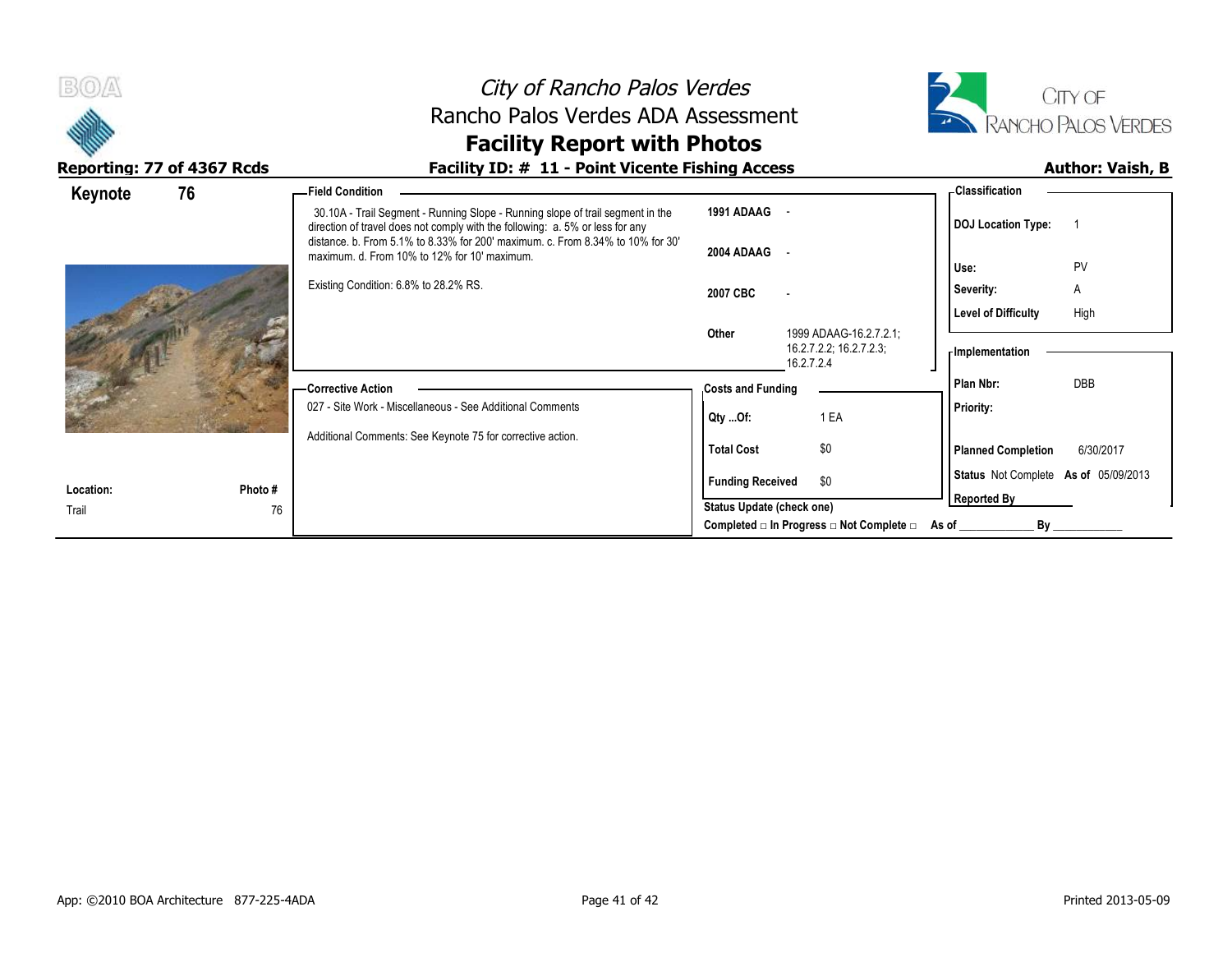# City of Rancho Palos Verdes
## Rancho Palos Verdes ADA Assessment
## Facility Report with Photos

**Reporting: 77 of 4367 Rcds**

**Facility ID: # 11 - Point Vicente Fishing Access**

**Author: Vaish, B**

**Keynote 76**

**Field Condition**

30.10A - Trail Segment - Running Slope - Running slope of trail segment in the direction of travel does not comply with the following: a. 5% or less for any distance. b. From 5.1% to 8.33% for 200' maximum. c. From 8.34% to 10% for 30' maximum. d. From 10% to 12% for 10' maximum.

Existing Condition: 6.8% to 28.2% RS.

| | |
|---|---|
| **1991 ADAAG** | - |
| **2004 ADAAG** | - |
| **2007 CBC** | - |
| **Other** | 1999 ADAAG-16.2.7.2.1; 16.2.7.2.2; 16.2.7.2.3; 16.2.7.2.4 |

**Classification**

| | |
|---|---|
| **DOJ Location Type:** | 1 |
| **Use:** | PV |
| **Severity:** | A |
| **Level of Difficulty** | High |

**Corrective Action**

027 - Site Work - Miscellaneous - See Additional Comments

Additional Comments: See Keynote 75 for corrective action.

**Costs and Funding**

| | |
|---|---|
| **Qty ...Of:** | 1 EA |
| **Total Cost** | $0 |
| **Funding Received** | $0 |

**Implementation**

| | |
|---|---|
| **Plan Nbr:** | DBB |
| **Priority:** | |
| **Planned Completion** | 6/30/2017 |
| **Status** | Not Complete **As of** 05/09/2013 |
| **Reported By** | |

**Location:** Trail

**Photo #** 76

**Status Update (check one)**

Completed □ In Progress □ Not Complete □ As of ____________ By ____________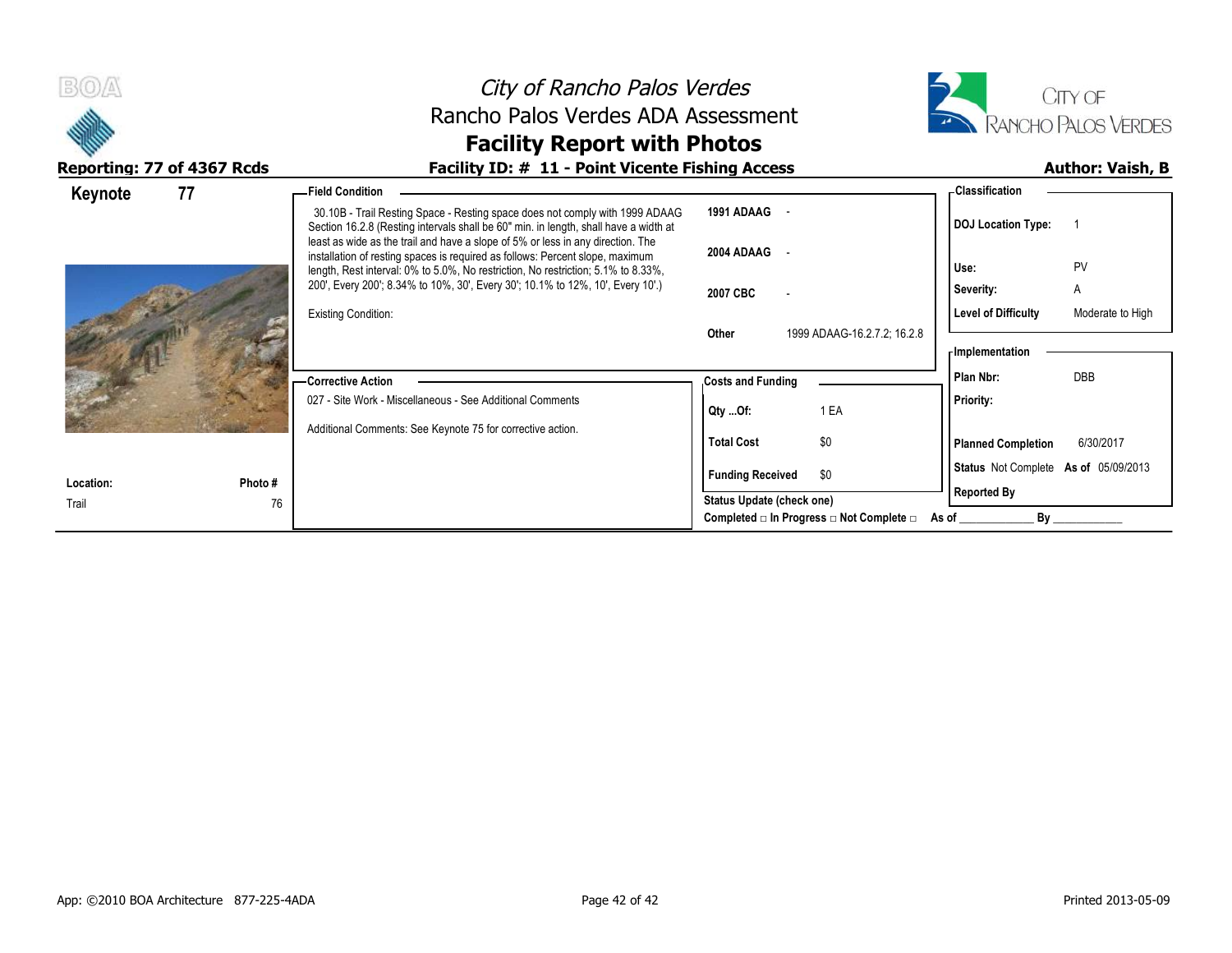# City of Rancho Palos Verdes
## Rancho Palos Verdes ADA Assessment
## Facility Report with Photos

**Reporting: 77 of 4367 Rcds**

**Facility ID: # 11 - Point Vicente Fishing Access**

**Author: Vaish, B**

**Keynote 77**

**Field Condition**

30.10B - Trail Resting Space - Resting space does not comply with 1999 ADAAG Section 16.2.8 (Resting intervals shall be 60" min. in length, shall have a width at least as wide as the trail and have a slope of 5% or less in any direction. The installation of resting spaces is required as follows: Percent slope, maximum length, Rest interval: 0% to 5.0%, No restriction, No restriction; 5.1% to 8.33%, 200', Every 200'; 8.34% to 10%, 30', Every 30'; 10.1% to 12%, 10', Every 10'.)

Existing Condition:

| | |
|---|---|
| 1991 ADAAG | - |
| 2004 ADAAG | - |
| 2007 CBC | - |
| Other | 1999 ADAAG-16.2.7.2; 16.2.8 |

**Classification**

| | |
|---|---|
| DOJ Location Type: | 1 |
| Use: | PV |
| Severity: | A |
| Level of Difficulty | Moderate to High |

**Corrective Action**

027 - Site Work - Miscellaneous - See Additional Comments

Additional Comments: See Keynote 75 for corrective action.

**Costs and Funding**

| | |
|---|---|
| Qty ...Of: | 1 EA |
| Total Cost | $0 |
| Funding Received | $0 |

Status Update (check one)

Completed □ In Progress □ Not Complete □ As of ____________ By ____________

**Implementation**

| | |
|---|---|
| Plan Nbr: | DBB |
| Priority: | |
| Planned Completion | 6/30/2017 |
| Status | Not Complete As of 05/09/2013 |
| Reported By | |

| Location: | Photo # |
|---|---|
| Trail | 76 |